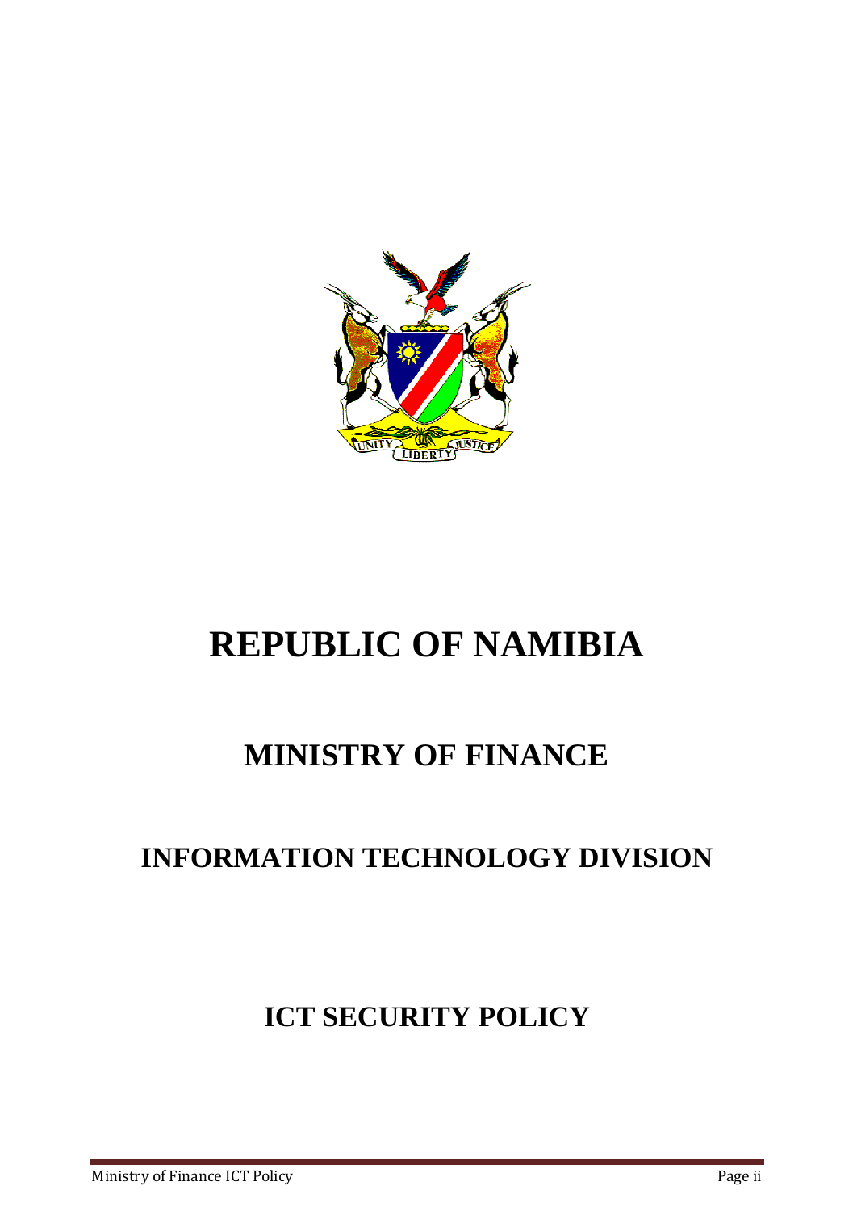# REPUBLIC OF NAMIBIA

## MINISTRY OF FINANCE

## INFORMATION TECHNOLOGY DIVISION

## ICT SECURITY POLICY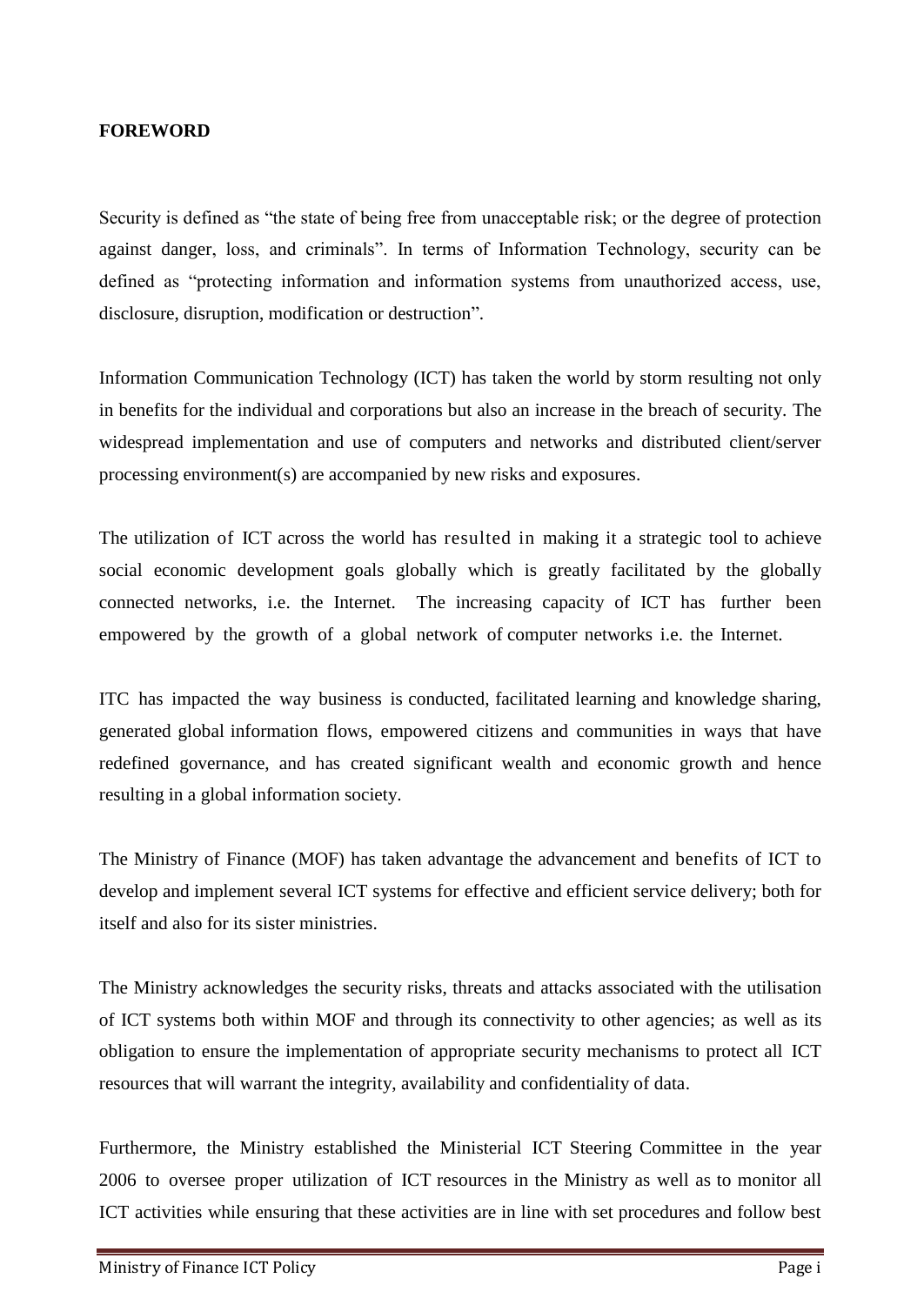**FOREWORD**

Security is defined as "the state of being free from unacceptable risk; or the degree of protection against danger, loss, and criminals". In terms of Information Technology, security can be defined as "protecting information and information systems from unauthorized access, use, disclosure, disruption, modification or destruction".

Information Communication Technology (ICT) has taken the world by storm resulting not only in benefits for the individual and corporations but also an increase in the breach of security. The widespread implementation and use of computers and networks and distributed client/server processing environment(s) are accompanied by new risks and exposures.

The utilization of ICT across the world has resulted in making it a strategic tool to achieve social economic development goals globally which is greatly facilitated by the globally connected networks, i.e. the Internet. The increasing capacity of ICT has further been empowered by the growth of a global network of computer networks i.e. the Internet.

ITC has impacted the way business is conducted, facilitated learning and knowledge sharing, generated global information flows, empowered citizens and communities in ways that have redefined governance, and has created significant wealth and economic growth and hence resulting in a global information society.

The Ministry of Finance (MOF) has taken advantage the advancement and benefits of ICT to develop and implement several ICT systems for effective and efficient service delivery; both for itself and also for its sister ministries.

The Ministry acknowledges the security risks, threats and attacks associated with the utilisation of ICT systems both within MOF and through its connectivity to other agencies; as well as its obligation to ensure the implementation of appropriate security mechanisms to protect all ICT resources that will warrant the integrity, availability and confidentiality of data.

Furthermore, the Ministry established the Ministerial ICT Steering Committee in the year 2006 to oversee proper utilization of ICT resources in the Ministry as well as to monitor all ICT activities while ensuring that these activities are in line with set procedures and follow best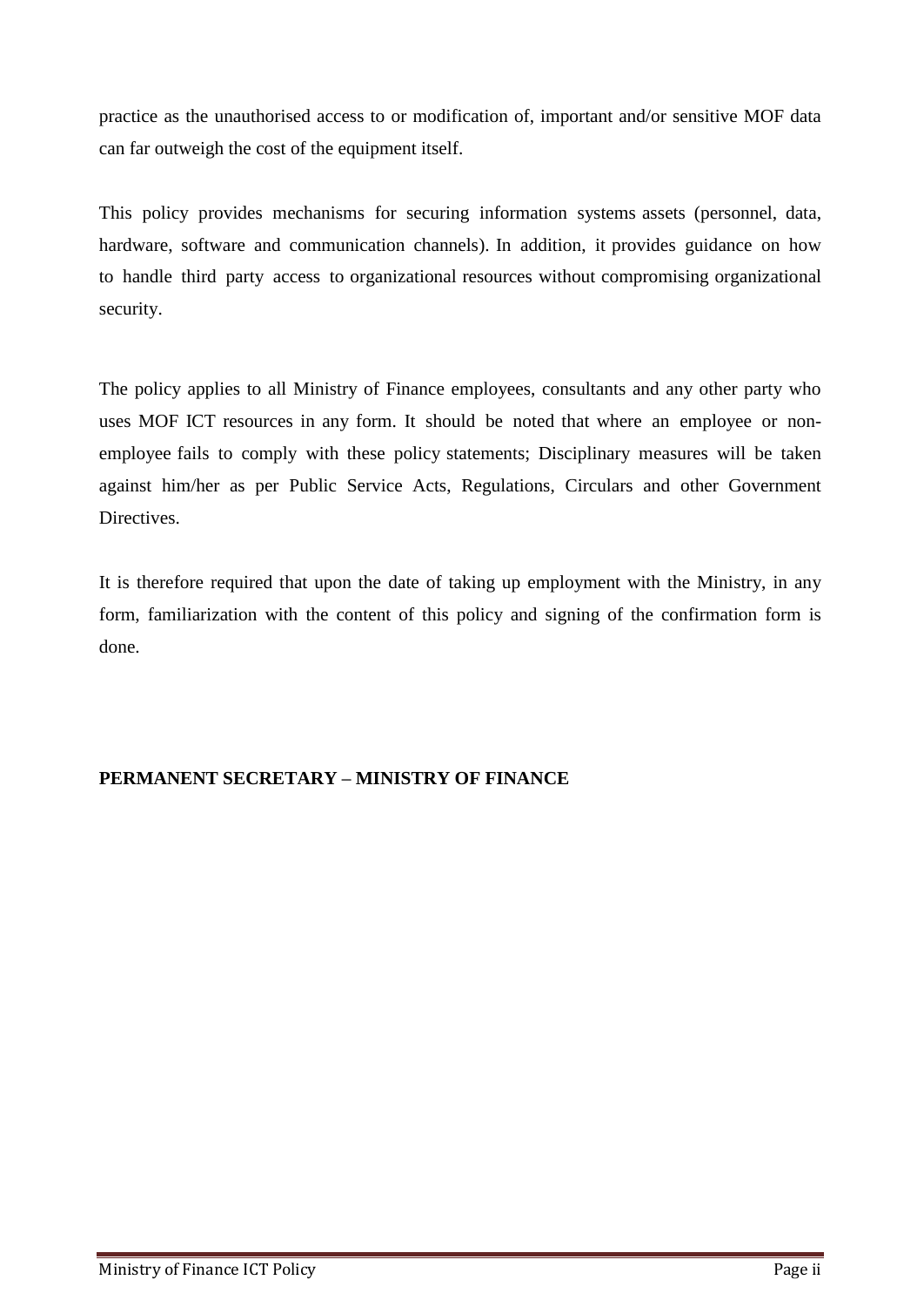practice as the unauthorised access to or modification of, important and/or sensitive MOF data can far outweigh the cost of the equipment itself.

This policy provides mechanisms for securing information systems assets (personnel, data, hardware, software and communication channels). In addition, it provides guidance on how to handle third party access to organizational resources without compromising organizational security.

The policy applies to all Ministry of Finance employees, consultants and any other party who uses MOF ICT resources in any form. It should be noted that where an employee or non-employee fails to comply with these policy statements; Disciplinary measures will be taken against him/her as per Public Service Acts, Regulations, Circulars and other Government Directives.

It is therefore required that upon the date of taking up employment with the Ministry, in any form, familiarization with the content of this policy and signing of the confirmation form is done.

**PERMANENT SECRETARY – MINISTRY OF FINANCE**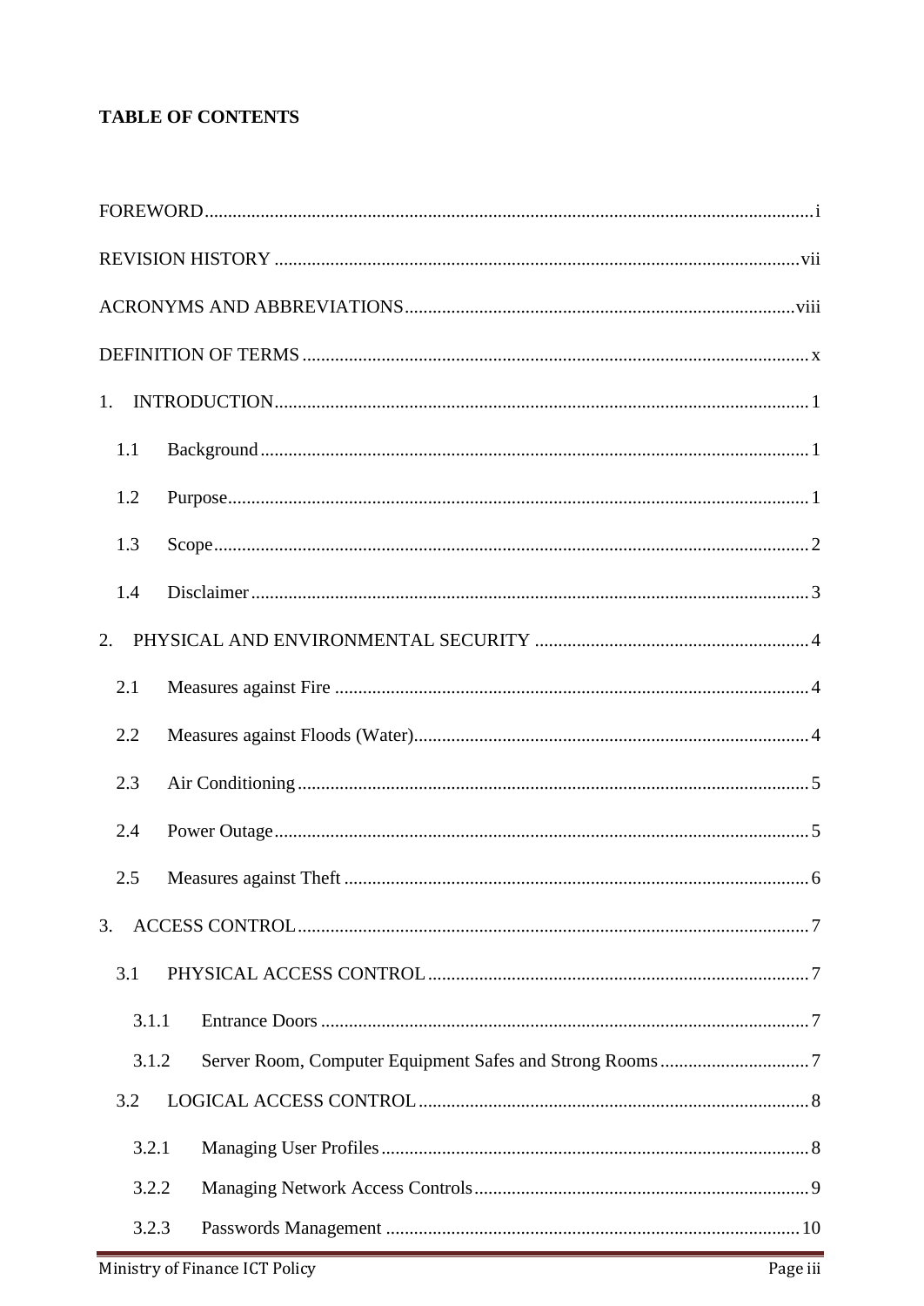**TABLE OF CONTENTS**

FOREWORD ..... i

REVISION HISTORY ..... vii

ACRONYMS AND ABBREVIATIONS ..... viii

DEFINITION OF TERMS ..... x

1. INTRODUCTION ..... 1
   - 1.1 Background ..... 1
   - 1.2 Purpose ..... 1
   - 1.3 Scope ..... 2
   - 1.4 Disclaimer ..... 3
2. PHYSICAL AND ENVIRONMENTAL SECURITY ..... 4
   - 2.1 Measures against Fire ..... 4
   - 2.2 Measures against Floods (Water) ..... 4
   - 2.3 Air Conditioning ..... 5
   - 2.4 Power Outage ..... 5
   - 2.5 Measures against Theft ..... 6
3. ACCESS CONTROL ..... 7
   - 3.1 PHYSICAL ACCESS CONTROL ..... 7
     - 3.1.1 Entrance Doors ..... 7
     - 3.1.2 Server Room, Computer Equipment Safes and Strong Rooms ..... 7
   - 3.2 LOGICAL ACCESS CONTROL ..... 8
     - 3.2.1 Managing User Profiles ..... 8
     - 3.2.2 Managing Network Access Controls ..... 9
     - 3.2.3 Passwords Management ..... 10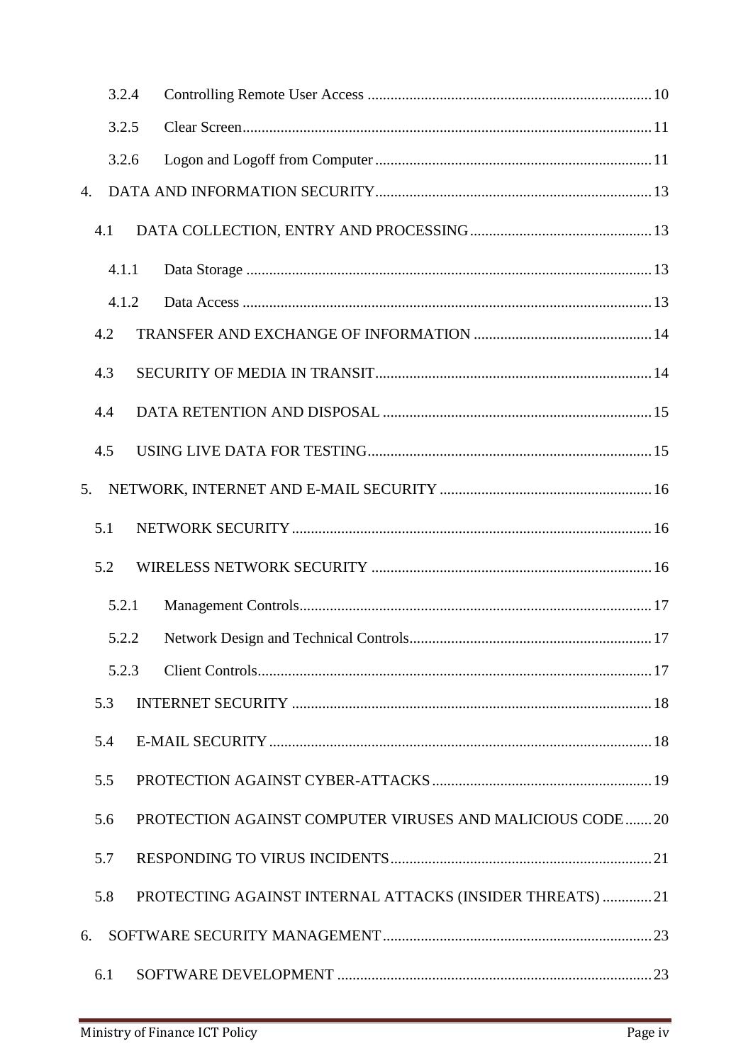3.2.4 Controlling Remote User Access ... 10

3.2.5 Clear Screen ... 11

3.2.6 Logon and Logoff from Computer ... 11

4. DATA AND INFORMATION SECURITY ... 13

4.1 DATA COLLECTION, ENTRY AND PROCESSING ... 13

4.1.1 Data Storage ... 13

4.1.2 Data Access ... 13

4.2 TRANSFER AND EXCHANGE OF INFORMATION ... 14

4.3 SECURITY OF MEDIA IN TRANSIT ... 14

4.4 DATA RETENTION AND DISPOSAL ... 15

4.5 USING LIVE DATA FOR TESTING ... 15

5. NETWORK, INTERNET AND E-MAIL SECURITY ... 16

5.1 NETWORK SECURITY ... 16

5.2 WIRELESS NETWORK SECURITY ... 16

5.2.1 Management Controls ... 17

5.2.2 Network Design and Technical Controls ... 17

5.2.3 Client Controls ... 17

5.3 INTERNET SECURITY ... 18

5.4 E-MAIL SECURITY ... 18

5.5 PROTECTION AGAINST CYBER-ATTACKS ... 19

5.6 PROTECTION AGAINST COMPUTER VIRUSES AND MALICIOUS CODE ... 20

5.7 RESPONDING TO VIRUS INCIDENTS ... 21

5.8 PROTECTING AGAINST INTERNAL ATTACKS (INSIDER THREATS) ... 21

6. SOFTWARE SECURITY MANAGEMENT ... 23

6.1 SOFTWARE DEVELOPMENT ... 23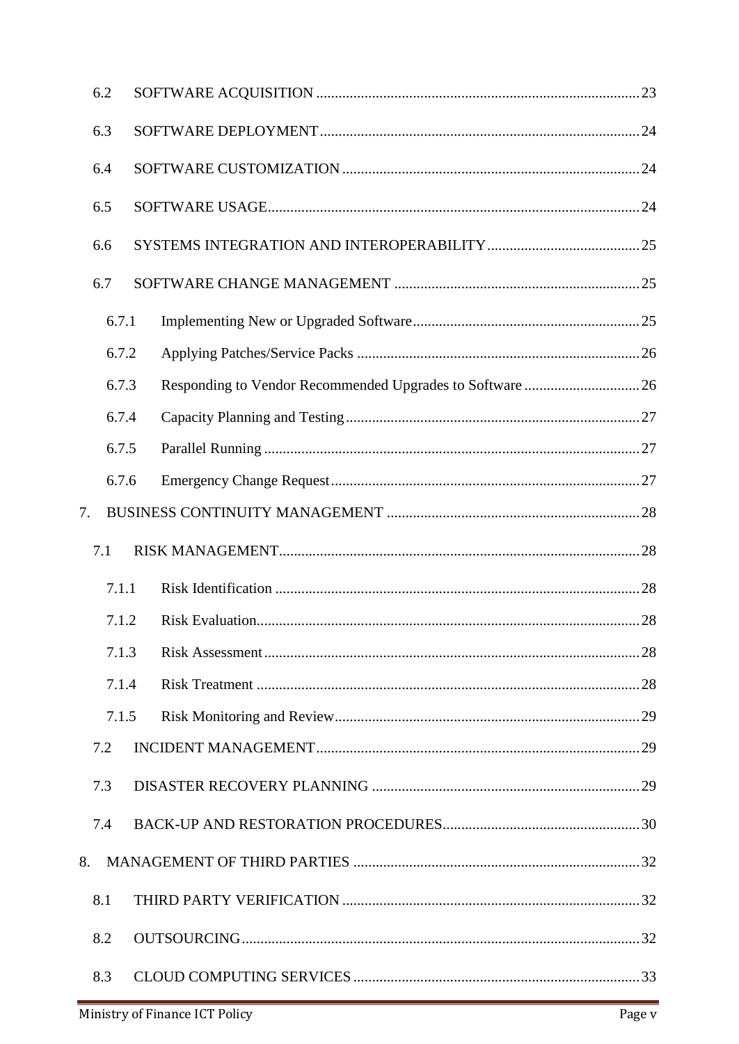- 6.2 SOFTWARE ACQUISITION ... 23
- 6.3 SOFTWARE DEPLOYMENT ... 24
- 6.4 SOFTWARE CUSTOMIZATION ... 24
- 6.5 SOFTWARE USAGE ... 24
- 6.6 SYSTEMS INTEGRATION AND INTEROPERABILITY ... 25
- 6.7 SOFTWARE CHANGE MANAGEMENT ... 25
  - 6.7.1 Implementing New or Upgraded Software ... 25
  - 6.7.2 Applying Patches/Service Packs ... 26
  - 6.7.3 Responding to Vendor Recommended Upgrades to Software ... 26
  - 6.7.4 Capacity Planning and Testing ... 27
  - 6.7.5 Parallel Running ... 27
  - 6.7.6 Emergency Change Request ... 27

7. BUSINESS CONTINUITY MANAGEMENT ... 28
   - 7.1 RISK MANAGEMENT ... 28
     - 7.1.1 Risk Identification ... 28
     - 7.1.2 Risk Evaluation ... 28
     - 7.1.3 Risk Assessment ... 28
     - 7.1.4 Risk Treatment ... 28
     - 7.1.5 Risk Monitoring and Review ... 29
   - 7.2 INCIDENT MANAGEMENT ... 29
   - 7.3 DISASTER RECOVERY PLANNING ... 29
   - 7.4 BACK-UP AND RESTORATION PROCEDURES ... 30
8. MANAGEMENT OF THIRD PARTIES ... 32
   - 8.1 THIRD PARTY VERIFICATION ... 32
   - 8.2 OUTSOURCING ... 32
   - 8.3 CLOUD COMPUTING SERVICES ... 33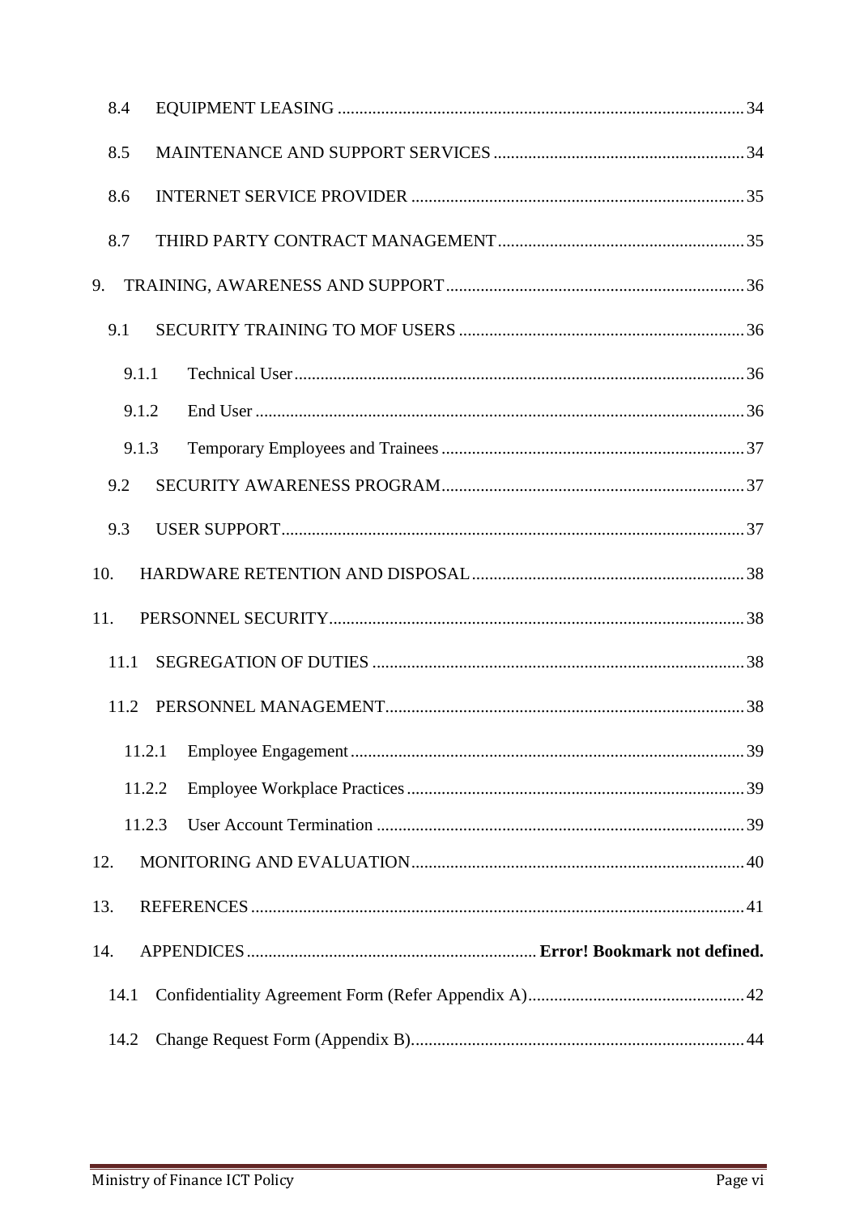- 8.4 EQUIPMENT LEASING ..... 34
- 8.5 MAINTENANCE AND SUPPORT SERVICES ..... 34
- 8.6 INTERNET SERVICE PROVIDER ..... 35
- 8.7 THIRD PARTY CONTRACT MANAGEMENT ..... 35

9. TRAINING, AWARENESS AND SUPPORT ..... 36
   - 9.1 SECURITY TRAINING TO MOF USERS ..... 36
     - 9.1.1 Technical User ..... 36
     - 9.1.2 End User ..... 36
     - 9.1.3 Temporary Employees and Trainees ..... 37
   - 9.2 SECURITY AWARENESS PROGRAM ..... 37
   - 9.3 USER SUPPORT ..... 37
10. HARDWARE RETENTION AND DISPOSAL ..... 38
11. PERSONNEL SECURITY ..... 38
    - 11.1 SEGREGATION OF DUTIES ..... 38
    - 11.2 PERSONNEL MANAGEMENT ..... 38
      - 11.2.1 Employee Engagement ..... 39
      - 11.2.2 Employee Workplace Practices ..... 39
      - 11.2.3 User Account Termination ..... 39
12. MONITORING AND EVALUATION ..... 40
13. REFERENCES ..... 41
14. APPENDICES ..... **Error! Bookmark not defined.**
    - 14.1 Confidentiality Agreement Form (Refer Appendix A) ..... 42
    - 14.2 Change Request Form (Appendix B) ..... 44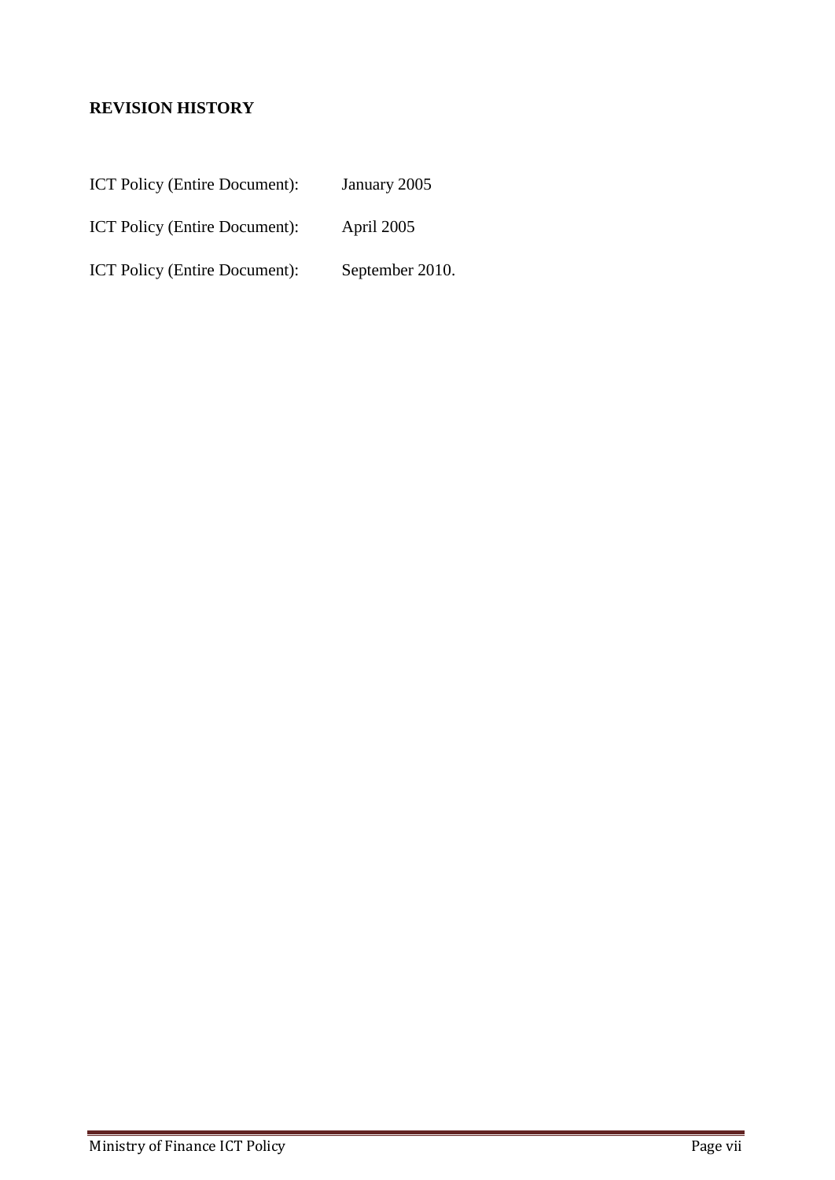## REVISION HISTORY

ICT Policy (Entire Document): January 2005

ICT Policy (Entire Document): April 2005

ICT Policy (Entire Document): September 2010.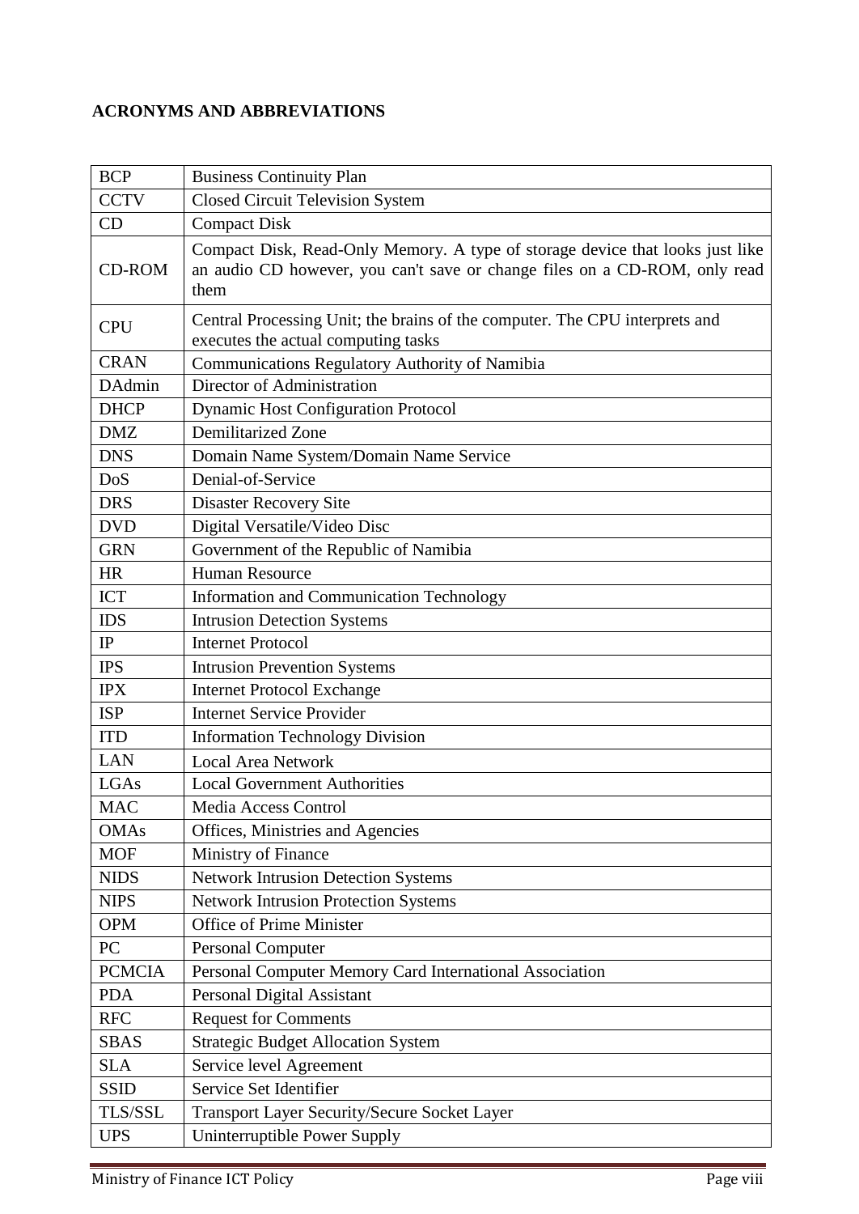## ACRONYMS AND ABBREVIATIONS

| | |
|---|---|
| BCP | Business Continuity Plan |
| CCTV | Closed Circuit Television System |
| CD | Compact Disk |
| CD-ROM | Compact Disk, Read-Only Memory. A type of storage device that looks just like an audio CD however, you can't save or change files on a CD-ROM, only read them |
| CPU | Central Processing Unit; the brains of the computer. The CPU interprets and executes the actual computing tasks |
| CRAN | Communications Regulatory Authority of Namibia |
| DAdmin | Director of Administration |
| DHCP | Dynamic Host Configuration Protocol |
| DMZ | Demilitarized Zone |
| DNS | Domain Name System/Domain Name Service |
| DoS | Denial-of-Service |
| DRS | Disaster Recovery Site |
| DVD | Digital Versatile/Video Disc |
| GRN | Government of the Republic of Namibia |
| HR | Human Resource |
| ICT | Information and Communication Technology |
| IDS | Intrusion Detection Systems |
| IP | Internet Protocol |
| IPS | Intrusion Prevention Systems |
| IPX | Internet Protocol Exchange |
| ISP | Internet Service Provider |
| ITD | Information Technology Division |
| LAN | Local Area Network |
| LGAs | Local Government Authorities |
| MAC | Media Access Control |
| OMAs | Offices, Ministries and Agencies |
| MOF | Ministry of Finance |
| NIDS | Network Intrusion Detection Systems |
| NIPS | Network Intrusion Protection Systems |
| OPM | Office of Prime Minister |
| PC | Personal Computer |
| PCMCIA | Personal Computer Memory Card International Association |
| PDA | Personal Digital Assistant |
| RFC | Request for Comments |
| SBAS | Strategic Budget Allocation System |
| SLA | Service level Agreement |
| SSID | Service Set Identifier |
| TLS/SSL | Transport Layer Security/Secure Socket Layer |
| UPS | Uninterruptible Power Supply |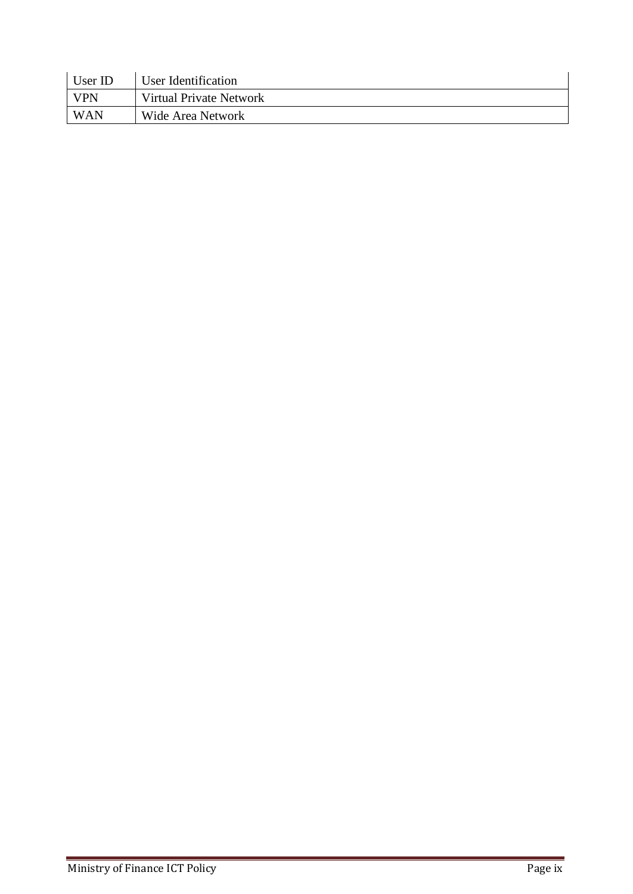| | |
|---|---|
| User ID | User Identification |
| VPN | Virtual Private Network |
| WAN | Wide Area Network |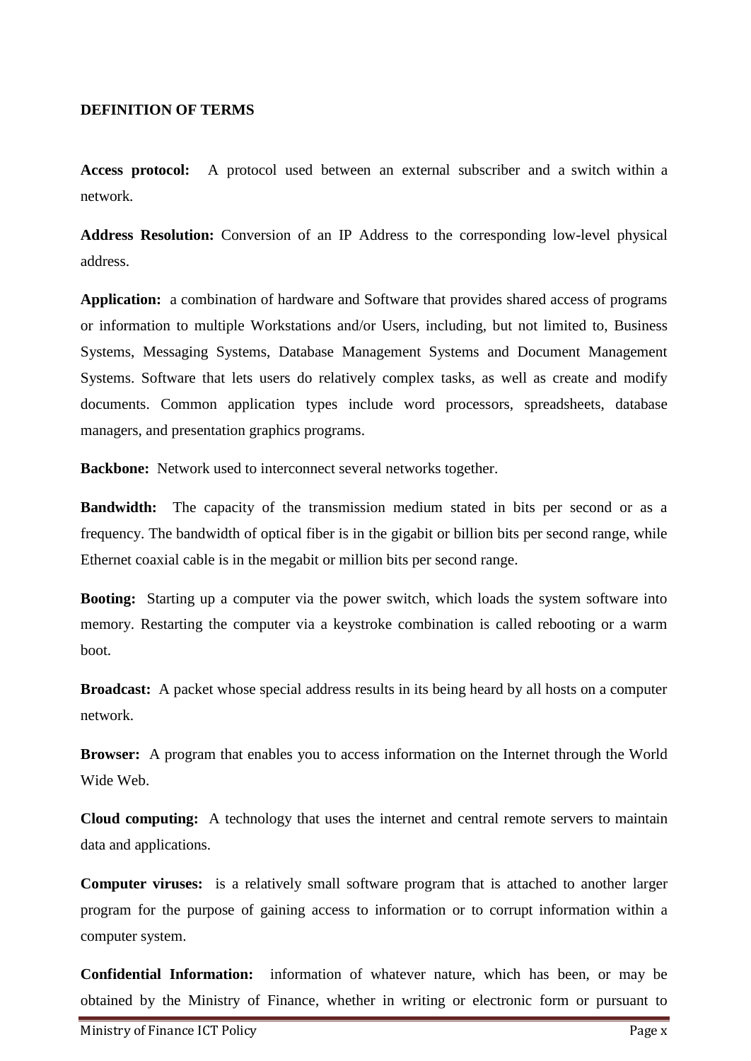## DEFINITION OF TERMS

**Access protocol:** A protocol used between an external subscriber and a switch within a network.

**Address Resolution:** Conversion of an IP Address to the corresponding low-level physical address.

**Application:** a combination of hardware and Software that provides shared access of programs or information to multiple Workstations and/or Users, including, but not limited to, Business Systems, Messaging Systems, Database Management Systems and Document Management Systems. Software that lets users do relatively complex tasks, as well as create and modify documents. Common application types include word processors, spreadsheets, database managers, and presentation graphics programs.

**Backbone:** Network used to interconnect several networks together.

**Bandwidth:** The capacity of the transmission medium stated in bits per second or as a frequency. The bandwidth of optical fiber is in the gigabit or billion bits per second range, while Ethernet coaxial cable is in the megabit or million bits per second range.

**Booting:** Starting up a computer via the power switch, which loads the system software into memory. Restarting the computer via a keystroke combination is called rebooting or a warm boot.

**Broadcast:** A packet whose special address results in its being heard by all hosts on a computer network.

**Browser:** A program that enables you to access information on the Internet through the World Wide Web.

**Cloud computing:** A technology that uses the internet and central remote servers to maintain data and applications.

**Computer viruses:** is a relatively small software program that is attached to another larger program for the purpose of gaining access to information or to corrupt information within a computer system.

**Confidential Information:** information of whatever nature, which has been, or may be obtained by the Ministry of Finance, whether in writing or electronic form or pursuant to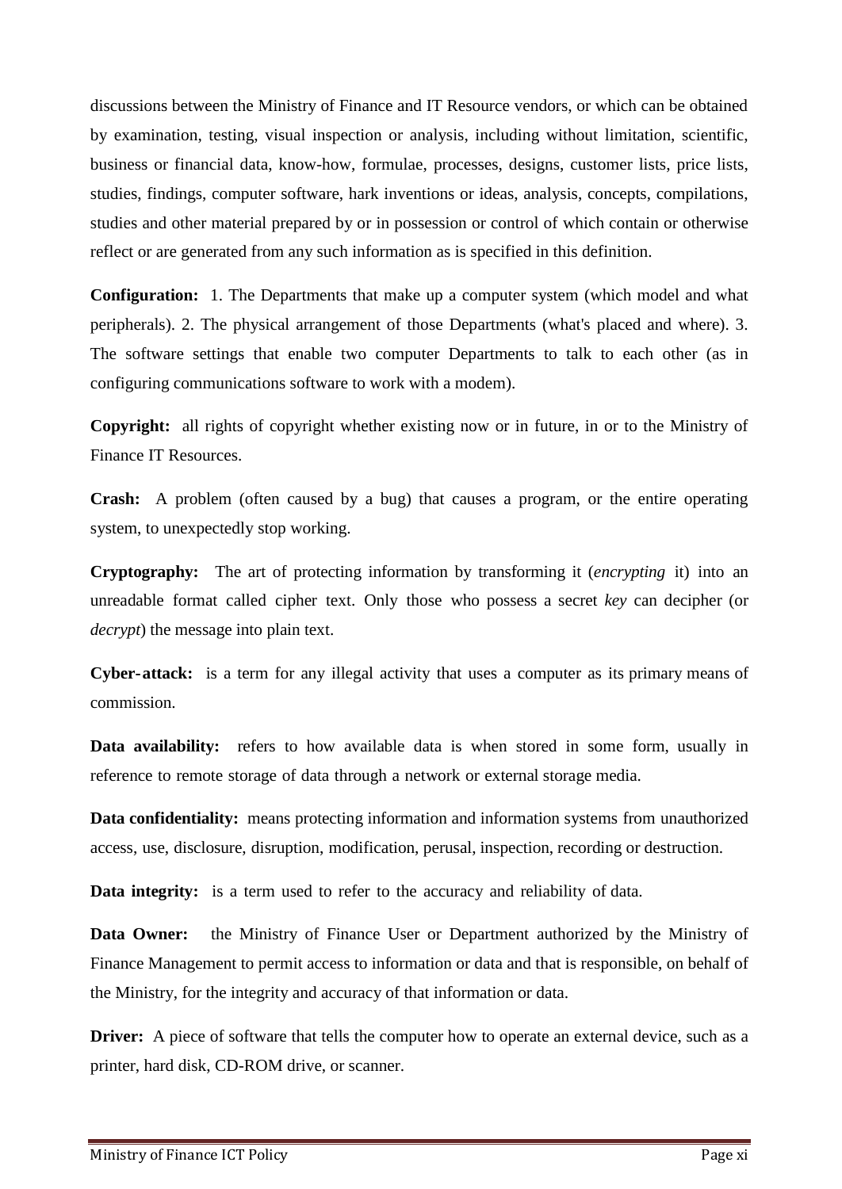discussions between the Ministry of Finance and IT Resource vendors, or which can be obtained by examination, testing, visual inspection or analysis, including without limitation, scientific, business or financial data, know-how, formulae, processes, designs, customer lists, price lists, studies, findings, computer software, hark inventions or ideas, analysis, concepts, compilations, studies and other material prepared by or in possession or control of which contain or otherwise reflect or are generated from any such information as is specified in this definition.

**Configuration:** 1. The Departments that make up a computer system (which model and what peripherals). 2. The physical arrangement of those Departments (what's placed and where). 3. The software settings that enable two computer Departments to talk to each other (as in configuring communications software to work with a modem).

**Copyright:** all rights of copyright whether existing now or in future, in or to the Ministry of Finance IT Resources.

**Crash:** A problem (often caused by a bug) that causes a program, or the entire operating system, to unexpectedly stop working.

**Cryptography:** The art of protecting information by transforming it (*encrypting* it) into an unreadable format called cipher text. Only those who possess a secret *key* can decipher (or *decrypt*) the message into plain text.

**Cyber-attack:** is a term for any illegal activity that uses a computer as its primary means of commission.

**Data availability:** refers to how available data is when stored in some form, usually in reference to remote storage of data through a network or external storage media.

**Data confidentiality:** means protecting information and information systems from unauthorized access, use, disclosure, disruption, modification, perusal, inspection, recording or destruction.

**Data integrity:** is a term used to refer to the accuracy and reliability of data.

**Data Owner:** the Ministry of Finance User or Department authorized by the Ministry of Finance Management to permit access to information or data and that is responsible, on behalf of the Ministry, for the integrity and accuracy of that information or data.

**Driver:** A piece of software that tells the computer how to operate an external device, such as a printer, hard disk, CD-ROM drive, or scanner.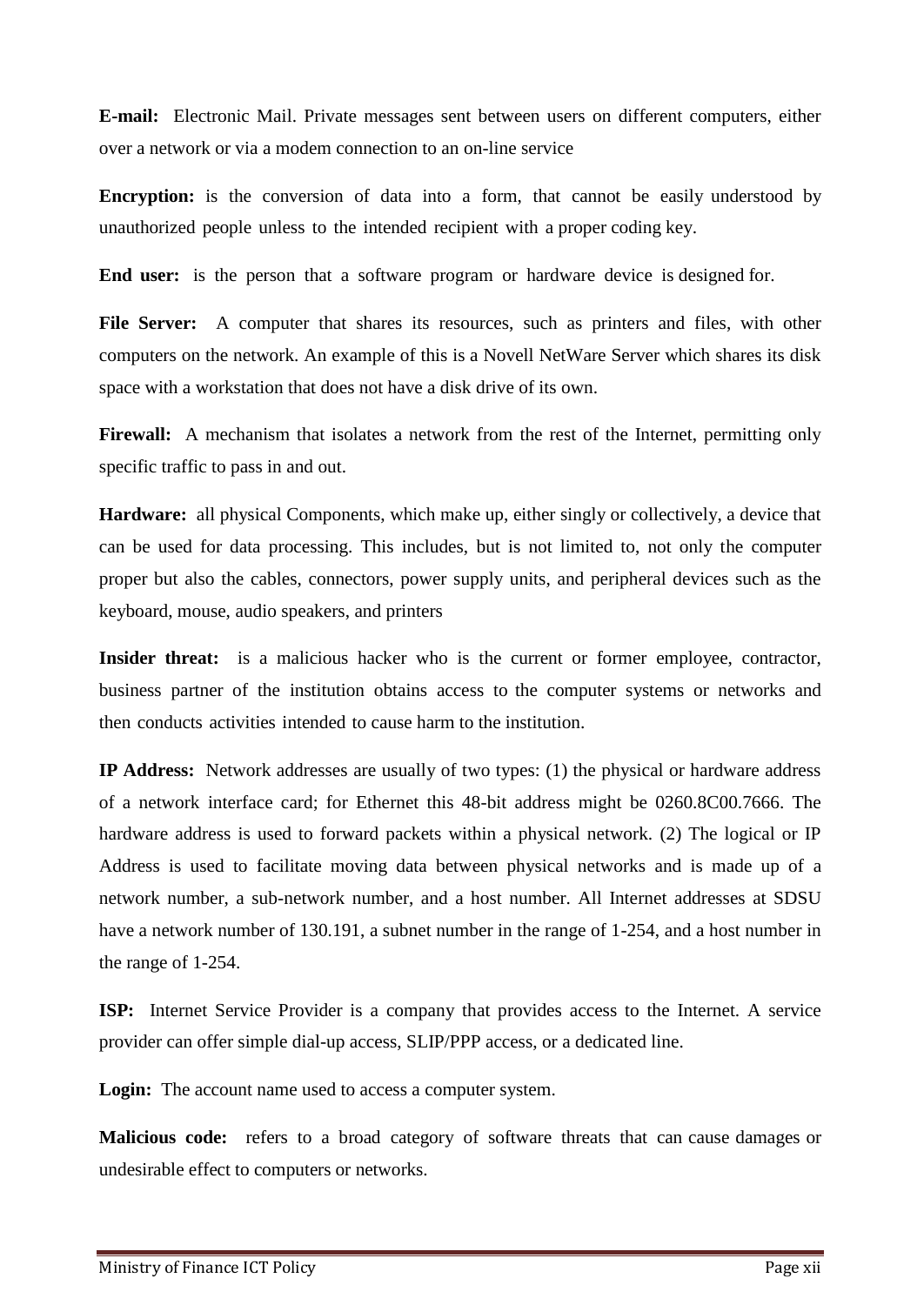**E-mail:** Electronic Mail. Private messages sent between users on different computers, either over a network or via a modem connection to an on-line service

**Encryption:** is the conversion of data into a form, that cannot be easily understood by unauthorized people unless to the intended recipient with a proper coding key.

**End user:** is the person that a software program or hardware device is designed for.

**File Server:** A computer that shares its resources, such as printers and files, with other computers on the network. An example of this is a Novell NetWare Server which shares its disk space with a workstation that does not have a disk drive of its own.

**Firewall:** A mechanism that isolates a network from the rest of the Internet, permitting only specific traffic to pass in and out.

**Hardware:** all physical Components, which make up, either singly or collectively, a device that can be used for data processing. This includes, but is not limited to, not only the computer proper but also the cables, connectors, power supply units, and peripheral devices such as the keyboard, mouse, audio speakers, and printers

**Insider threat:** is a malicious hacker who is the current or former employee, contractor, business partner of the institution obtains access to the computer systems or networks and then conducts activities intended to cause harm to the institution.

**IP Address:** Network addresses are usually of two types: (1) the physical or hardware address of a network interface card; for Ethernet this 48-bit address might be 0260.8C00.7666. The hardware address is used to forward packets within a physical network. (2) The logical or IP Address is used to facilitate moving data between physical networks and is made up of a network number, a sub-network number, and a host number. All Internet addresses at SDSU have a network number of 130.191, a subnet number in the range of 1-254, and a host number in the range of 1-254.

**ISP:** Internet Service Provider is a company that provides access to the Internet. A service provider can offer simple dial-up access, SLIP/PPP access, or a dedicated line.

**Login:** The account name used to access a computer system.

**Malicious code:** refers to a broad category of software threats that can cause damages or undesirable effect to computers or networks.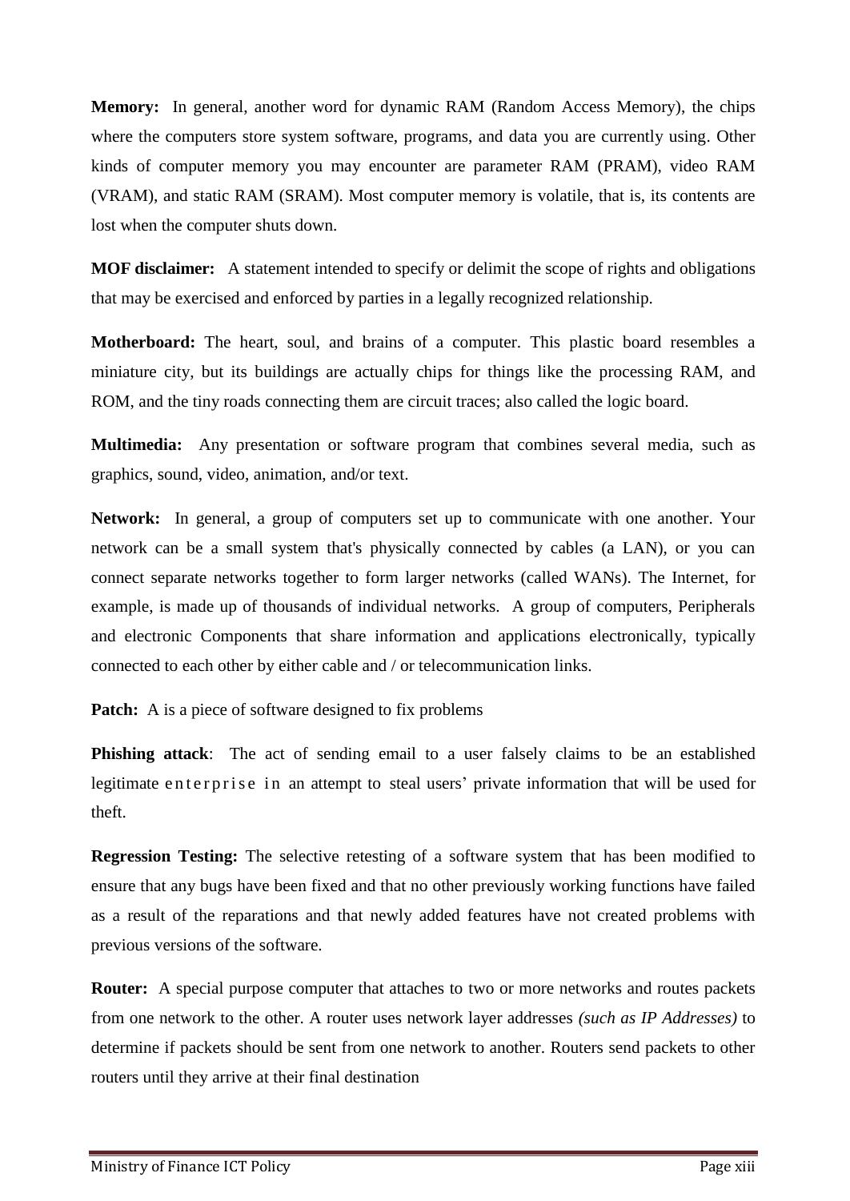**Memory:** In general, another word for dynamic RAM (Random Access Memory), the chips where the computers store system software, programs, and data you are currently using. Other kinds of computer memory you may encounter are parameter RAM (PRAM), video RAM (VRAM), and static RAM (SRAM). Most computer memory is volatile, that is, its contents are lost when the computer shuts down.

**MOF disclaimer:** A statement intended to specify or delimit the scope of rights and obligations that may be exercised and enforced by parties in a legally recognized relationship.

**Motherboard:** The heart, soul, and brains of a computer. This plastic board resembles a miniature city, but its buildings are actually chips for things like the processing RAM, and ROM, and the tiny roads connecting them are circuit traces; also called the logic board.

**Multimedia:** Any presentation or software program that combines several media, such as graphics, sound, video, animation, and/or text.

**Network:** In general, a group of computers set up to communicate with one another. Your network can be a small system that's physically connected by cables (a LAN), or you can connect separate networks together to form larger networks (called WANs). The Internet, for example, is made up of thousands of individual networks. A group of computers, Peripherals and electronic Components that share information and applications electronically, typically connected to each other by either cable and / or telecommunication links.

**Patch:** A is a piece of software designed to fix problems

**Phishing attack**: The act of sending email to a user falsely claims to be an established legitimate enterprise in an attempt to steal users' private information that will be used for theft.

**Regression Testing:** The selective retesting of a software system that has been modified to ensure that any bugs have been fixed and that no other previously working functions have failed as a result of the reparations and that newly added features have not created problems with previous versions of the software.

**Router:** A special purpose computer that attaches to two or more networks and routes packets from one network to the other. A router uses network layer addresses *(such as IP Addresses)* to determine if packets should be sent from one network to another. Routers send packets to other routers until they arrive at their final destination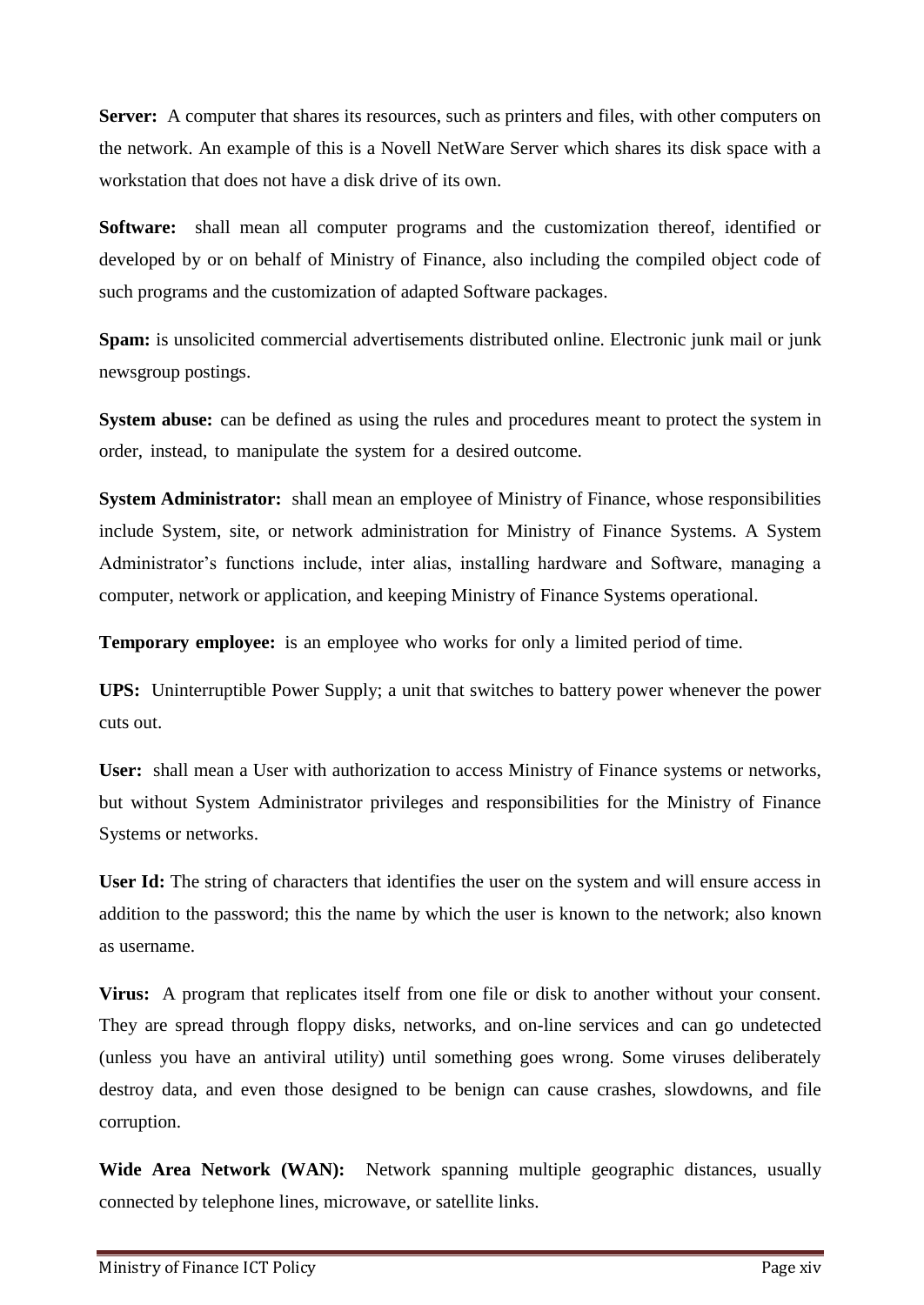**Server:** A computer that shares its resources, such as printers and files, with other computers on the network. An example of this is a Novell NetWare Server which shares its disk space with a workstation that does not have a disk drive of its own.

**Software:** shall mean all computer programs and the customization thereof, identified or developed by or on behalf of Ministry of Finance, also including the compiled object code of such programs and the customization of adapted Software packages.

**Spam:** is unsolicited commercial advertisements distributed online. Electronic junk mail or junk newsgroup postings.

**System abuse:** can be defined as using the rules and procedures meant to protect the system in order, instead, to manipulate the system for a desired outcome.

**System Administrator:** shall mean an employee of Ministry of Finance, whose responsibilities include System, site, or network administration for Ministry of Finance Systems. A System Administrator's functions include, inter alias, installing hardware and Software, managing a computer, network or application, and keeping Ministry of Finance Systems operational.

**Temporary employee:** is an employee who works for only a limited period of time.

**UPS:** Uninterruptible Power Supply; a unit that switches to battery power whenever the power cuts out.

**User:** shall mean a User with authorization to access Ministry of Finance systems or networks, but without System Administrator privileges and responsibilities for the Ministry of Finance Systems or networks.

**User Id:** The string of characters that identifies the user on the system and will ensure access in addition to the password; this the name by which the user is known to the network; also known as username.

**Virus:** A program that replicates itself from one file or disk to another without your consent. They are spread through floppy disks, networks, and on-line services and can go undetected (unless you have an antiviral utility) until something goes wrong. Some viruses deliberately destroy data, and even those designed to be benign can cause crashes, slowdowns, and file corruption.

**Wide Area Network (WAN):** Network spanning multiple geographic distances, usually connected by telephone lines, microwave, or satellite links.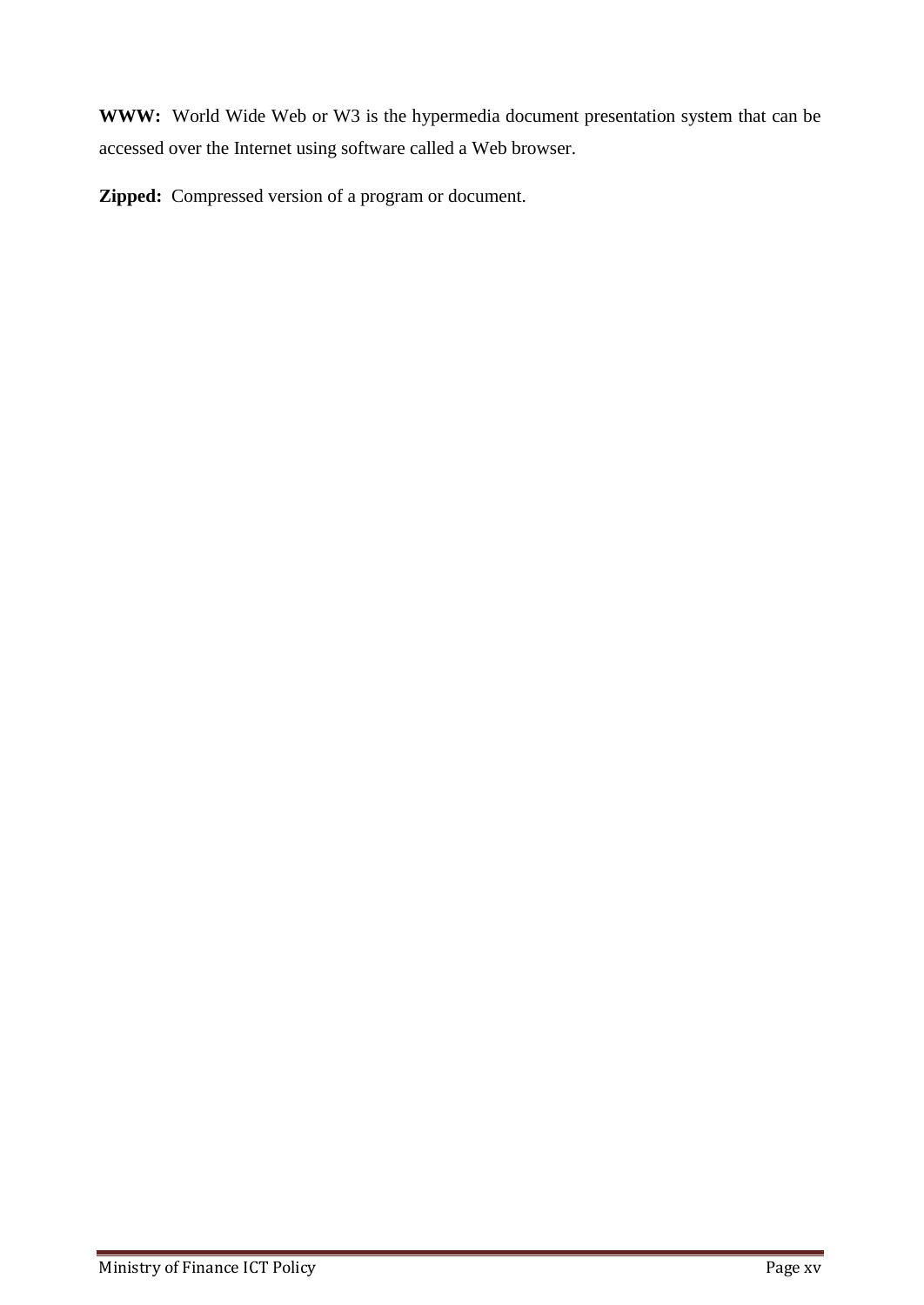**WWW:** World Wide Web or W3 is the hypermedia document presentation system that can be accessed over the Internet using software called a Web browser.

**Zipped:** Compressed version of a program or document.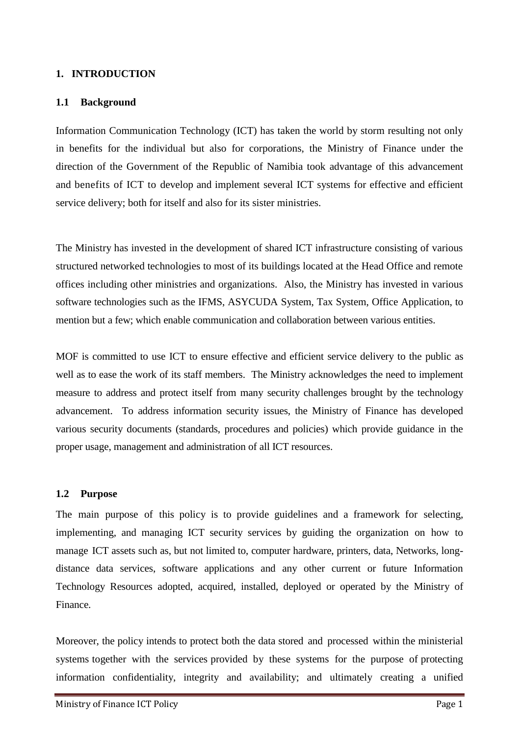# 1. INTRODUCTION

## 1.1 Background

Information Communication Technology (ICT) has taken the world by storm resulting not only in benefits for the individual but also for corporations, the Ministry of Finance under the direction of the Government of the Republic of Namibia took advantage of this advancement and benefits of ICT to develop and implement several ICT systems for effective and efficient service delivery; both for itself and also for its sister ministries.

The Ministry has invested in the development of shared ICT infrastructure consisting of various structured networked technologies to most of its buildings located at the Head Office and remote offices including other ministries and organizations. Also, the Ministry has invested in various software technologies such as the IFMS, ASYCUDA System, Tax System, Office Application, to mention but a few; which enable communication and collaboration between various entities.

MOF is committed to use ICT to ensure effective and efficient service delivery to the public as well as to ease the work of its staff members. The Ministry acknowledges the need to implement measure to address and protect itself from many security challenges brought by the technology advancement. To address information security issues, the Ministry of Finance has developed various security documents (standards, procedures and policies) which provide guidance in the proper usage, management and administration of all ICT resources.

## 1.2 Purpose

The main purpose of this policy is to provide guidelines and a framework for selecting, implementing, and managing ICT security services by guiding the organization on how to manage ICT assets such as, but not limited to, computer hardware, printers, data, Networks, long-distance data services, software applications and any other current or future Information Technology Resources adopted, acquired, installed, deployed or operated by the Ministry of Finance.

Moreover, the policy intends to protect both the data stored and processed within the ministerial systems together with the services provided by these systems for the purpose of protecting information confidentiality, integrity and availability; and ultimately creating a unified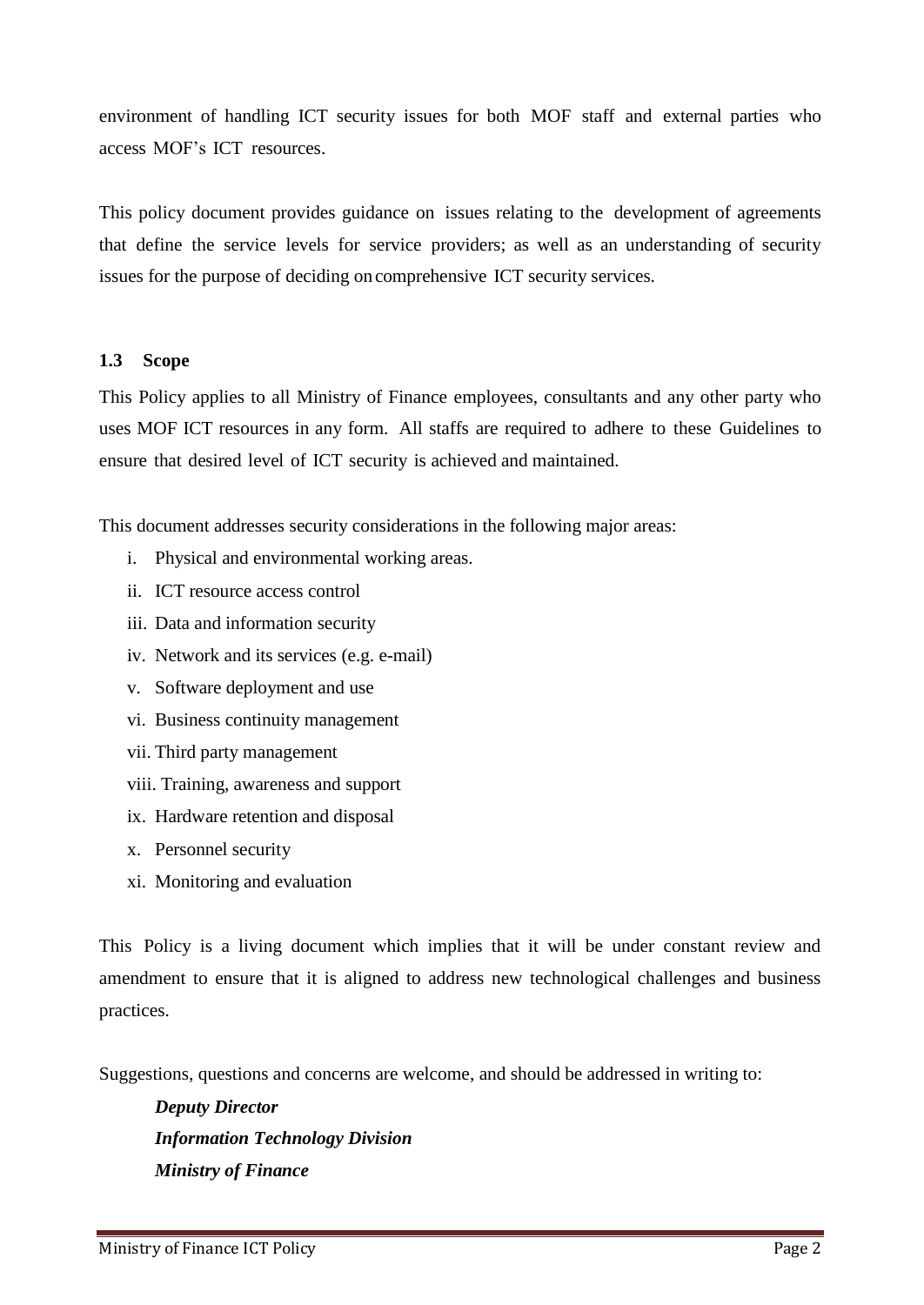environment of handling ICT security issues for both MOF staff and external parties who access MOF's ICT resources.

This policy document provides guidance on issues relating to the development of agreements that define the service levels for service providers; as well as an understanding of security issues for the purpose of deciding on comprehensive ICT security services.

### 1.3 Scope

This Policy applies to all Ministry of Finance employees, consultants and any other party who uses MOF ICT resources in any form. All staffs are required to adhere to these Guidelines to ensure that desired level of ICT security is achieved and maintained.

This document addresses security considerations in the following major areas:

i. Physical and environmental working areas.
ii. ICT resource access control
iii. Data and information security
iv. Network and its services (e.g. e-mail)
v. Software deployment and use
vi. Business continuity management
vii. Third party management
viii. Training, awareness and support
ix. Hardware retention and disposal
x. Personnel security
xi. Monitoring and evaluation

This Policy is a living document which implies that it will be under constant review and amendment to ensure that it is aligned to address new technological challenges and business practices.

Suggestions, questions and concerns are welcome, and should be addressed in writing to:

***Deputy Director***
***Information Technology Division***
***Ministry of Finance***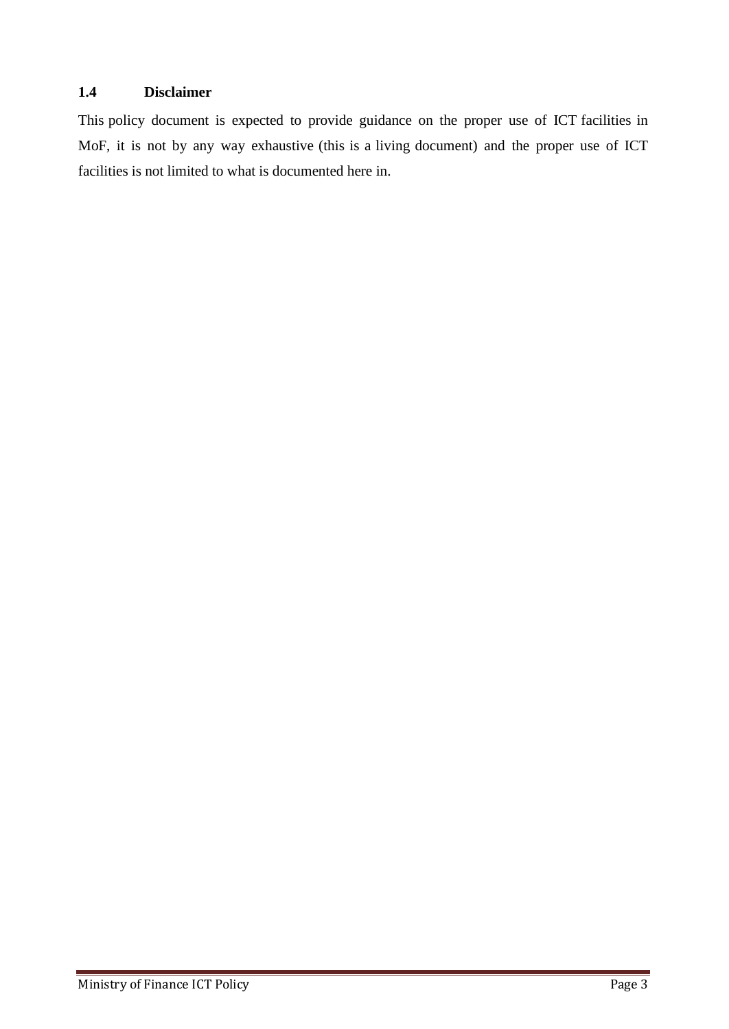## 1.4 Disclaimer

This policy document is expected to provide guidance on the proper use of ICT facilities in MoF, it is not by any way exhaustive (this is a living document) and the proper use of ICT facilities is not limited to what is documented here in.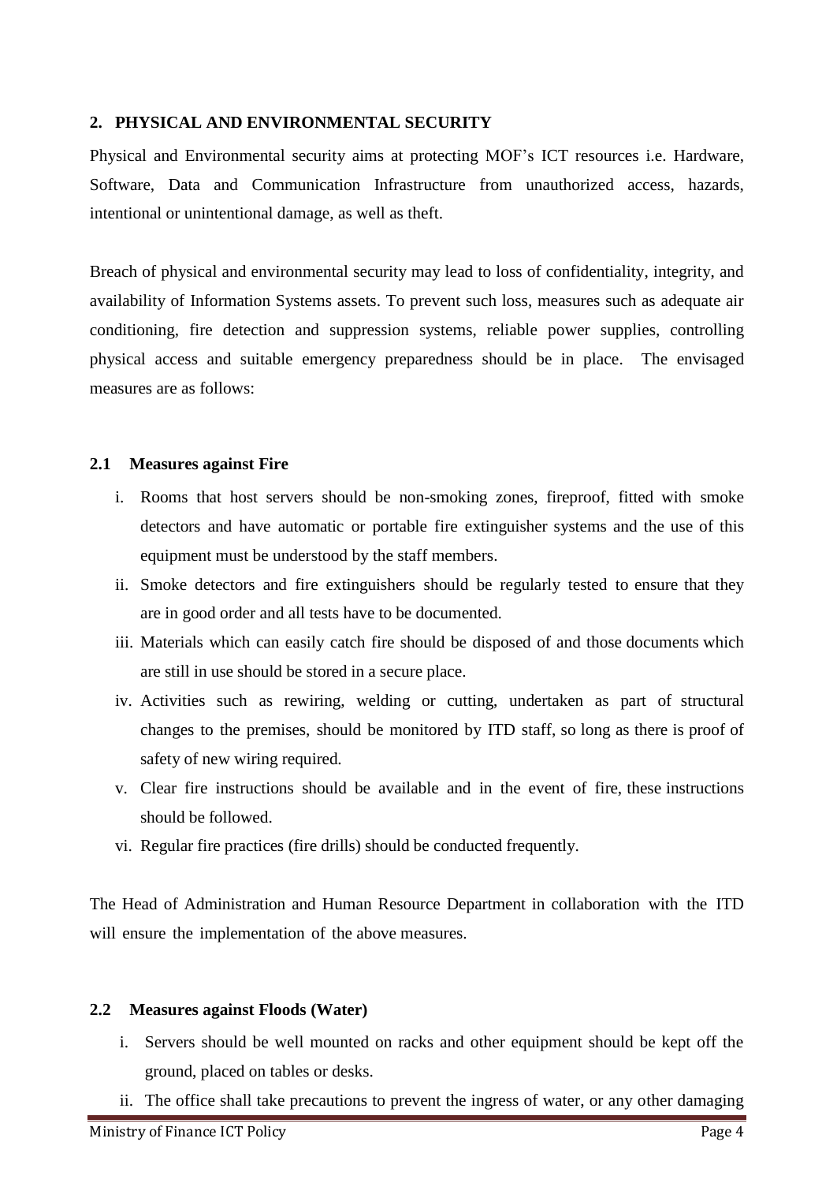## 2. PHYSICAL AND ENVIRONMENTAL SECURITY

Physical and Environmental security aims at protecting MOF's ICT resources i.e. Hardware, Software, Data and Communication Infrastructure from unauthorized access, hazards, intentional or unintentional damage, as well as theft.

Breach of physical and environmental security may lead to loss of confidentiality, integrity, and availability of Information Systems assets. To prevent such loss, measures such as adequate air conditioning, fire detection and suppression systems, reliable power supplies, controlling physical access and suitable emergency preparedness should be in place. The envisaged measures are as follows:

### 2.1 Measures against Fire

i. Rooms that host servers should be non-smoking zones, fireproof, fitted with smoke detectors and have automatic or portable fire extinguisher systems and the use of this equipment must be understood by the staff members.

ii. Smoke detectors and fire extinguishers should be regularly tested to ensure that they are in good order and all tests have to be documented.

iii. Materials which can easily catch fire should be disposed of and those documents which are still in use should be stored in a secure place.

iv. Activities such as rewiring, welding or cutting, undertaken as part of structural changes to the premises, should be monitored by ITD staff, so long as there is proof of safety of new wiring required.

v. Clear fire instructions should be available and in the event of fire, these instructions should be followed.

vi. Regular fire practices (fire drills) should be conducted frequently.

The Head of Administration and Human Resource Department in collaboration with the ITD will ensure the implementation of the above measures.

### 2.2 Measures against Floods (Water)

i. Servers should be well mounted on racks and other equipment should be kept off the ground, placed on tables or desks.

ii. The office shall take precautions to prevent the ingress of water, or any other damaging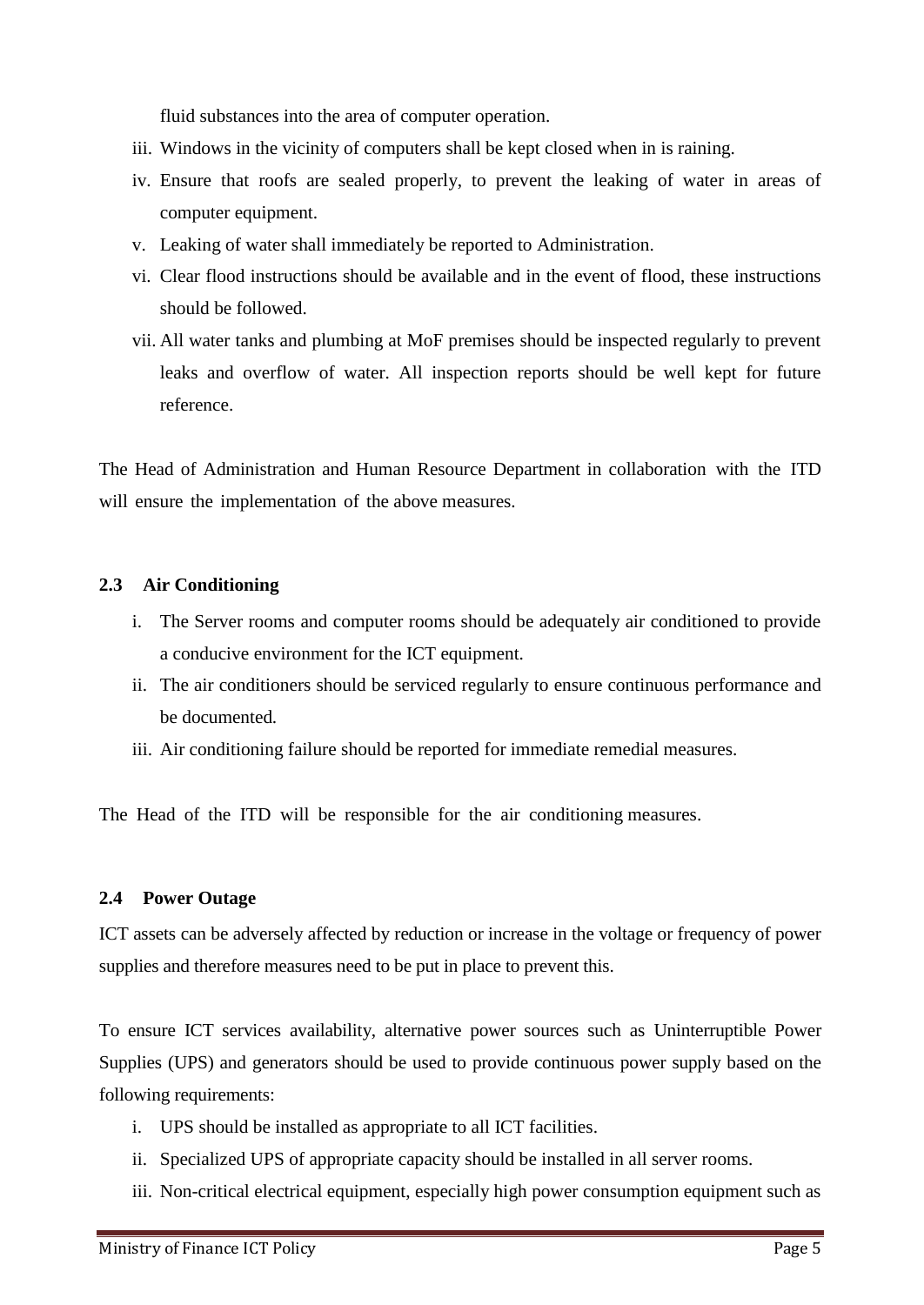fluid substances into the area of computer operation.

iii. Windows in the vicinity of computers shall be kept closed when in is raining.

iv. Ensure that roofs are sealed properly, to prevent the leaking of water in areas of computer equipment.

v. Leaking of water shall immediately be reported to Administration.

vi. Clear flood instructions should be available and in the event of flood, these instructions should be followed.

vii. All water tanks and plumbing at MoF premises should be inspected regularly to prevent leaks and overflow of water. All inspection reports should be well kept for future reference.

The Head of Administration and Human Resource Department in collaboration with the ITD will ensure the implementation of the above measures.

### 2.3 Air Conditioning

i. The Server rooms and computer rooms should be adequately air conditioned to provide a conducive environment for the ICT equipment.

ii. The air conditioners should be serviced regularly to ensure continuous performance and be documented.

iii. Air conditioning failure should be reported for immediate remedial measures.

The Head of the ITD will be responsible for the air conditioning measures.

### 2.4 Power Outage

ICT assets can be adversely affected by reduction or increase in the voltage or frequency of power supplies and therefore measures need to be put in place to prevent this.

To ensure ICT services availability, alternative power sources such as Uninterruptible Power Supplies (UPS) and generators should be used to provide continuous power supply based on the following requirements:

i. UPS should be installed as appropriate to all ICT facilities.

ii. Specialized UPS of appropriate capacity should be installed in all server rooms.

iii. Non-critical electrical equipment, especially high power consumption equipment such as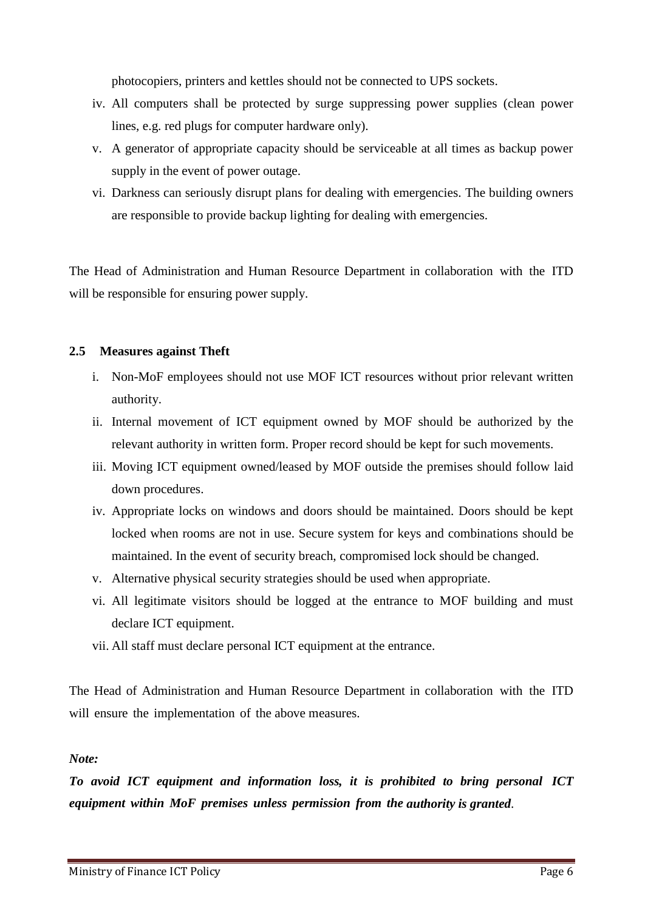photocopiers, printers and kettles should not be connected to UPS sockets.

iv. All computers shall be protected by surge suppressing power supplies (clean power lines, e.g. red plugs for computer hardware only).

v. A generator of appropriate capacity should be serviceable at all times as backup power supply in the event of power outage.

vi. Darkness can seriously disrupt plans for dealing with emergencies. The building owners are responsible to provide backup lighting for dealing with emergencies.

The Head of Administration and Human Resource Department in collaboration with the ITD will be responsible for ensuring power supply.

### 2.5 Measures against Theft

i. Non-MoF employees should not use MOF ICT resources without prior relevant written authority.

ii. Internal movement of ICT equipment owned by MOF should be authorized by the relevant authority in written form. Proper record should be kept for such movements.

iii. Moving ICT equipment owned/leased by MOF outside the premises should follow laid down procedures.

iv. Appropriate locks on windows and doors should be maintained. Doors should be kept locked when rooms are not in use. Secure system for keys and combinations should be maintained. In the event of security breach, compromised lock should be changed.

v. Alternative physical security strategies should be used when appropriate.

vi. All legitimate visitors should be logged at the entrance to MOF building and must declare ICT equipment.

vii. All staff must declare personal ICT equipment at the entrance.

The Head of Administration and Human Resource Department in collaboration with the ITD will ensure the implementation of the above measures.

***Note:***

***To avoid ICT equipment and information loss, it is prohibited to bring personal ICT equipment within MoF premises unless permission from the authority is granted***.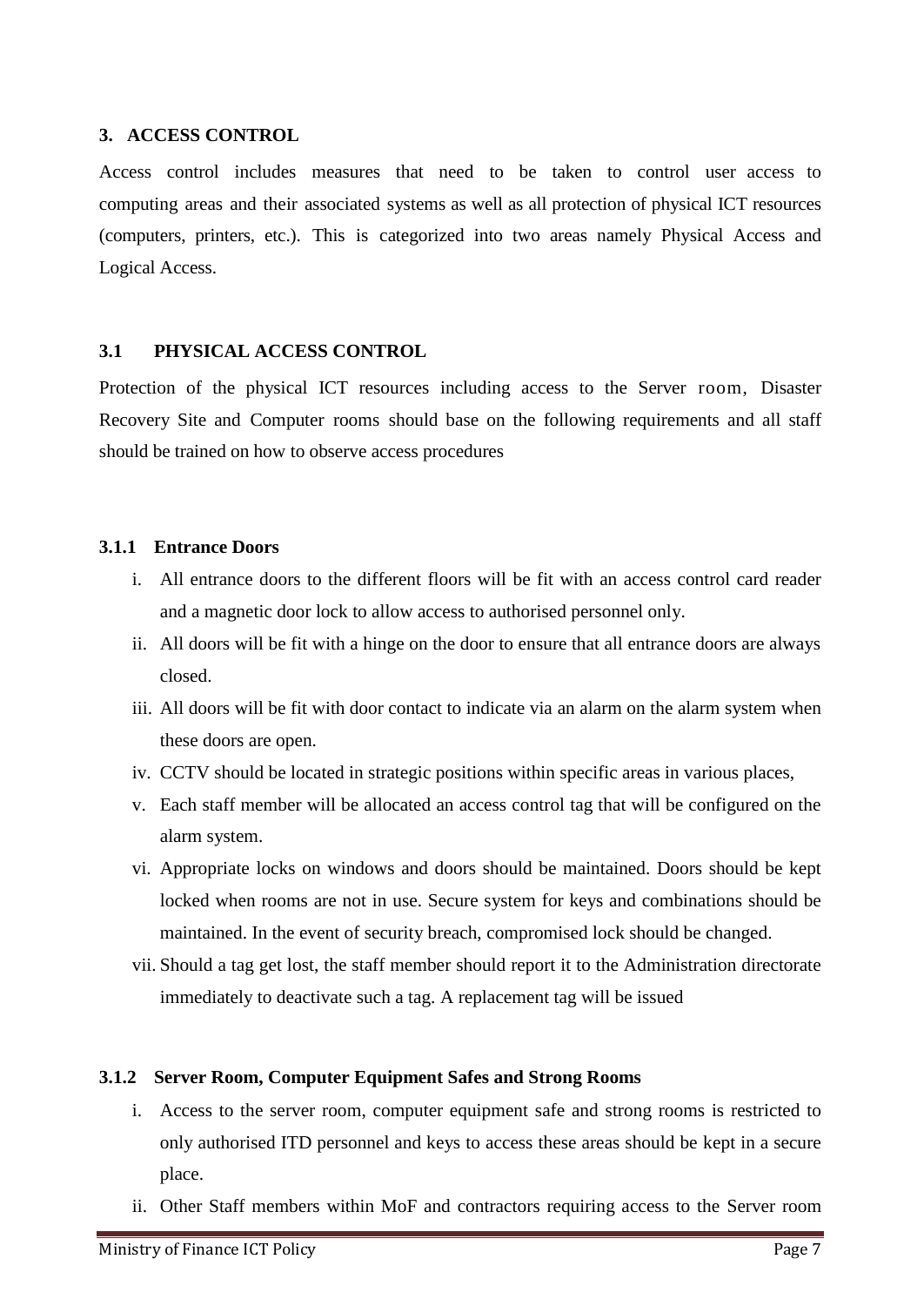## 3. ACCESS CONTROL

Access control includes measures that need to be taken to control user access to computing areas and their associated systems as well as all protection of physical ICT resources (computers, printers, etc.). This is categorized into two areas namely Physical Access and Logical Access.

### 3.1 PHYSICAL ACCESS CONTROL

Protection of the physical ICT resources including access to the Server room, Disaster Recovery Site and Computer rooms should base on the following requirements and all staff should be trained on how to observe access procedures

#### 3.1.1 Entrance Doors

i. All entrance doors to the different floors will be fit with an access control card reader and a magnetic door lock to allow access to authorised personnel only.

ii. All doors will be fit with a hinge on the door to ensure that all entrance doors are always closed.

iii. All doors will be fit with door contact to indicate via an alarm on the alarm system when these doors are open.

iv. CCTV should be located in strategic positions within specific areas in various places,

v. Each staff member will be allocated an access control tag that will be configured on the alarm system.

vi. Appropriate locks on windows and doors should be maintained. Doors should be kept locked when rooms are not in use. Secure system for keys and combinations should be maintained. In the event of security breach, compromised lock should be changed.

vii. Should a tag get lost, the staff member should report it to the Administration directorate immediately to deactivate such a tag. A replacement tag will be issued

#### 3.1.2 Server Room, Computer Equipment Safes and Strong Rooms

i. Access to the server room, computer equipment safe and strong rooms is restricted to only authorised ITD personnel and keys to access these areas should be kept in a secure place.

ii. Other Staff members within MoF and contractors requiring access to the Server room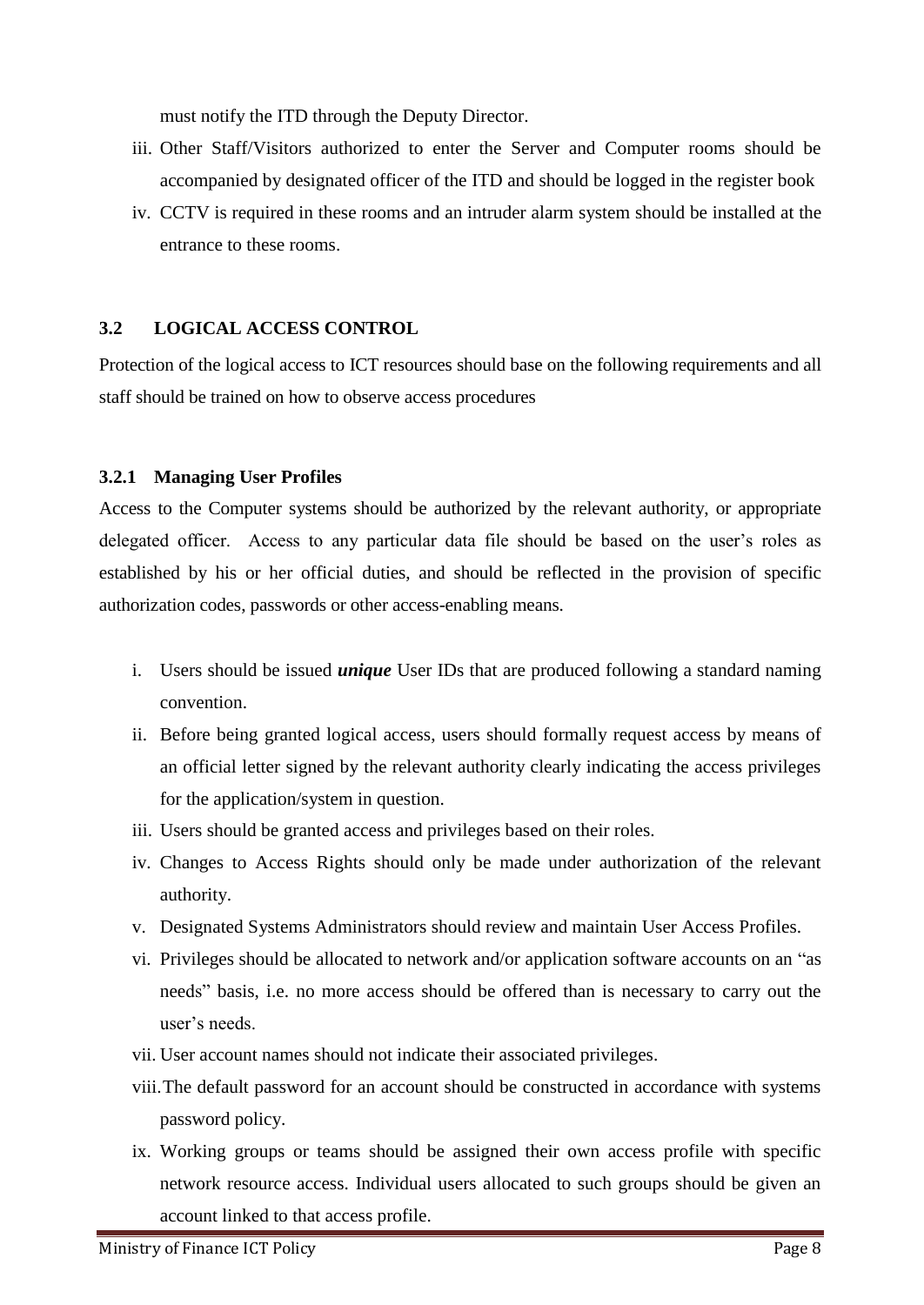must notify the ITD through the Deputy Director.

iii. Other Staff/Visitors authorized to enter the Server and Computer rooms should be accompanied by designated officer of the ITD and should be logged in the register book

iv. CCTV is required in these rooms and an intruder alarm system should be installed at the entrance to these rooms.

## 3.2 LOGICAL ACCESS CONTROL

Protection of the logical access to ICT resources should base on the following requirements and all staff should be trained on how to observe access procedures

### 3.2.1 Managing User Profiles

Access to the Computer systems should be authorized by the relevant authority, or appropriate delegated officer. Access to any particular data file should be based on the user's roles as established by his or her official duties, and should be reflected in the provision of specific authorization codes, passwords or other access-enabling means.

i. Users should be issued ***unique*** User IDs that are produced following a standard naming convention.

ii. Before being granted logical access, users should formally request access by means of an official letter signed by the relevant authority clearly indicating the access privileges for the application/system in question.

iii. Users should be granted access and privileges based on their roles.

iv. Changes to Access Rights should only be made under authorization of the relevant authority.

v. Designated Systems Administrators should review and maintain User Access Profiles.

vi. Privileges should be allocated to network and/or application software accounts on an "as needs" basis, i.e. no more access should be offered than is necessary to carry out the user's needs.

vii. User account names should not indicate their associated privileges.

viii. The default password for an account should be constructed in accordance with systems password policy.

ix. Working groups or teams should be assigned their own access profile with specific network resource access. Individual users allocated to such groups should be given an account linked to that access profile.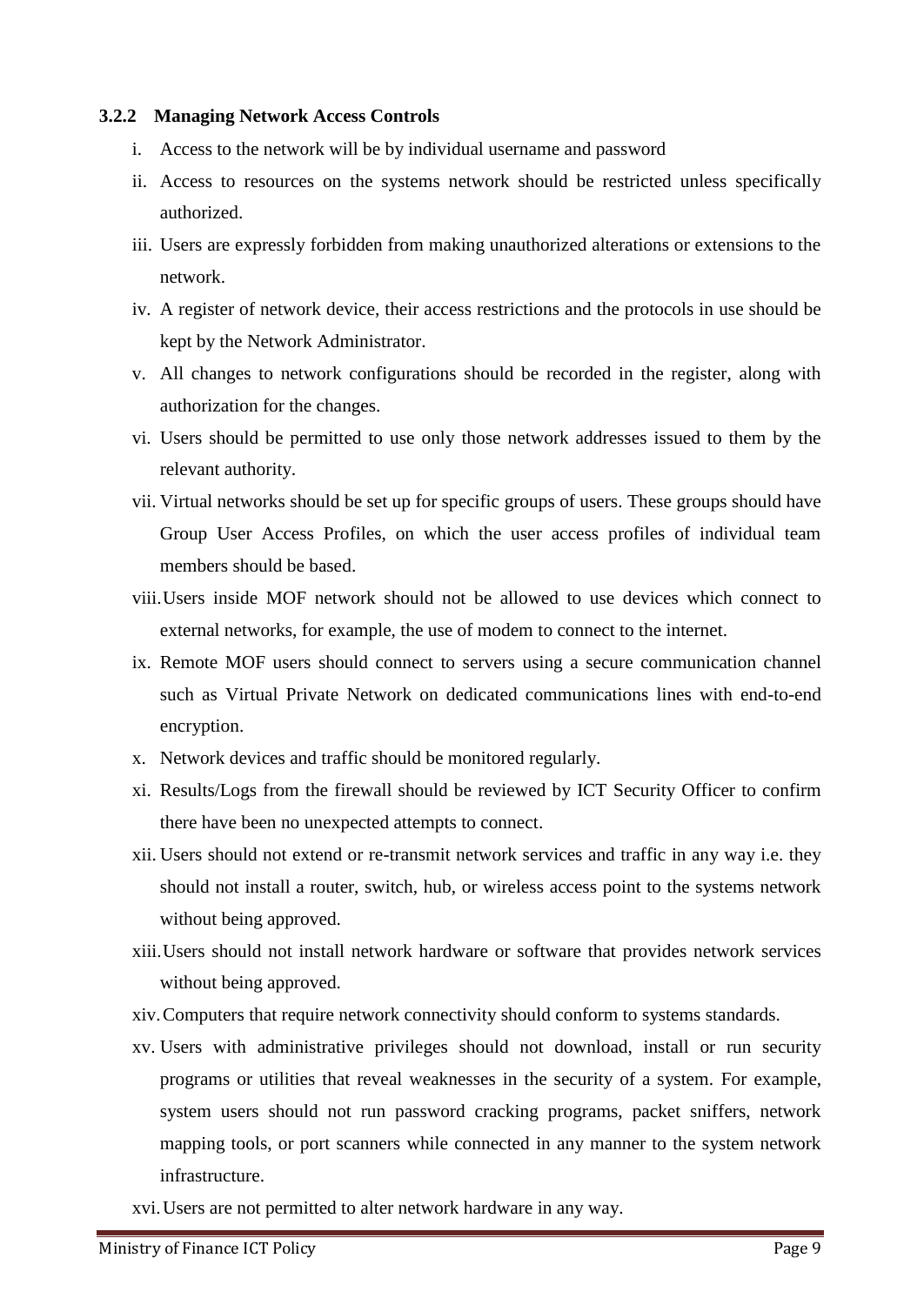#### 3.2.2 Managing Network Access Controls

i. Access to the network will be by individual username and password

ii. Access to resources on the systems network should be restricted unless specifically authorized.

iii. Users are expressly forbidden from making unauthorized alterations or extensions to the network.

iv. A register of network device, their access restrictions and the protocols in use should be kept by the Network Administrator.

v. All changes to network configurations should be recorded in the register, along with authorization for the changes.

vi. Users should be permitted to use only those network addresses issued to them by the relevant authority.

vii. Virtual networks should be set up for specific groups of users. These groups should have Group User Access Profiles, on which the user access profiles of individual team members should be based.

viii. Users inside MOF network should not be allowed to use devices which connect to external networks, for example, the use of modem to connect to the internet.

ix. Remote MOF users should connect to servers using a secure communication channel such as Virtual Private Network on dedicated communications lines with end-to-end encryption.

x. Network devices and traffic should be monitored regularly.

xi. Results/Logs from the firewall should be reviewed by ICT Security Officer to confirm there have been no unexpected attempts to connect.

xii. Users should not extend or re-transmit network services and traffic in any way i.e. they should not install a router, switch, hub, or wireless access point to the systems network without being approved.

xiii. Users should not install network hardware or software that provides network services without being approved.

xiv. Computers that require network connectivity should conform to systems standards.

xv. Users with administrative privileges should not download, install or run security programs or utilities that reveal weaknesses in the security of a system. For example, system users should not run password cracking programs, packet sniffers, network mapping tools, or port scanners while connected in any manner to the system network infrastructure.

xvi. Users are not permitted to alter network hardware in any way.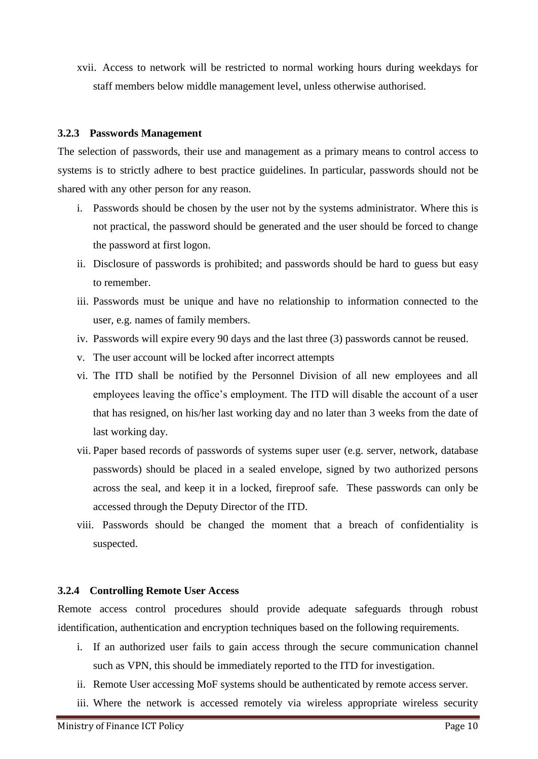xvii. Access to network will be restricted to normal working hours during weekdays for staff members below middle management level, unless otherwise authorised.

### 3.2.3 Passwords Management

The selection of passwords, their use and management as a primary means to control access to systems is to strictly adhere to best practice guidelines. In particular, passwords should not be shared with any other person for any reason.

i. Passwords should be chosen by the user not by the systems administrator. Where this is not practical, the password should be generated and the user should be forced to change the password at first logon.
ii. Disclosure of passwords is prohibited; and passwords should be hard to guess but easy to remember.
iii. Passwords must be unique and have no relationship to information connected to the user, e.g. names of family members.
iv. Passwords will expire every 90 days and the last three (3) passwords cannot be reused.
v. The user account will be locked after incorrect attempts
vi. The ITD shall be notified by the Personnel Division of all new employees and all employees leaving the office's employment. The ITD will disable the account of a user that has resigned, on his/her last working day and no later than 3 weeks from the date of last working day.
vii. Paper based records of passwords of systems super user (e.g. server, network, database passwords) should be placed in a sealed envelope, signed by two authorized persons across the seal, and keep it in a locked, fireproof safe. These passwords can only be accessed through the Deputy Director of the ITD.
viii. Passwords should be changed the moment that a breach of confidentiality is suspected.

### 3.2.4 Controlling Remote User Access

Remote access control procedures should provide adequate safeguards through robust identification, authentication and encryption techniques based on the following requirements.

i. If an authorized user fails to gain access through the secure communication channel such as VPN, this should be immediately reported to the ITD for investigation.
ii. Remote User accessing MoF systems should be authenticated by remote access server.
iii. Where the network is accessed remotely via wireless appropriate wireless security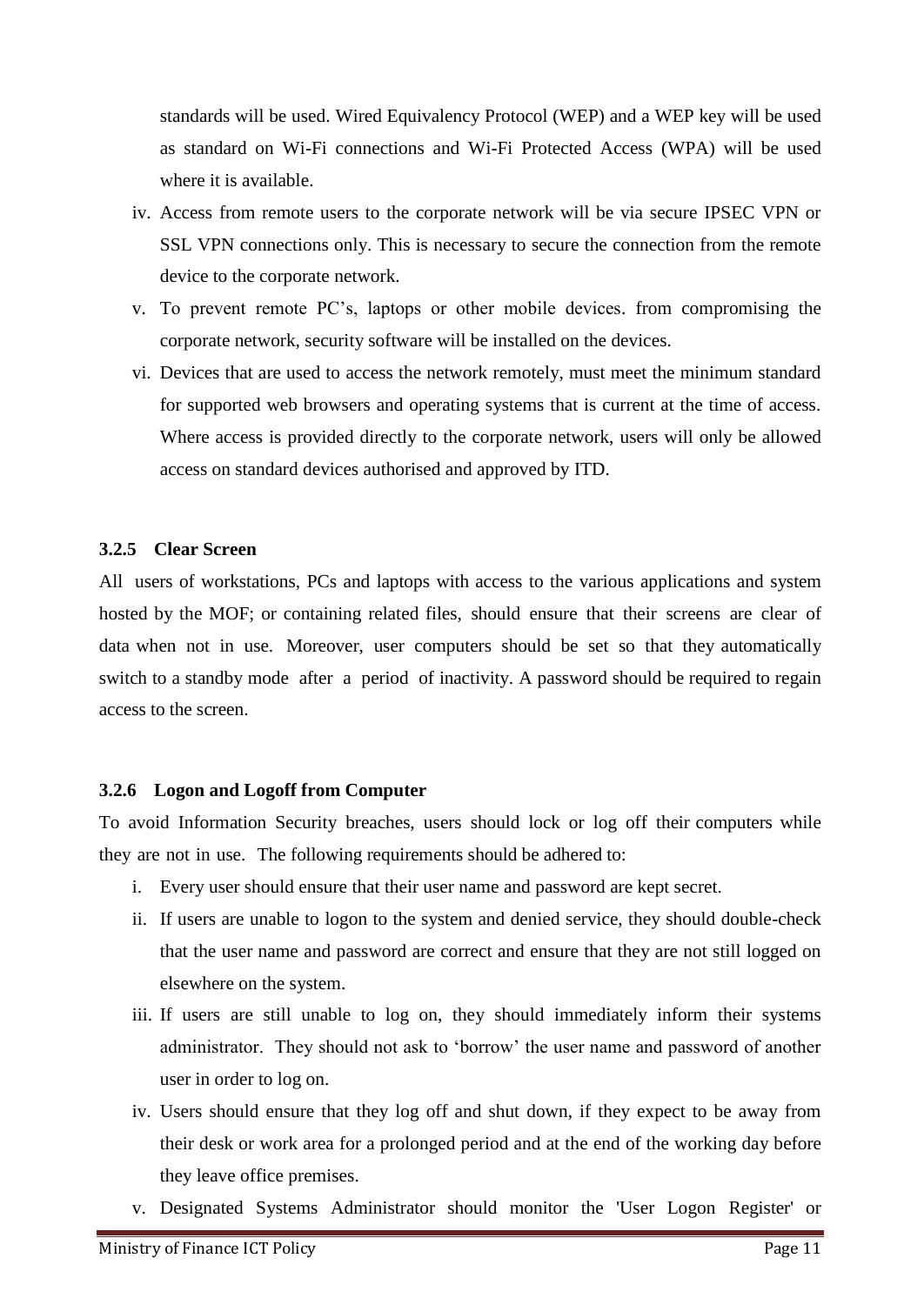standards will be used. Wired Equivalency Protocol (WEP) and a WEP key will be used as standard on Wi-Fi connections and Wi-Fi Protected Access (WPA) will be used where it is available.

iv. Access from remote users to the corporate network will be via secure IPSEC VPN or SSL VPN connections only. This is necessary to secure the connection from the remote device to the corporate network.

v. To prevent remote PC's, laptops or other mobile devices. from compromising the corporate network, security software will be installed on the devices.

vi. Devices that are used to access the network remotely, must meet the minimum standard for supported web browsers and operating systems that is current at the time of access. Where access is provided directly to the corporate network, users will only be allowed access on standard devices authorised and approved by ITD.

### 3.2.5 Clear Screen

All users of workstations, PCs and laptops with access to the various applications and system hosted by the MOF; or containing related files, should ensure that their screens are clear of data when not in use. Moreover, user computers should be set so that they automatically switch to a standby mode after a period of inactivity. A password should be required to regain access to the screen.

### 3.2.6 Logon and Logoff from Computer

To avoid Information Security breaches, users should lock or log off their computers while they are not in use. The following requirements should be adhered to:

i. Every user should ensure that their user name and password are kept secret.

ii. If users are unable to logon to the system and denied service, they should double-check that the user name and password are correct and ensure that they are not still logged on elsewhere on the system.

iii. If users are still unable to log on, they should immediately inform their systems administrator. They should not ask to 'borrow' the user name and password of another user in order to log on.

iv. Users should ensure that they log off and shut down, if they expect to be away from their desk or work area for a prolonged period and at the end of the working day before they leave office premises.

v. Designated Systems Administrator should monitor the 'User Logon Register' or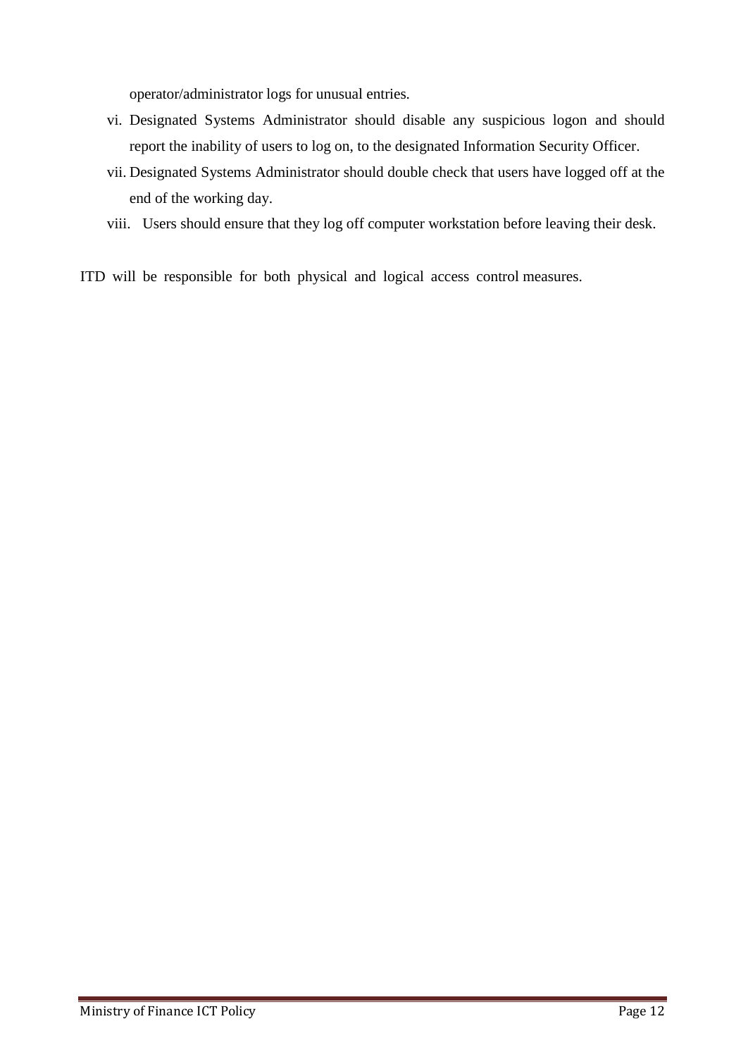operator/administrator logs for unusual entries.

vi. Designated Systems Administrator should disable any suspicious logon and should report the inability of users to log on, to the designated Information Security Officer.

vii. Designated Systems Administrator should double check that users have logged off at the end of the working day.

viii. Users should ensure that they log off computer workstation before leaving their desk.

ITD will be responsible for both physical and logical access control measures.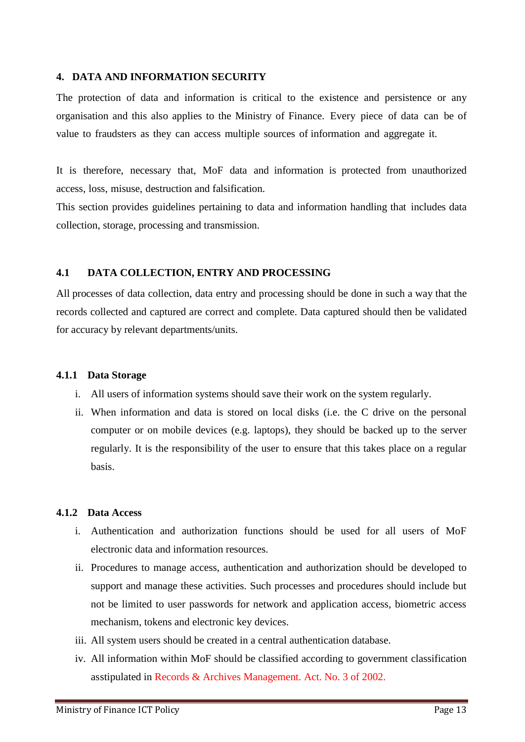# 4. DATA AND INFORMATION SECURITY

The protection of data and information is critical to the existence and persistence or any organisation and this also applies to the Ministry of Finance. Every piece of data can be of value to fraudsters as they can access multiple sources of information and aggregate it.

It is therefore, necessary that, MoF data and information is protected from unauthorized access, loss, misuse, destruction and falsification.

This section provides guidelines pertaining to data and information handling that includes data collection, storage, processing and transmission.

## 4.1 DATA COLLECTION, ENTRY AND PROCESSING

All processes of data collection, data entry and processing should be done in such a way that the records collected and captured are correct and complete. Data captured should then be validated for accuracy by relevant departments/units.

### 4.1.1 Data Storage

i. All users of information systems should save their work on the system regularly.

ii. When information and data is stored on local disks (i.e. the C drive on the personal computer or on mobile devices (e.g. laptops), they should be backed up to the server regularly. It is the responsibility of the user to ensure that this takes place on a regular basis.

### 4.1.2 Data Access

i. Authentication and authorization functions should be used for all users of MoF electronic data and information resources.

ii. Procedures to manage access, authentication and authorization should be developed to support and manage these activities. Such processes and procedures should include but not be limited to user passwords for network and application access, biometric access mechanism, tokens and electronic key devices.

iii. All system users should be created in a central authentication database.

iv. All information within MoF should be classified according to government classification asstipulated in Records & Archives Management. Act. No. 3 of 2002.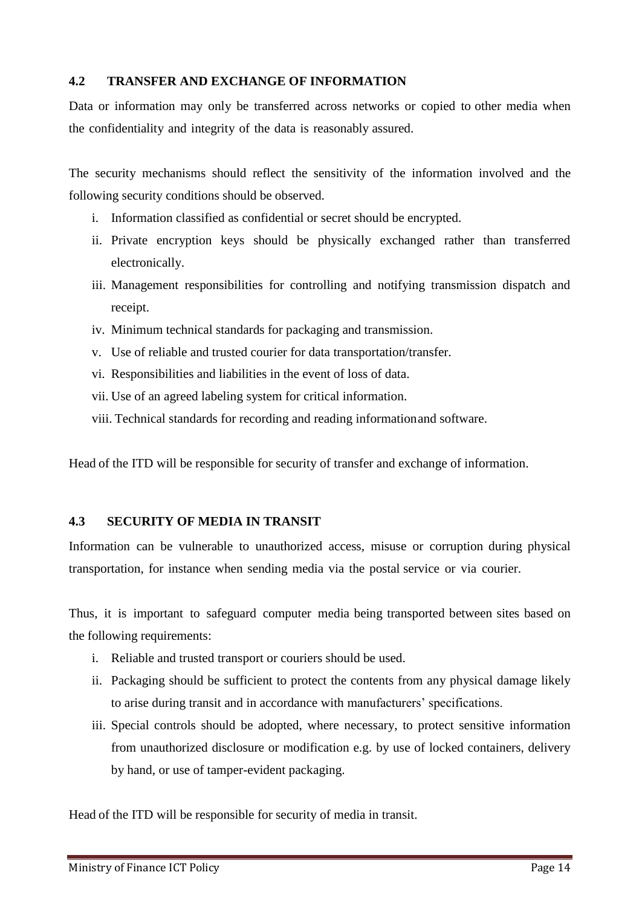## 4.2 TRANSFER AND EXCHANGE OF INFORMATION

Data or information may only be transferred across networks or copied to other media when the confidentiality and integrity of the data is reasonably assured.

The security mechanisms should reflect the sensitivity of the information involved and the following security conditions should be observed.

i. Information classified as confidential or secret should be encrypted.
ii. Private encryption keys should be physically exchanged rather than transferred electronically.
iii. Management responsibilities for controlling and notifying transmission dispatch and receipt.
iv. Minimum technical standards for packaging and transmission.
v. Use of reliable and trusted courier for data transportation/transfer.
vi. Responsibilities and liabilities in the event of loss of data.
vii. Use of an agreed labeling system for critical information.
viii. Technical standards for recording and reading informationand software.

Head of the ITD will be responsible for security of transfer and exchange of information.

## 4.3 SECURITY OF MEDIA IN TRANSIT

Information can be vulnerable to unauthorized access, misuse or corruption during physical transportation, for instance when sending media via the postal service or via courier.

Thus, it is important to safeguard computer media being transported between sites based on the following requirements:

i. Reliable and trusted transport or couriers should be used.
ii. Packaging should be sufficient to protect the contents from any physical damage likely to arise during transit and in accordance with manufacturers' specifications.
iii. Special controls should be adopted, where necessary, to protect sensitive information from unauthorized disclosure or modification e.g. by use of locked containers, delivery by hand, or use of tamper-evident packaging.

Head of the ITD will be responsible for security of media in transit.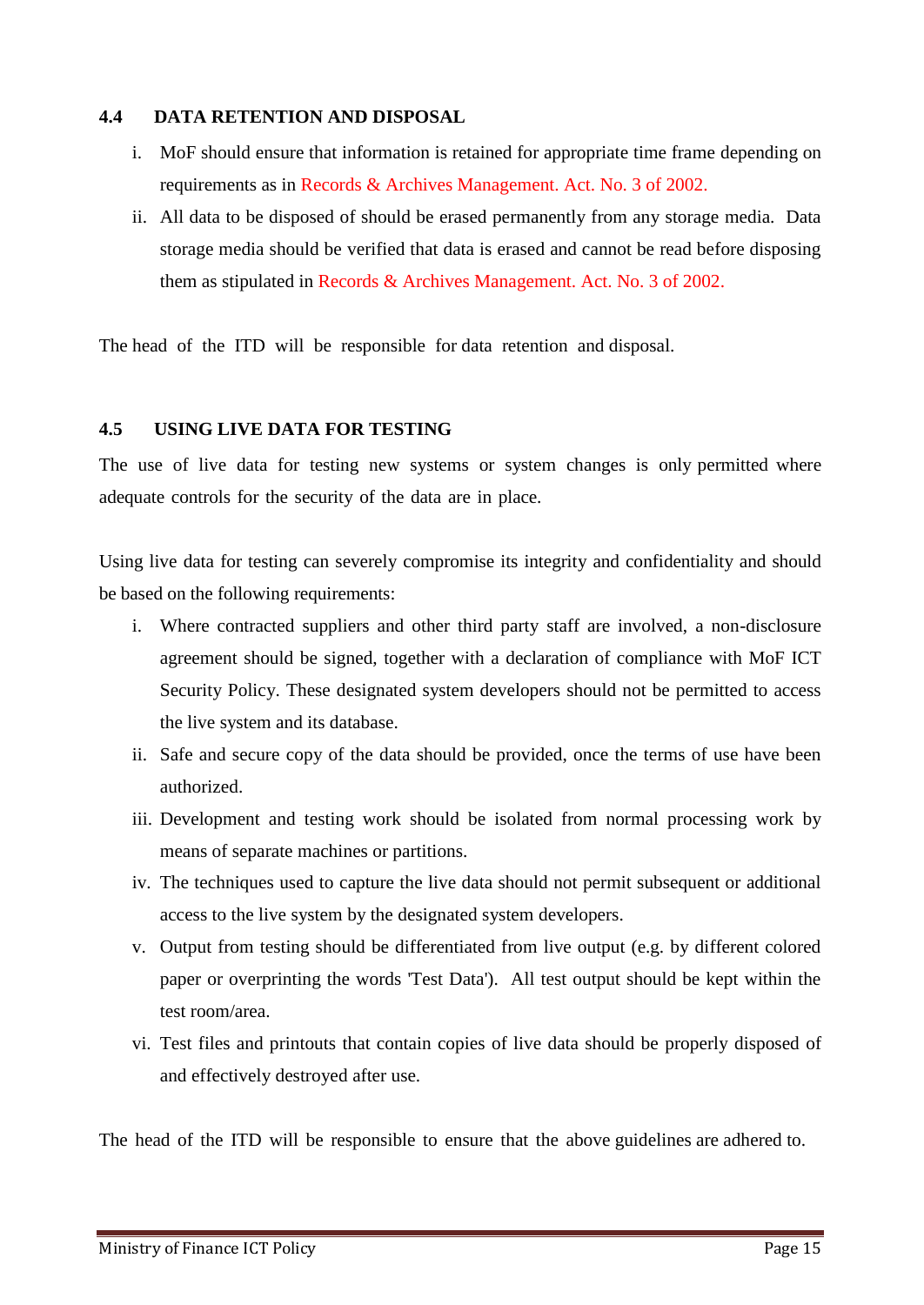### 4.4 DATA RETENTION AND DISPOSAL

i. MoF should ensure that information is retained for appropriate time frame depending on requirements as in Records & Archives Management. Act. No. 3 of 2002.

ii. All data to be disposed of should be erased permanently from any storage media. Data storage media should be verified that data is erased and cannot be read before disposing them as stipulated in Records & Archives Management. Act. No. 3 of 2002.

The head of the ITD will be responsible for data retention and disposal.

### 4.5 USING LIVE DATA FOR TESTING

The use of live data for testing new systems or system changes is only permitted where adequate controls for the security of the data are in place.

Using live data for testing can severely compromise its integrity and confidentiality and should be based on the following requirements:

i. Where contracted suppliers and other third party staff are involved, a non-disclosure agreement should be signed, together with a declaration of compliance with MoF ICT Security Policy. These designated system developers should not be permitted to access the live system and its database.

ii. Safe and secure copy of the data should be provided, once the terms of use have been authorized.

iii. Development and testing work should be isolated from normal processing work by means of separate machines or partitions.

iv. The techniques used to capture the live data should not permit subsequent or additional access to the live system by the designated system developers.

v. Output from testing should be differentiated from live output (e.g. by different colored paper or overprinting the words 'Test Data'). All test output should be kept within the test room/area.

vi. Test files and printouts that contain copies of live data should be properly disposed of and effectively destroyed after use.

The head of the ITD will be responsible to ensure that the above guidelines are adhered to.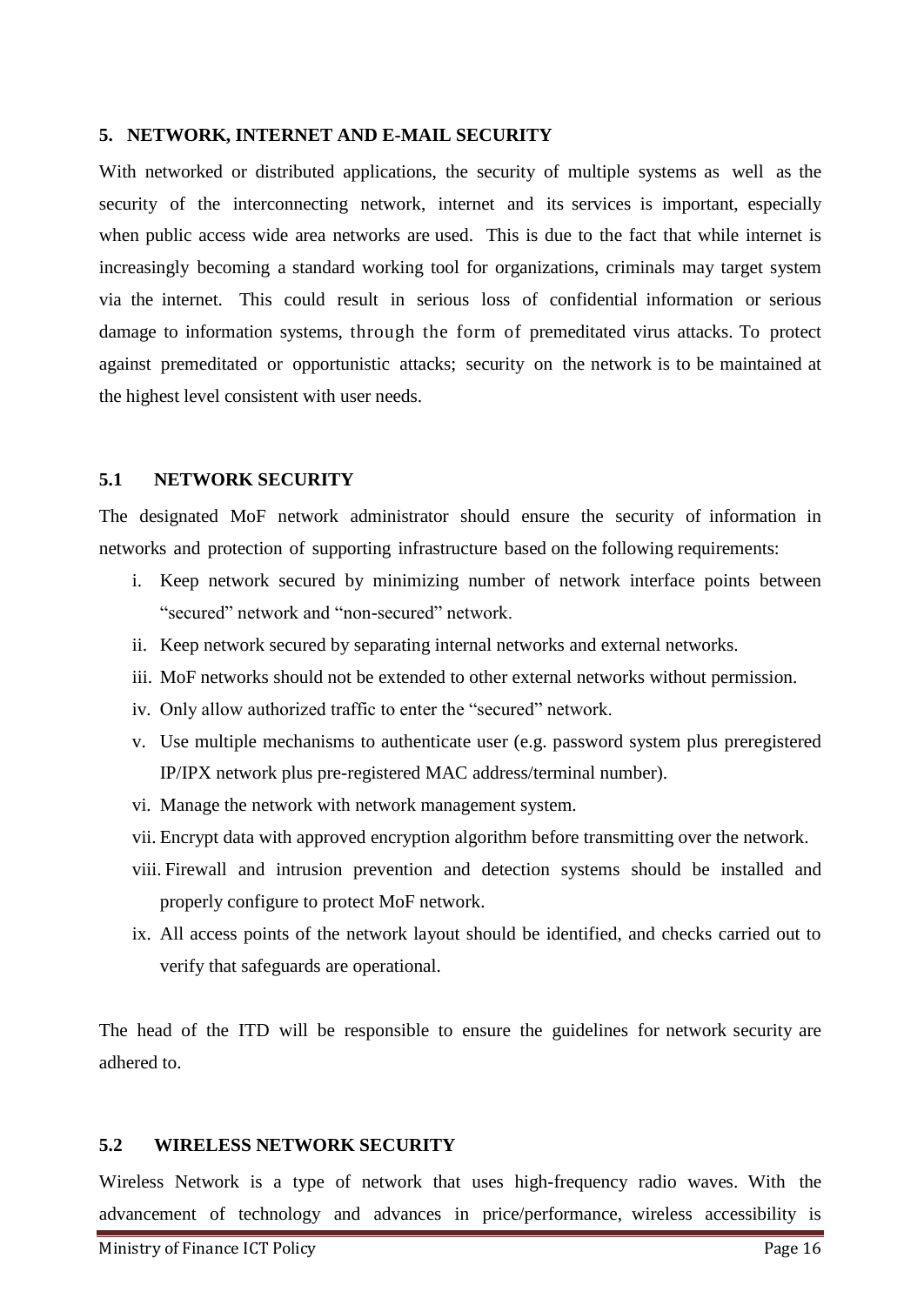## 5. NETWORK, INTERNET AND E-MAIL SECURITY

With networked or distributed applications, the security of multiple systems as well as the security of the interconnecting network, internet and its services is important, especially when public access wide area networks are used. This is due to the fact that while internet is increasingly becoming a standard working tool for organizations, criminals may target system via the internet. This could result in serious loss of confidential information or serious damage to information systems, through the form of premeditated virus attacks. To protect against premeditated or opportunistic attacks; security on the network is to be maintained at the highest level consistent with user needs.

### 5.1 NETWORK SECURITY

The designated MoF network administrator should ensure the security of information in networks and protection of supporting infrastructure based on the following requirements:

i. Keep network secured by minimizing number of network interface points between "secured" network and "non-secured" network.
ii. Keep network secured by separating internal networks and external networks.
iii. MoF networks should not be extended to other external networks without permission.
iv. Only allow authorized traffic to enter the "secured" network.
v. Use multiple mechanisms to authenticate user (e.g. password system plus preregistered IP/IPX network plus pre-registered MAC address/terminal number).
vi. Manage the network with network management system.
vii. Encrypt data with approved encryption algorithm before transmitting over the network.
viii. Firewall and intrusion prevention and detection systems should be installed and properly configure to protect MoF network.
ix. All access points of the network layout should be identified, and checks carried out to verify that safeguards are operational.

The head of the ITD will be responsible to ensure the guidelines for network security are adhered to.

### 5.2 WIRELESS NETWORK SECURITY

Wireless Network is a type of network that uses high-frequency radio waves. With the advancement of technology and advances in price/performance, wireless accessibility is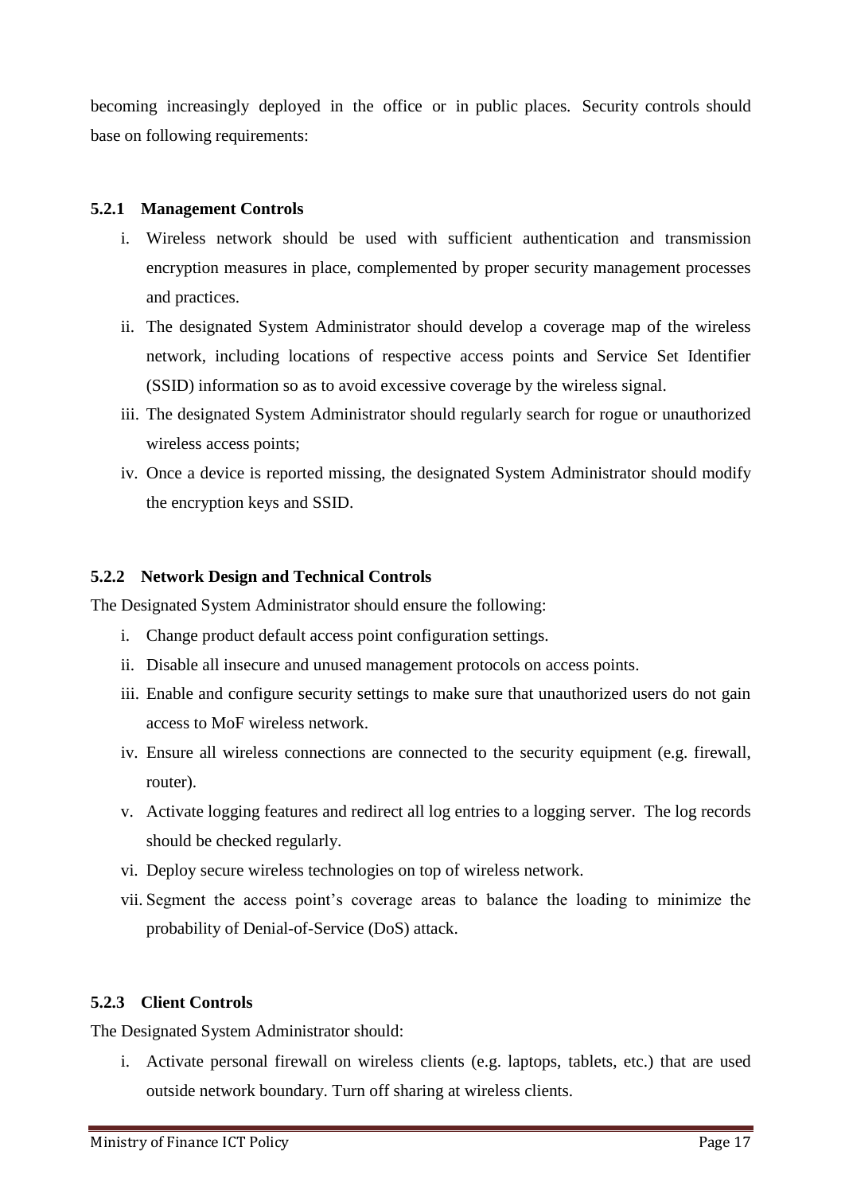becoming increasingly deployed in the office or in public places. Security controls should base on following requirements:

#### 5.2.1 Management Controls

i. Wireless network should be used with sufficient authentication and transmission encryption measures in place, complemented by proper security management processes and practices.
ii. The designated System Administrator should develop a coverage map of the wireless network, including locations of respective access points and Service Set Identifier (SSID) information so as to avoid excessive coverage by the wireless signal.
iii. The designated System Administrator should regularly search for rogue or unauthorized wireless access points;
iv. Once a device is reported missing, the designated System Administrator should modify the encryption keys and SSID.

#### 5.2.2 Network Design and Technical Controls

The Designated System Administrator should ensure the following:

i. Change product default access point configuration settings.
ii. Disable all insecure and unused management protocols on access points.
iii. Enable and configure security settings to make sure that unauthorized users do not gain access to MoF wireless network.
iv. Ensure all wireless connections are connected to the security equipment (e.g. firewall, router).
v. Activate logging features and redirect all log entries to a logging server. The log records should be checked regularly.
vi. Deploy secure wireless technologies on top of wireless network.
vii. Segment the access point's coverage areas to balance the loading to minimize the probability of Denial-of-Service (DoS) attack.

#### 5.2.3 Client Controls

The Designated System Administrator should:

i. Activate personal firewall on wireless clients (e.g. laptops, tablets, etc.) that are used outside network boundary. Turn off sharing at wireless clients.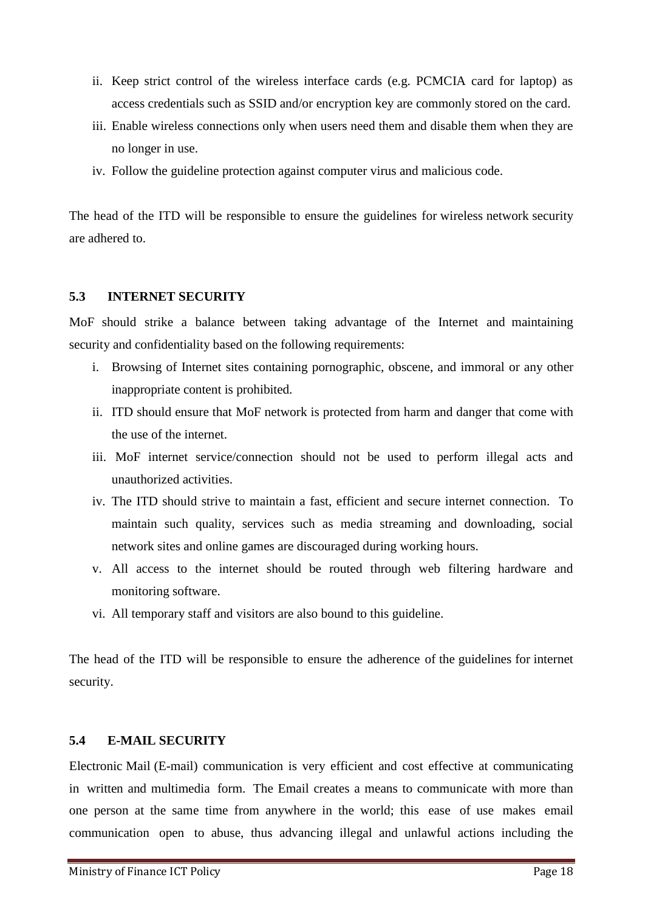ii. Keep strict control of the wireless interface cards (e.g. PCMCIA card for laptop) as access credentials such as SSID and/or encryption key are commonly stored on the card.
iii. Enable wireless connections only when users need them and disable them when they are no longer in use.
iv. Follow the guideline protection against computer virus and malicious code.

The head of the ITD will be responsible to ensure the guidelines for wireless network security are adhered to.

### 5.3 INTERNET SECURITY

MoF should strike a balance between taking advantage of the Internet and maintaining security and confidentiality based on the following requirements:

i. Browsing of Internet sites containing pornographic, obscene, and immoral or any other inappropriate content is prohibited.
ii. ITD should ensure that MoF network is protected from harm and danger that come with the use of the internet.
iii. MoF internet service/connection should not be used to perform illegal acts and unauthorized activities.
iv. The ITD should strive to maintain a fast, efficient and secure internet connection. To maintain such quality, services such as media streaming and downloading, social network sites and online games are discouraged during working hours.
v. All access to the internet should be routed through web filtering hardware and monitoring software.
vi. All temporary staff and visitors are also bound to this guideline.

The head of the ITD will be responsible to ensure the adherence of the guidelines for internet security.

### 5.4 E-MAIL SECURITY

Electronic Mail (E-mail) communication is very efficient and cost effective at communicating in written and multimedia form. The Email creates a means to communicate with more than one person at the same time from anywhere in the world; this ease of use makes email communication open to abuse, thus advancing illegal and unlawful actions including the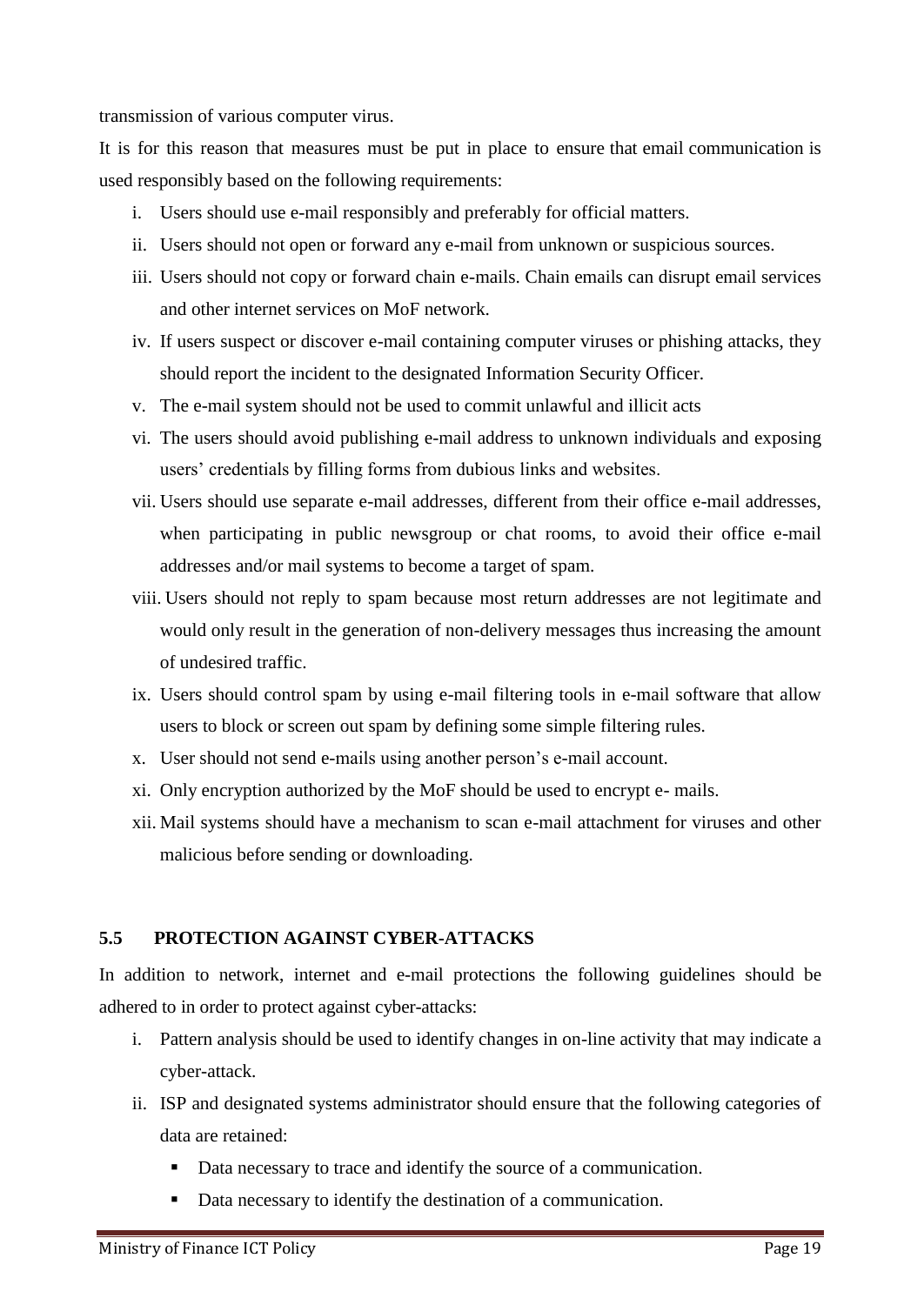transmission of various computer virus.

It is for this reason that measures must be put in place to ensure that email communication is used responsibly based on the following requirements:

i. Users should use e-mail responsibly and preferably for official matters.
ii. Users should not open or forward any e-mail from unknown or suspicious sources.
iii. Users should not copy or forward chain e-mails. Chain emails can disrupt email services and other internet services on MoF network.
iv. If users suspect or discover e-mail containing computer viruses or phishing attacks, they should report the incident to the designated Information Security Officer.
v. The e-mail system should not be used to commit unlawful and illicit acts
vi. The users should avoid publishing e-mail address to unknown individuals and exposing users' credentials by filling forms from dubious links and websites.
vii. Users should use separate e-mail addresses, different from their office e-mail addresses, when participating in public newsgroup or chat rooms, to avoid their office e-mail addresses and/or mail systems to become a target of spam.
viii. Users should not reply to spam because most return addresses are not legitimate and would only result in the generation of non-delivery messages thus increasing the amount of undesired traffic.
ix. Users should control spam by using e-mail filtering tools in e-mail software that allow users to block or screen out spam by defining some simple filtering rules.
x. User should not send e-mails using another person's e-mail account.
xi. Only encryption authorized by the MoF should be used to encrypt e- mails.
xii. Mail systems should have a mechanism to scan e-mail attachment for viruses and other malicious before sending or downloading.

### 5.5 PROTECTION AGAINST CYBER-ATTACKS

In addition to network, internet and e-mail protections the following guidelines should be adhered to in order to protect against cyber-attacks:

i. Pattern analysis should be used to identify changes in on-line activity that may indicate a cyber-attack.
ii. ISP and designated systems administrator should ensure that the following categories of data are retained:
    - Data necessary to trace and identify the source of a communication.
    - Data necessary to identify the destination of a communication.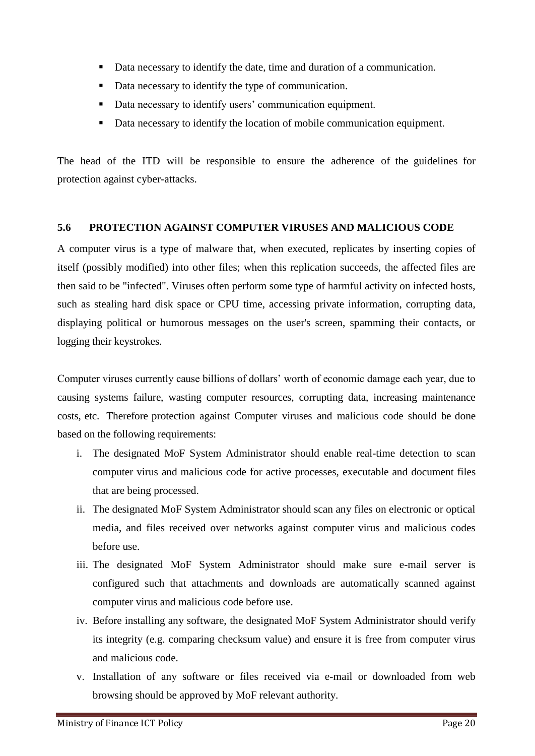- Data necessary to identify the date, time and duration of a communication.
- Data necessary to identify the type of communication.
- Data necessary to identify users' communication equipment.
- Data necessary to identify the location of mobile communication equipment.

The head of the ITD will be responsible to ensure the adherence of the guidelines for protection against cyber-attacks.

### 5.6 PROTECTION AGAINST COMPUTER VIRUSES AND MALICIOUS CODE

A computer virus is a type of malware that, when executed, replicates by inserting copies of itself (possibly modified) into other files; when this replication succeeds, the affected files are then said to be "infected". Viruses often perform some type of harmful activity on infected hosts, such as stealing hard disk space or CPU time, accessing private information, corrupting data, displaying political or humorous messages on the user's screen, spamming their contacts, or logging their keystrokes.

Computer viruses currently cause billions of dollars' worth of economic damage each year, due to causing systems failure, wasting computer resources, corrupting data, increasing maintenance costs, etc. Therefore protection against Computer viruses and malicious code should be done based on the following requirements:

i. The designated MoF System Administrator should enable real-time detection to scan computer virus and malicious code for active processes, executable and document files that are being processed.
ii. The designated MoF System Administrator should scan any files on electronic or optical media, and files received over networks against computer virus and malicious codes before use.
iii. The designated MoF System Administrator should make sure e-mail server is configured such that attachments and downloads are automatically scanned against computer virus and malicious code before use.
iv. Before installing any software, the designated MoF System Administrator should verify its integrity (e.g. comparing checksum value) and ensure it is free from computer virus and malicious code.
v. Installation of any software or files received via e-mail or downloaded from web browsing should be approved by MoF relevant authority.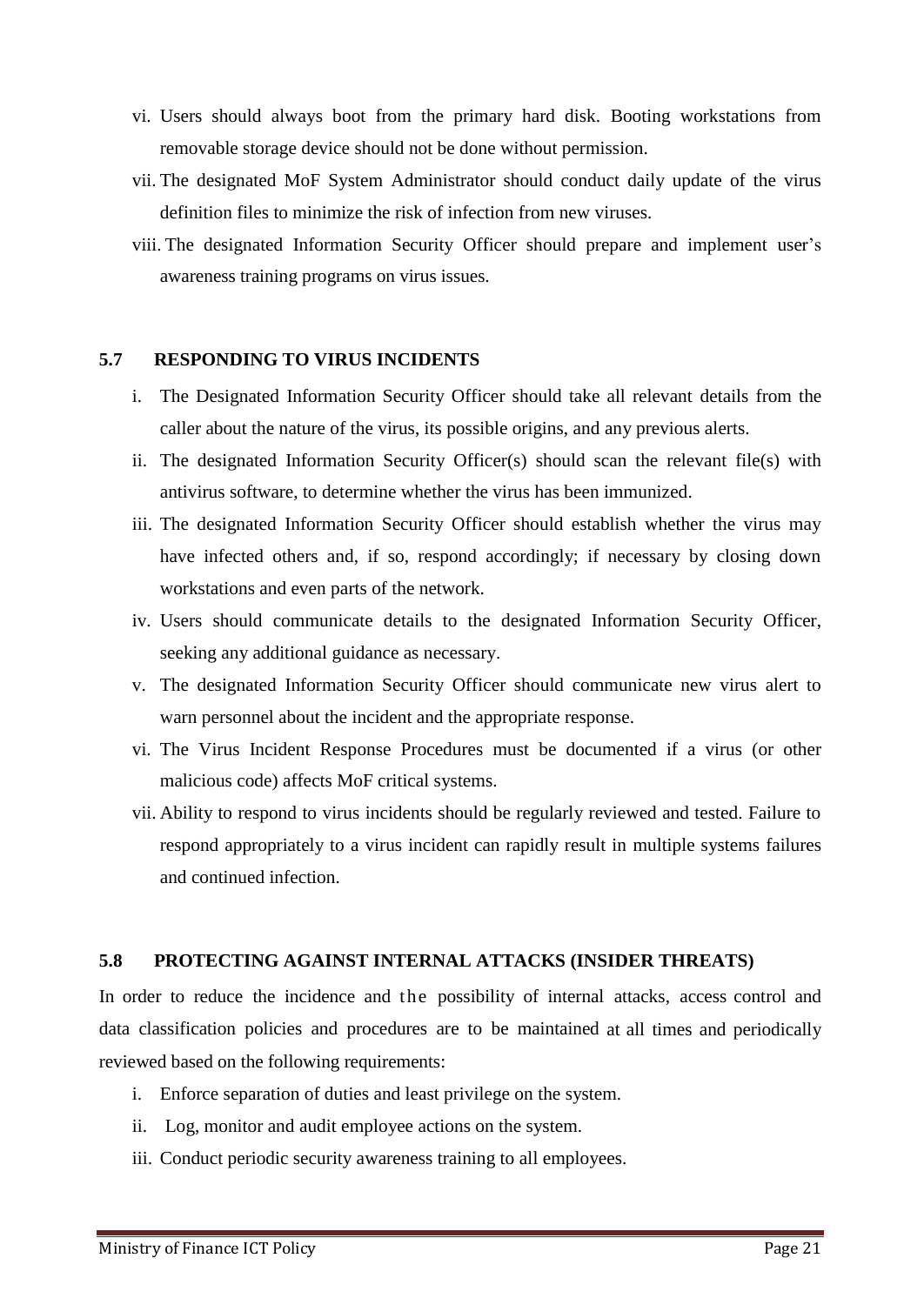vi. Users should always boot from the primary hard disk. Booting workstations from removable storage device should not be done without permission.

vii. The designated MoF System Administrator should conduct daily update of the virus definition files to minimize the risk of infection from new viruses.

viii. The designated Information Security Officer should prepare and implement user's awareness training programs on virus issues.

### 5.7 RESPONDING TO VIRUS INCIDENTS

i. The Designated Information Security Officer should take all relevant details from the caller about the nature of the virus, its possible origins, and any previous alerts.

ii. The designated Information Security Officer(s) should scan the relevant file(s) with antivirus software, to determine whether the virus has been immunized.

iii. The designated Information Security Officer should establish whether the virus may have infected others and, if so, respond accordingly; if necessary by closing down workstations and even parts of the network.

iv. Users should communicate details to the designated Information Security Officer, seeking any additional guidance as necessary.

v. The designated Information Security Officer should communicate new virus alert to warn personnel about the incident and the appropriate response.

vi. The Virus Incident Response Procedures must be documented if a virus (or other malicious code) affects MoF critical systems.

vii. Ability to respond to virus incidents should be regularly reviewed and tested. Failure to respond appropriately to a virus incident can rapidly result in multiple systems failures and continued infection.

### 5.8 PROTECTING AGAINST INTERNAL ATTACKS (INSIDER THREATS)

In order to reduce the incidence and the possibility of internal attacks, access control and data classification policies and procedures are to be maintained at all times and periodically reviewed based on the following requirements:

i. Enforce separation of duties and least privilege on the system.

ii. Log, monitor and audit employee actions on the system.

iii. Conduct periodic security awareness training to all employees.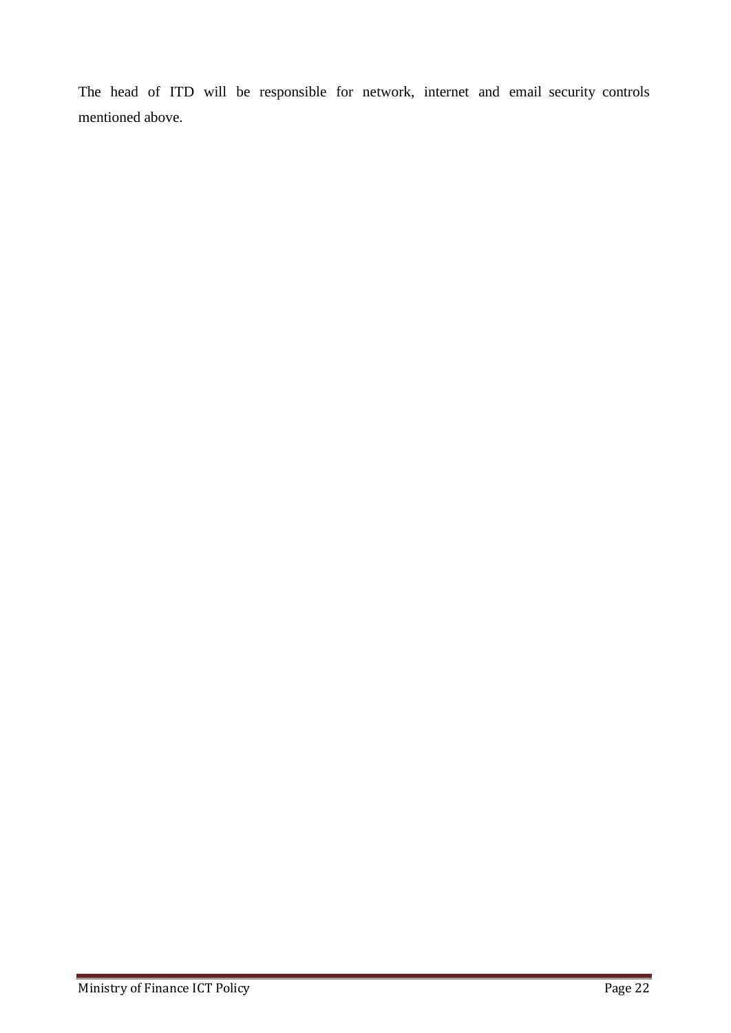The head of ITD will be responsible for network, internet and email security controls mentioned above.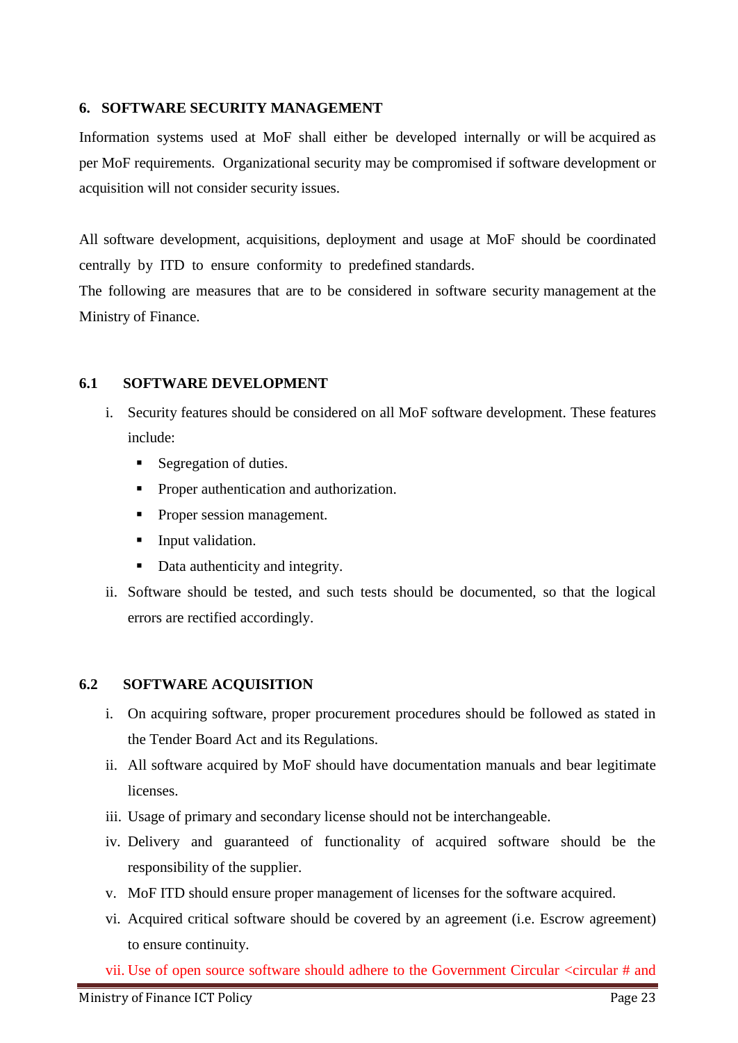## 6. SOFTWARE SECURITY MANAGEMENT

Information systems used at MoF shall either be developed internally or will be acquired as per MoF requirements. Organizational security may be compromised if software development or acquisition will not consider security issues.

All software development, acquisitions, deployment and usage at MoF should be coordinated centrally by ITD to ensure conformity to predefined standards.
The following are measures that are to be considered in software security management at the Ministry of Finance.

### 6.1 SOFTWARE DEVELOPMENT

i. Security features should be considered on all MoF software development. These features include:
   - Segregation of duties.
   - Proper authentication and authorization.
   - Proper session management.
   - Input validation.
   - Data authenticity and integrity.

ii. Software should be tested, and such tests should be documented, so that the logical errors are rectified accordingly.

### 6.2 SOFTWARE ACQUISITION

i. On acquiring software, proper procurement procedures should be followed as stated in the Tender Board Act and its Regulations.

ii. All software acquired by MoF should have documentation manuals and bear legitimate licenses.

iii. Usage of primary and secondary license should not be interchangeable.

iv. Delivery and guaranteed of functionality of acquired software should be the responsibility of the supplier.

v. MoF ITD should ensure proper management of licenses for the software acquired.

vi. Acquired critical software should be covered by an agreement (i.e. Escrow agreement) to ensure continuity.

vii. Use of open source software should adhere to the Government Circular <circular # and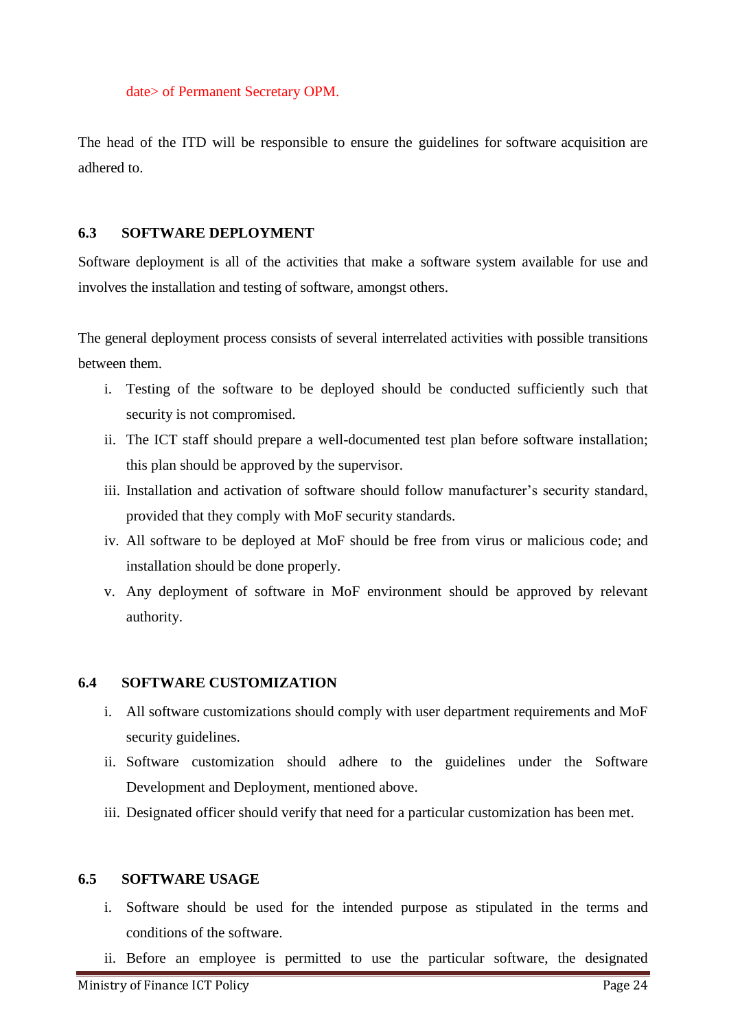date> of Permanent Secretary OPM.

The head of the ITD will be responsible to ensure the guidelines for software acquisition are adhered to.

### 6.3 SOFTWARE DEPLOYMENT

Software deployment is all of the activities that make a software system available for use and involves the installation and testing of software, amongst others.

The general deployment process consists of several interrelated activities with possible transitions between them.

i. Testing of the software to be deployed should be conducted sufficiently such that security is not compromised.
ii. The ICT staff should prepare a well-documented test plan before software installation; this plan should be approved by the supervisor.
iii. Installation and activation of software should follow manufacturer's security standard, provided that they comply with MoF security standards.
iv. All software to be deployed at MoF should be free from virus or malicious code; and installation should be done properly.
v. Any deployment of software in MoF environment should be approved by relevant authority.

### 6.4 SOFTWARE CUSTOMIZATION

i. All software customizations should comply with user department requirements and MoF security guidelines.
ii. Software customization should adhere to the guidelines under the Software Development and Deployment, mentioned above.
iii. Designated officer should verify that need for a particular customization has been met.

### 6.5 SOFTWARE USAGE

i. Software should be used for the intended purpose as stipulated in the terms and conditions of the software.
ii. Before an employee is permitted to use the particular software, the designated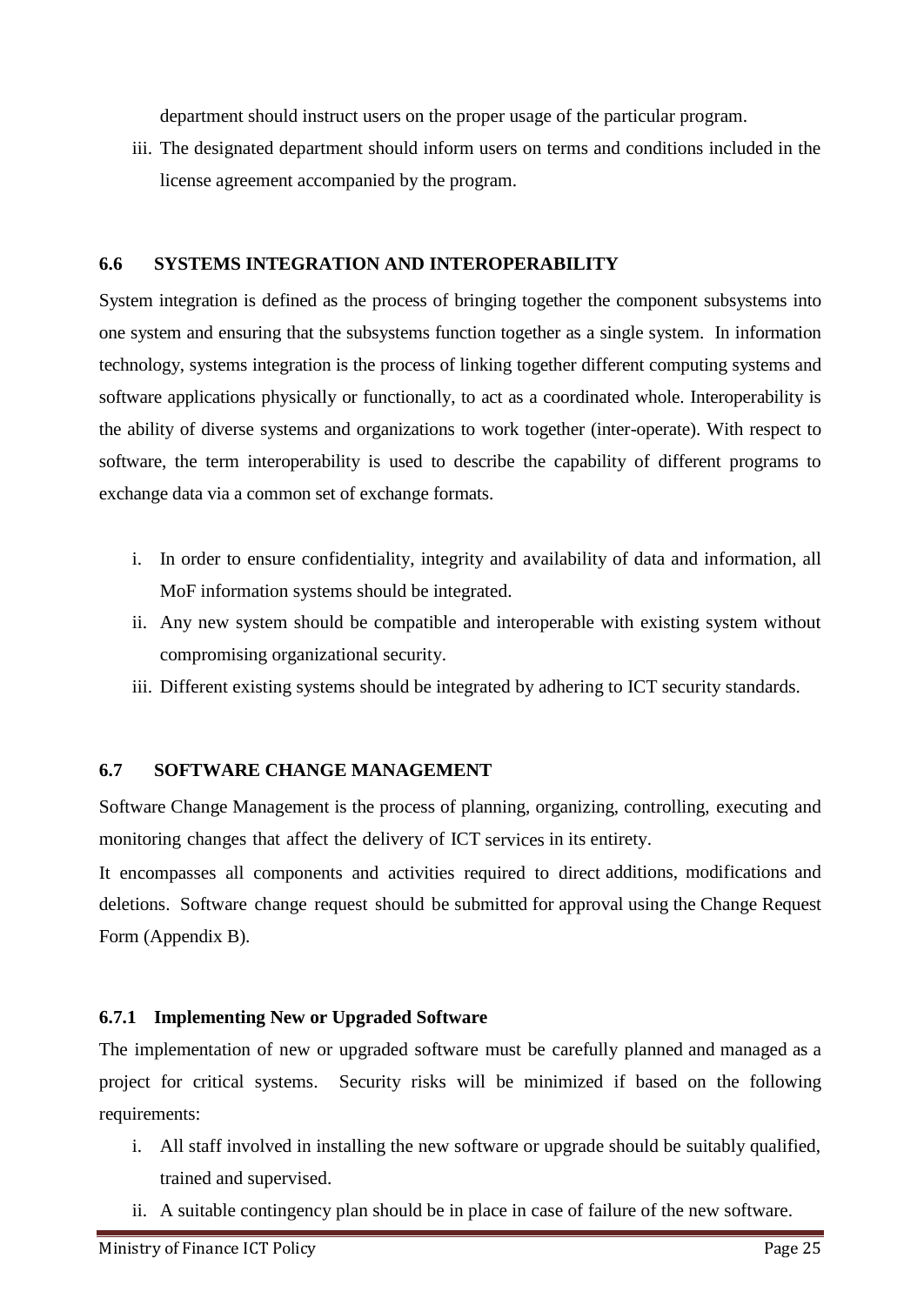department should instruct users on the proper usage of the particular program.

iii. The designated department should inform users on terms and conditions included in the license agreement accompanied by the program.

## 6.6 SYSTEMS INTEGRATION AND INTEROPERABILITY

System integration is defined as the process of bringing together the component subsystems into one system and ensuring that the subsystems function together as a single system. In information technology, systems integration is the process of linking together different computing systems and software applications physically or functionally, to act as a coordinated whole. Interoperability is the ability of diverse systems and organizations to work together (inter-operate). With respect to software, the term interoperability is used to describe the capability of different programs to exchange data via a common set of exchange formats.

i. In order to ensure confidentiality, integrity and availability of data and information, all MoF information systems should be integrated.
ii. Any new system should be compatible and interoperable with existing system without compromising organizational security.
iii. Different existing systems should be integrated by adhering to ICT security standards.

## 6.7 SOFTWARE CHANGE MANAGEMENT

Software Change Management is the process of planning, organizing, controlling, executing and monitoring changes that affect the delivery of ICT services in its entirety.

It encompasses all components and activities required to direct additions, modifications and deletions. Software change request should be submitted for approval using the Change Request Form (Appendix B).

### 6.7.1 Implementing New or Upgraded Software

The implementation of new or upgraded software must be carefully planned and managed as a project for critical systems. Security risks will be minimized if based on the following requirements:

i. All staff involved in installing the new software or upgrade should be suitably qualified, trained and supervised.
ii. A suitable contingency plan should be in place in case of failure of the new software.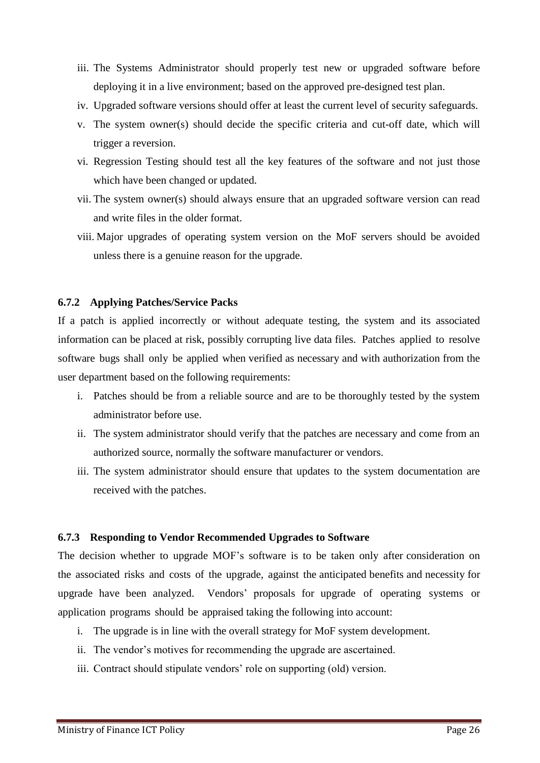iii. The Systems Administrator should properly test new or upgraded software before deploying it in a live environment; based on the approved pre-designed test plan.
iv. Upgraded software versions should offer at least the current level of security safeguards.
v. The system owner(s) should decide the specific criteria and cut-off date, which will trigger a reversion.
vi. Regression Testing should test all the key features of the software and not just those which have been changed or updated.
vii. The system owner(s) should always ensure that an upgraded software version can read and write files in the older format.
viii. Major upgrades of operating system version on the MoF servers should be avoided unless there is a genuine reason for the upgrade.

#### 6.7.2 Applying Patches/Service Packs

If a patch is applied incorrectly or without adequate testing, the system and its associated information can be placed at risk, possibly corrupting live data files. Patches applied to resolve software bugs shall only be applied when verified as necessary and with authorization from the user department based on the following requirements:

i. Patches should be from a reliable source and are to be thoroughly tested by the system administrator before use.
ii. The system administrator should verify that the patches are necessary and come from an authorized source, normally the software manufacturer or vendors.
iii. The system administrator should ensure that updates to the system documentation are received with the patches.

#### 6.7.3 Responding to Vendor Recommended Upgrades to Software

The decision whether to upgrade MOF's software is to be taken only after consideration on the associated risks and costs of the upgrade, against the anticipated benefits and necessity for upgrade have been analyzed. Vendors' proposals for upgrade of operating systems or application programs should be appraised taking the following into account:

i. The upgrade is in line with the overall strategy for MoF system development.
ii. The vendor's motives for recommending the upgrade are ascertained.
iii. Contract should stipulate vendors' role on supporting (old) version.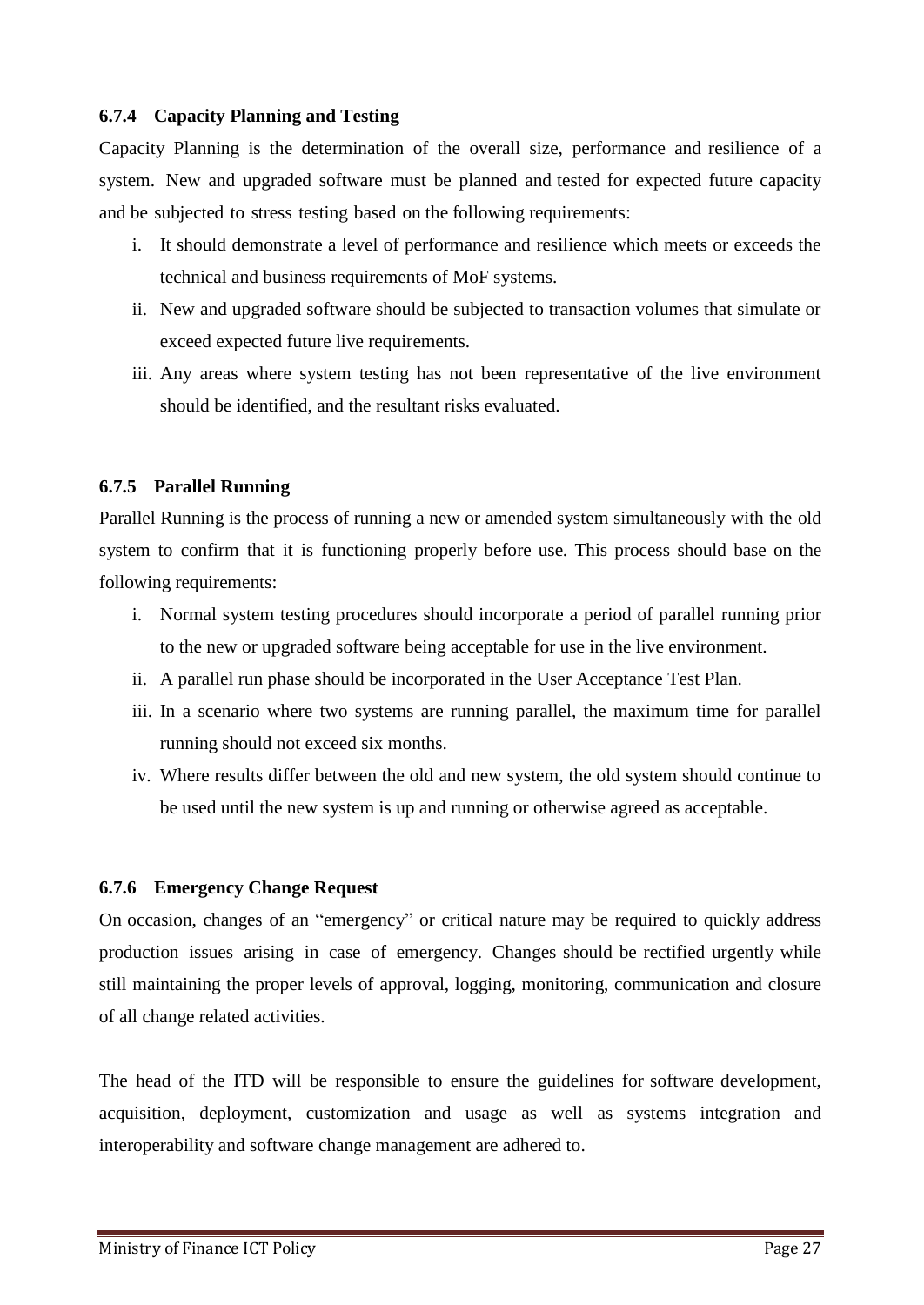#### 6.7.4 Capacity Planning and Testing

Capacity Planning is the determination of the overall size, performance and resilience of a system. New and upgraded software must be planned and tested for expected future capacity and be subjected to stress testing based on the following requirements:

i. It should demonstrate a level of performance and resilience which meets or exceeds the technical and business requirements of MoF systems.
ii. New and upgraded software should be subjected to transaction volumes that simulate or exceed expected future live requirements.
iii. Any areas where system testing has not been representative of the live environment should be identified, and the resultant risks evaluated.

#### 6.7.5 Parallel Running

Parallel Running is the process of running a new or amended system simultaneously with the old system to confirm that it is functioning properly before use. This process should base on the following requirements:

i. Normal system testing procedures should incorporate a period of parallel running prior to the new or upgraded software being acceptable for use in the live environment.
ii. A parallel run phase should be incorporated in the User Acceptance Test Plan.
iii. In a scenario where two systems are running parallel, the maximum time for parallel running should not exceed six months.
iv. Where results differ between the old and new system, the old system should continue to be used until the new system is up and running or otherwise agreed as acceptable.

#### 6.7.6 Emergency Change Request

On occasion, changes of an "emergency" or critical nature may be required to quickly address production issues arising in case of emergency. Changes should be rectified urgently while still maintaining the proper levels of approval, logging, monitoring, communication and closure of all change related activities.

The head of the ITD will be responsible to ensure the guidelines for software development, acquisition, deployment, customization and usage as well as systems integration and interoperability and software change management are adhered to.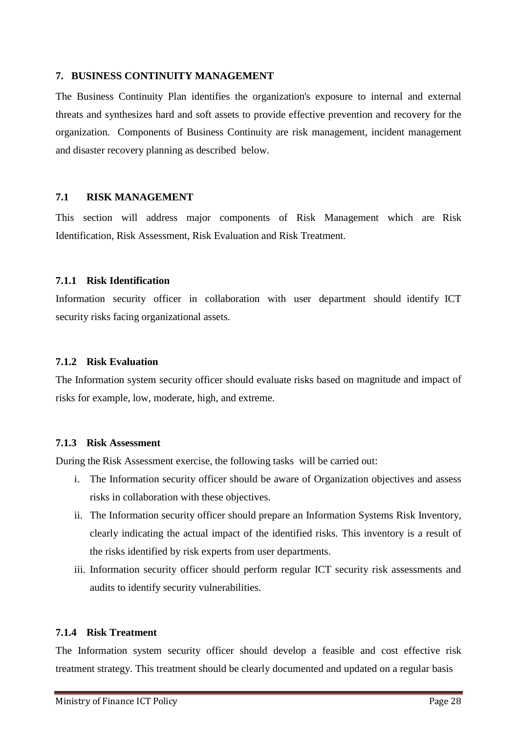## 7. BUSINESS CONTINUITY MANAGEMENT

The Business Continuity Plan identifies the organization's exposure to internal and external threats and synthesizes hard and soft assets to provide effective prevention and recovery for the organization. Components of Business Continuity are risk management, incident management and disaster recovery planning as described below.

### 7.1 RISK MANAGEMENT

This section will address major components of Risk Management which are Risk Identification, Risk Assessment, Risk Evaluation and Risk Treatment.

#### 7.1.1 Risk Identification

Information security officer in collaboration with user department should identify ICT security risks facing organizational assets.

#### 7.1.2 Risk Evaluation

The Information system security officer should evaluate risks based on magnitude and impact of risks for example, low, moderate, high, and extreme.

#### 7.1.3 Risk Assessment

During the Risk Assessment exercise, the following tasks will be carried out:

i. The Information security officer should be aware of Organization objectives and assess risks in collaboration with these objectives.
ii. The Information security officer should prepare an Information Systems Risk Inventory, clearly indicating the actual impact of the identified risks. This inventory is a result of the risks identified by risk experts from user departments.
iii. Information security officer should perform regular ICT security risk assessments and audits to identify security vulnerabilities.

#### 7.1.4 Risk Treatment

The Information system security officer should develop a feasible and cost effective risk treatment strategy. This treatment should be clearly documented and updated on a regular basis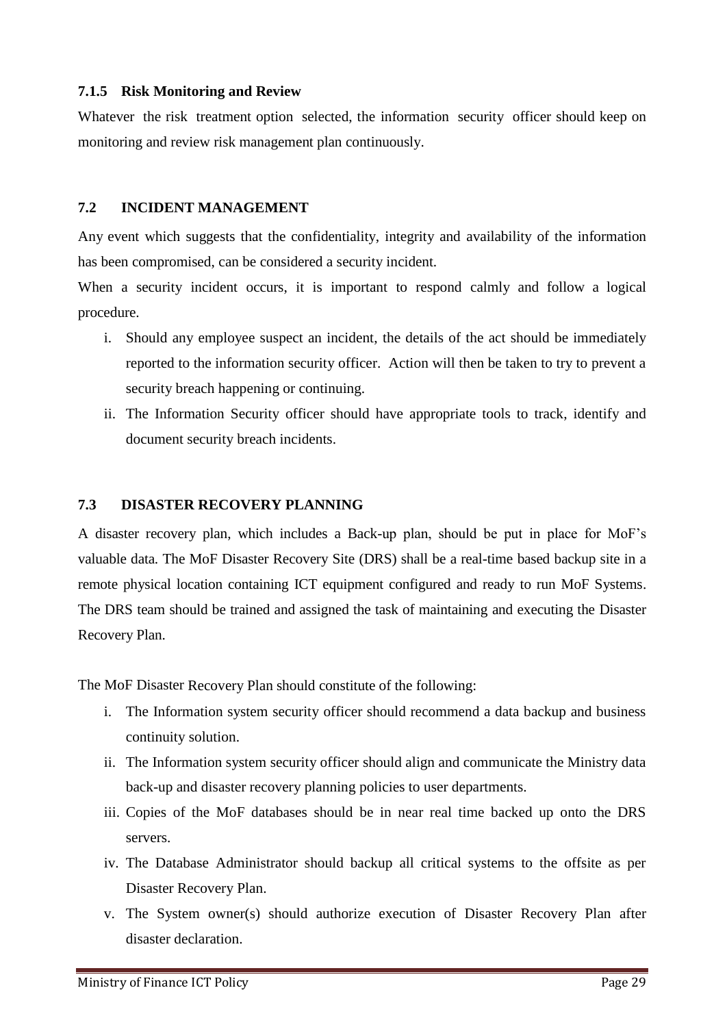#### 7.1.5 Risk Monitoring and Review

Whatever the risk treatment option selected, the information security officer should keep on monitoring and review risk management plan continuously.

### 7.2 INCIDENT MANAGEMENT

Any event which suggests that the confidentiality, integrity and availability of the information has been compromised, can be considered a security incident.

When a security incident occurs, it is important to respond calmly and follow a logical procedure.

i. Should any employee suspect an incident, the details of the act should be immediately reported to the information security officer. Action will then be taken to try to prevent a security breach happening or continuing.
ii. The Information Security officer should have appropriate tools to track, identify and document security breach incidents.

### 7.3 DISASTER RECOVERY PLANNING

A disaster recovery plan, which includes a Back-up plan, should be put in place for MoF's valuable data. The MoF Disaster Recovery Site (DRS) shall be a real-time based backup site in a remote physical location containing ICT equipment configured and ready to run MoF Systems. The DRS team should be trained and assigned the task of maintaining and executing the Disaster Recovery Plan.

The MoF Disaster Recovery Plan should constitute of the following:

i. The Information system security officer should recommend a data backup and business continuity solution.
ii. The Information system security officer should align and communicate the Ministry data back-up and disaster recovery planning policies to user departments.
iii. Copies of the MoF databases should be in near real time backed up onto the DRS servers.
iv. The Database Administrator should backup all critical systems to the offsite as per Disaster Recovery Plan.
v. The System owner(s) should authorize execution of Disaster Recovery Plan after disaster declaration.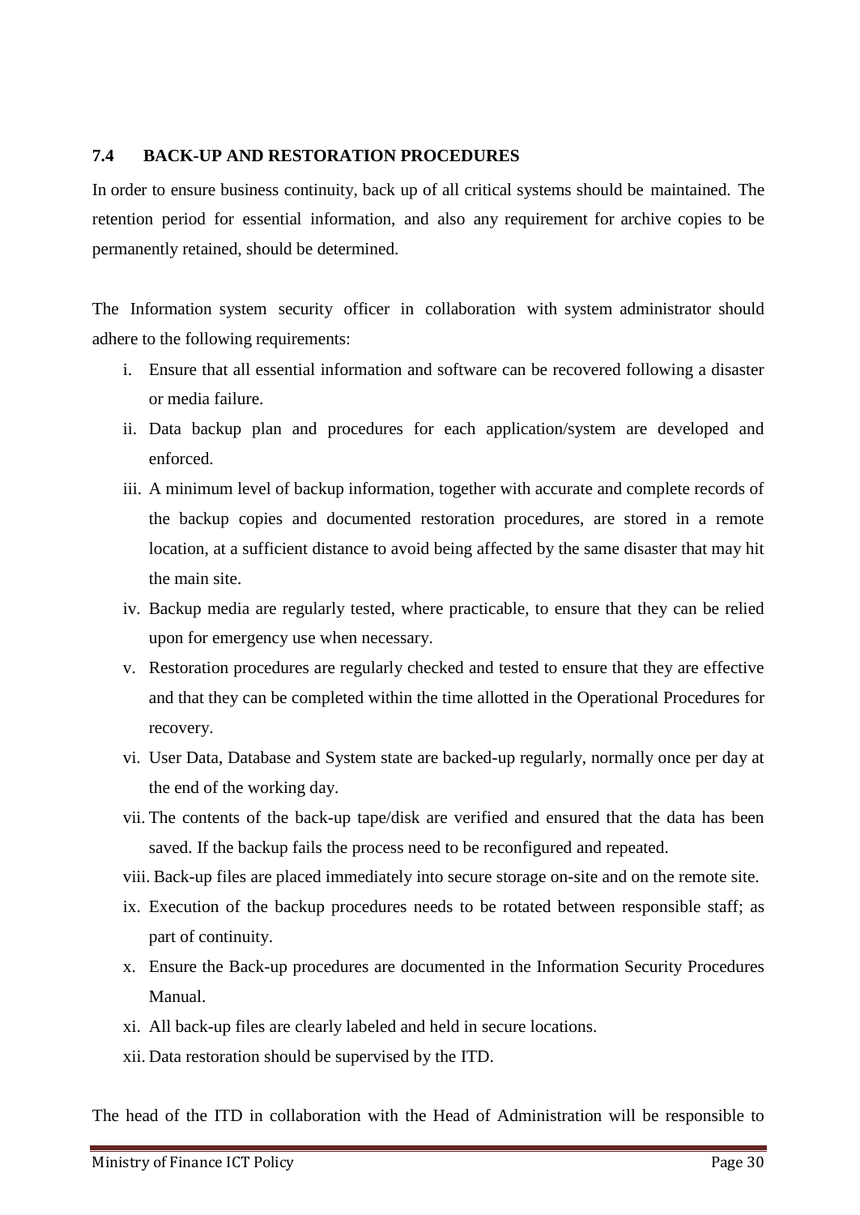### 7.4 BACK-UP AND RESTORATION PROCEDURES

In order to ensure business continuity, back up of all critical systems should be maintained. The retention period for essential information, and also any requirement for archive copies to be permanently retained, should be determined.

The Information system security officer in collaboration with system administrator should adhere to the following requirements:

i. Ensure that all essential information and software can be recovered following a disaster or media failure.
ii. Data backup plan and procedures for each application/system are developed and enforced.
iii. A minimum level of backup information, together with accurate and complete records of the backup copies and documented restoration procedures, are stored in a remote location, at a sufficient distance to avoid being affected by the same disaster that may hit the main site.
iv. Backup media are regularly tested, where practicable, to ensure that they can be relied upon for emergency use when necessary.
v. Restoration procedures are regularly checked and tested to ensure that they are effective and that they can be completed within the time allotted in the Operational Procedures for recovery.
vi. User Data, Database and System state are backed-up regularly, normally once per day at the end of the working day.
vii. The contents of the back-up tape/disk are verified and ensured that the data has been saved. If the backup fails the process need to be reconfigured and repeated.
viii. Back-up files are placed immediately into secure storage on-site and on the remote site.
ix. Execution of the backup procedures needs to be rotated between responsible staff; as part of continuity.
x. Ensure the Back-up procedures are documented in the Information Security Procedures Manual.
xi. All back-up files are clearly labeled and held in secure locations.
xii. Data restoration should be supervised by the ITD.

The head of the ITD in collaboration with the Head of Administration will be responsible to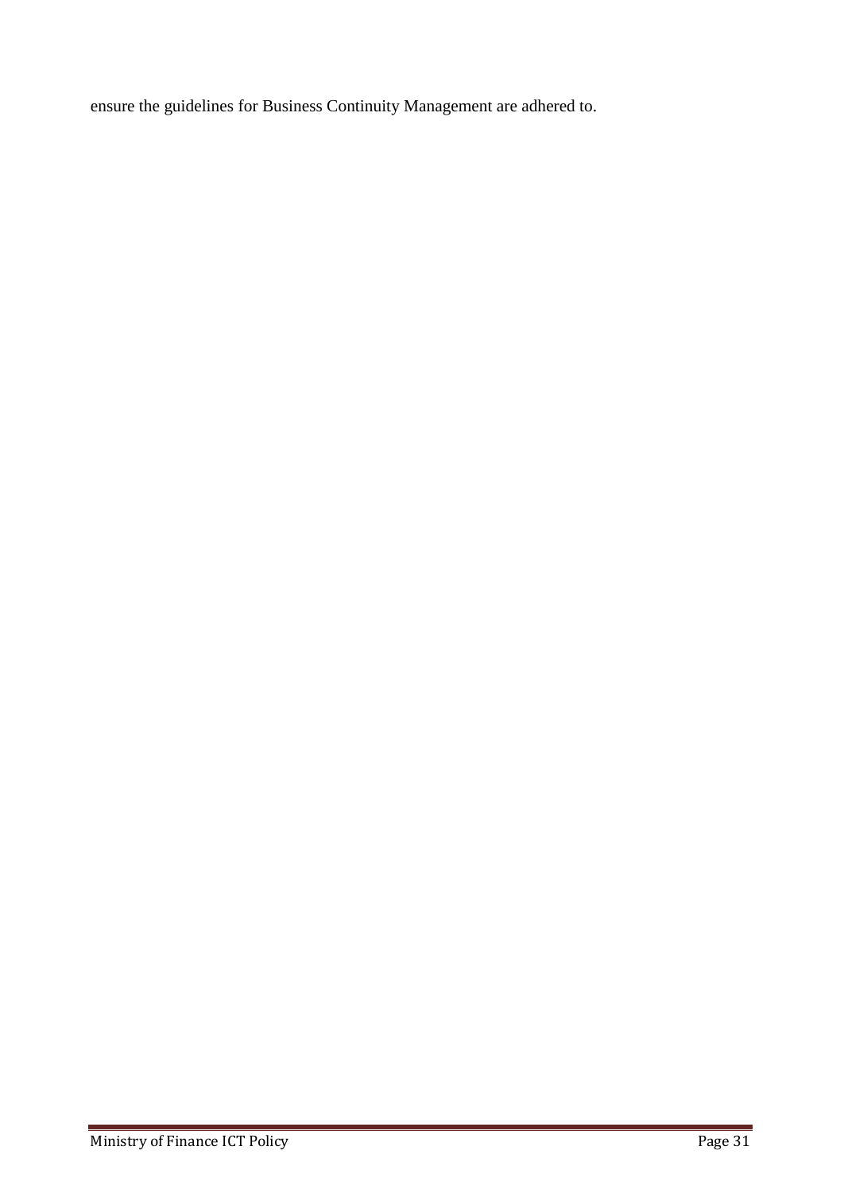ensure the guidelines for Business Continuity Management are adhered to.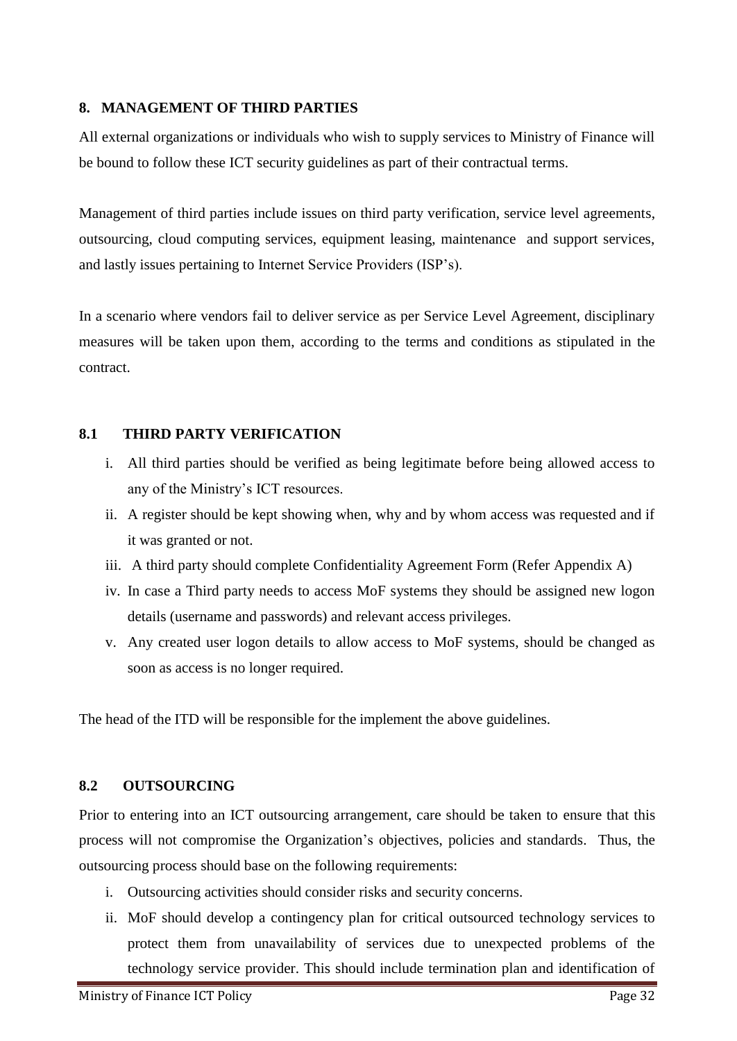## 8. MANAGEMENT OF THIRD PARTIES

All external organizations or individuals who wish to supply services to Ministry of Finance will be bound to follow these ICT security guidelines as part of their contractual terms.

Management of third parties include issues on third party verification, service level agreements, outsourcing, cloud computing services, equipment leasing, maintenance and support services, and lastly issues pertaining to Internet Service Providers (ISP's).

In a scenario where vendors fail to deliver service as per Service Level Agreement, disciplinary measures will be taken upon them, according to the terms and conditions as stipulated in the contract.

### 8.1 THIRD PARTY VERIFICATION

i. All third parties should be verified as being legitimate before being allowed access to any of the Ministry's ICT resources.
ii. A register should be kept showing when, why and by whom access was requested and if it was granted or not.
iii. A third party should complete Confidentiality Agreement Form (Refer Appendix A)
iv. In case a Third party needs to access MoF systems they should be assigned new logon details (username and passwords) and relevant access privileges.
v. Any created user logon details to allow access to MoF systems, should be changed as soon as access is no longer required.

The head of the ITD will be responsible for the implement the above guidelines.

### 8.2 OUTSOURCING

Prior to entering into an ICT outsourcing arrangement, care should be taken to ensure that this process will not compromise the Organization's objectives, policies and standards. Thus, the outsourcing process should base on the following requirements:

i. Outsourcing activities should consider risks and security concerns.
ii. MoF should develop a contingency plan for critical outsourced technology services to protect them from unavailability of services due to unexpected problems of the technology service provider. This should include termination plan and identification of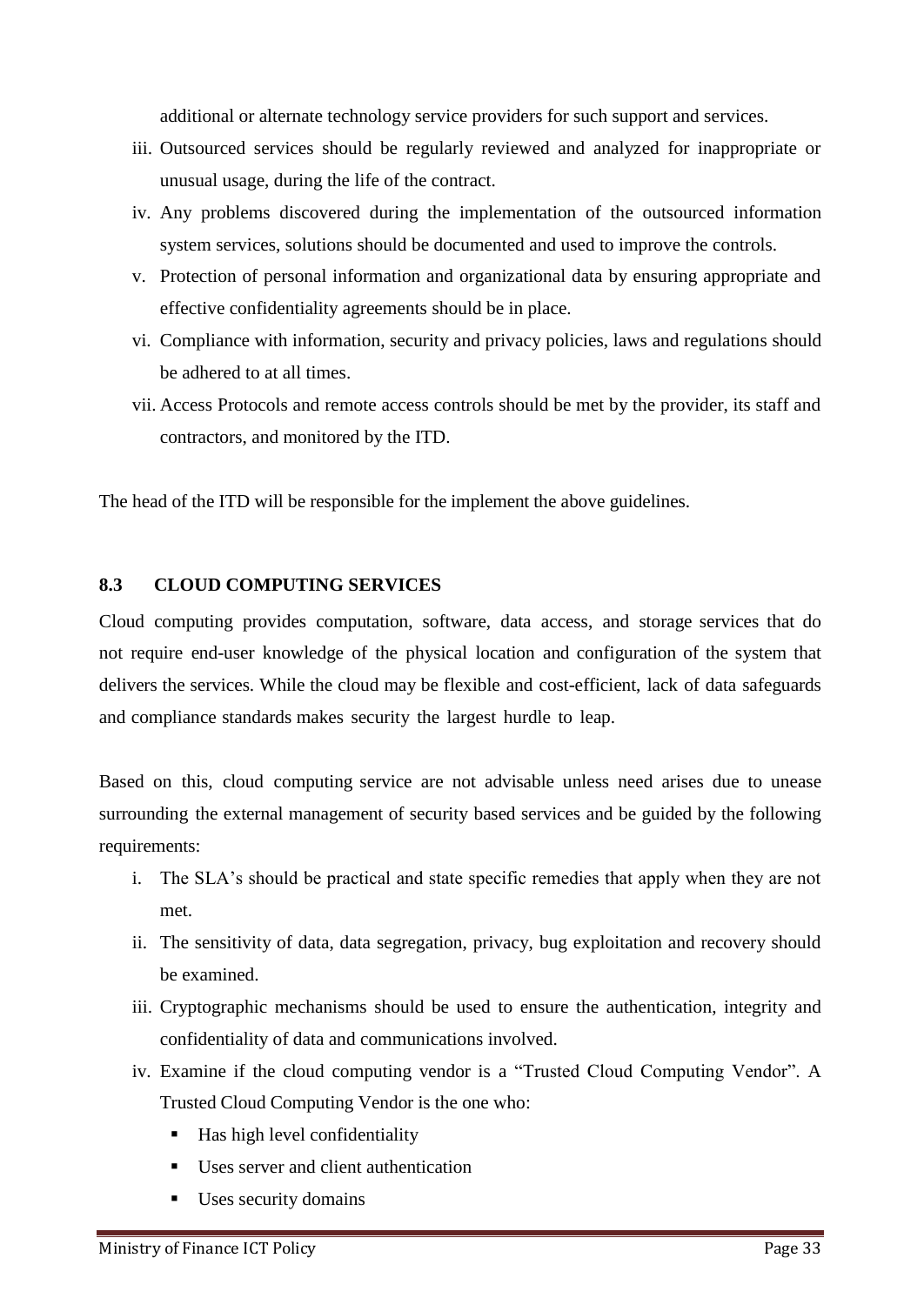additional or alternate technology service providers for such support and services.

iii. Outsourced services should be regularly reviewed and analyzed for inappropriate or unusual usage, during the life of the contract.
iv. Any problems discovered during the implementation of the outsourced information system services, solutions should be documented and used to improve the controls.
v. Protection of personal information and organizational data by ensuring appropriate and effective confidentiality agreements should be in place.
vi. Compliance with information, security and privacy policies, laws and regulations should be adhered to at all times.
vii. Access Protocols and remote access controls should be met by the provider, its staff and contractors, and monitored by the ITD.

The head of the ITD will be responsible for the implement the above guidelines.

### 8.3 CLOUD COMPUTING SERVICES

Cloud computing provides computation, software, data access, and storage services that do not require end-user knowledge of the physical location and configuration of the system that delivers the services. While the cloud may be flexible and cost-efficient, lack of data safeguards and compliance standards makes security the largest hurdle to leap.

Based on this, cloud computing service are not advisable unless need arises due to unease surrounding the external management of security based services and be guided by the following requirements:

i. The SLA's should be practical and state specific remedies that apply when they are not met.
ii. The sensitivity of data, data segregation, privacy, bug exploitation and recovery should be examined.
iii. Cryptographic mechanisms should be used to ensure the authentication, integrity and confidentiality of data and communications involved.
iv. Examine if the cloud computing vendor is a "Trusted Cloud Computing Vendor". A Trusted Cloud Computing Vendor is the one who:
    - Has high level confidentiality
    - Uses server and client authentication
    - Uses security domains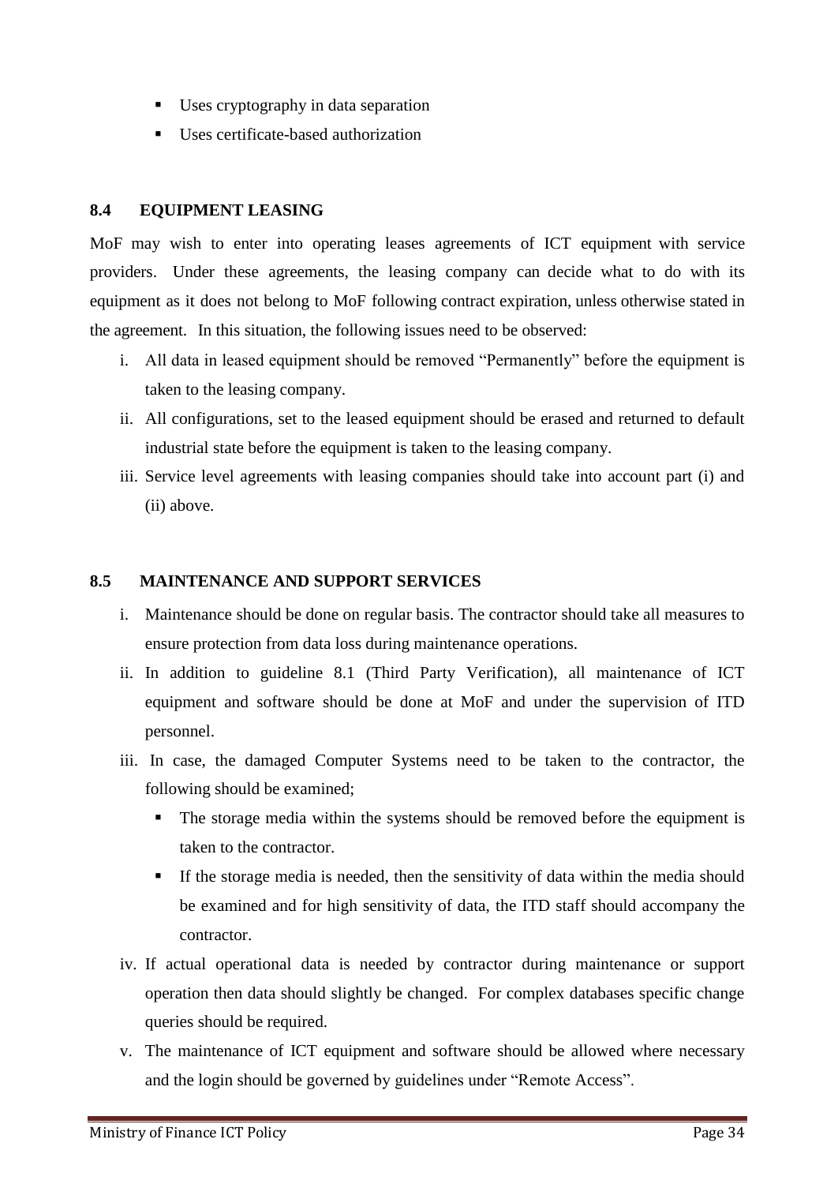- Uses cryptography in data separation
- Uses certificate-based authorization

### 8.4 EQUIPMENT LEASING

MoF may wish to enter into operating leases agreements of ICT equipment with service providers. Under these agreements, the leasing company can decide what to do with its equipment as it does not belong to MoF following contract expiration, unless otherwise stated in the agreement. In this situation, the following issues need to be observed:

i. All data in leased equipment should be removed "Permanently" before the equipment is taken to the leasing company.
ii. All configurations, set to the leased equipment should be erased and returned to default industrial state before the equipment is taken to the leasing company.
iii. Service level agreements with leasing companies should take into account part (i) and (ii) above.

### 8.5 MAINTENANCE AND SUPPORT SERVICES

i. Maintenance should be done on regular basis. The contractor should take all measures to ensure protection from data loss during maintenance operations.
ii. In addition to guideline 8.1 (Third Party Verification), all maintenance of ICT equipment and software should be done at MoF and under the supervision of ITD personnel.
iii. In case, the damaged Computer Systems need to be taken to the contractor, the following should be examined;
    - The storage media within the systems should be removed before the equipment is taken to the contractor.
    - If the storage media is needed, then the sensitivity of data within the media should be examined and for high sensitivity of data, the ITD staff should accompany the contractor.
iv. If actual operational data is needed by contractor during maintenance or support operation then data should slightly be changed. For complex databases specific change queries should be required.
v. The maintenance of ICT equipment and software should be allowed where necessary and the login should be governed by guidelines under "Remote Access".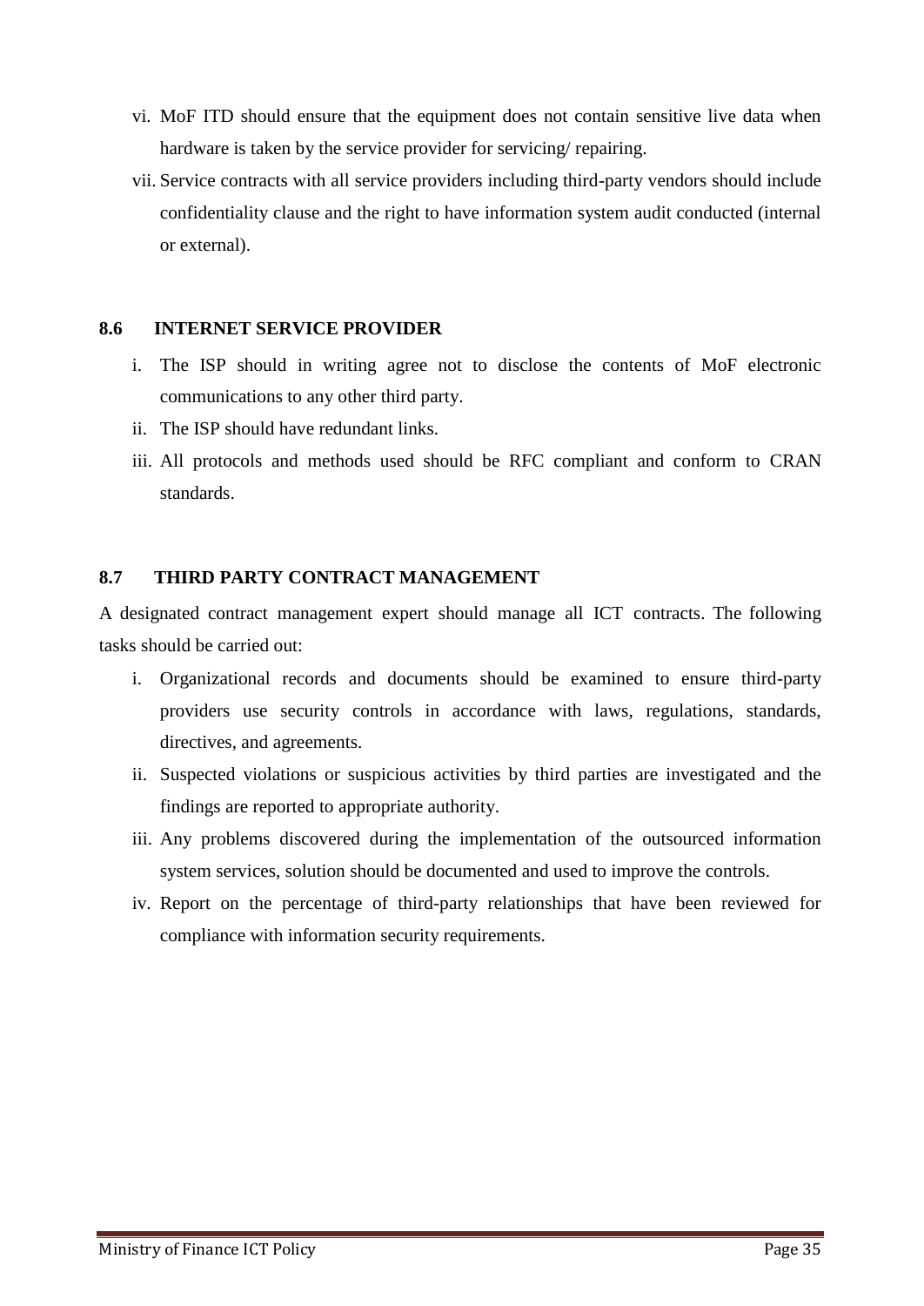vi. MoF ITD should ensure that the equipment does not contain sensitive live data when hardware is taken by the service provider for servicing/ repairing.

vii. Service contracts with all service providers including third-party vendors should include confidentiality clause and the right to have information system audit conducted (internal or external).

## 8.6 INTERNET SERVICE PROVIDER

i. The ISP should in writing agree not to disclose the contents of MoF electronic communications to any other third party.

ii. The ISP should have redundant links.

iii. All protocols and methods used should be RFC compliant and conform to CRAN standards.

## 8.7 THIRD PARTY CONTRACT MANAGEMENT

A designated contract management expert should manage all ICT contracts. The following tasks should be carried out:

i. Organizational records and documents should be examined to ensure third-party providers use security controls in accordance with laws, regulations, standards, directives, and agreements.

ii. Suspected violations or suspicious activities by third parties are investigated and the findings are reported to appropriate authority.

iii. Any problems discovered during the implementation of the outsourced information system services, solution should be documented and used to improve the controls.

iv. Report on the percentage of third-party relationships that have been reviewed for compliance with information security requirements.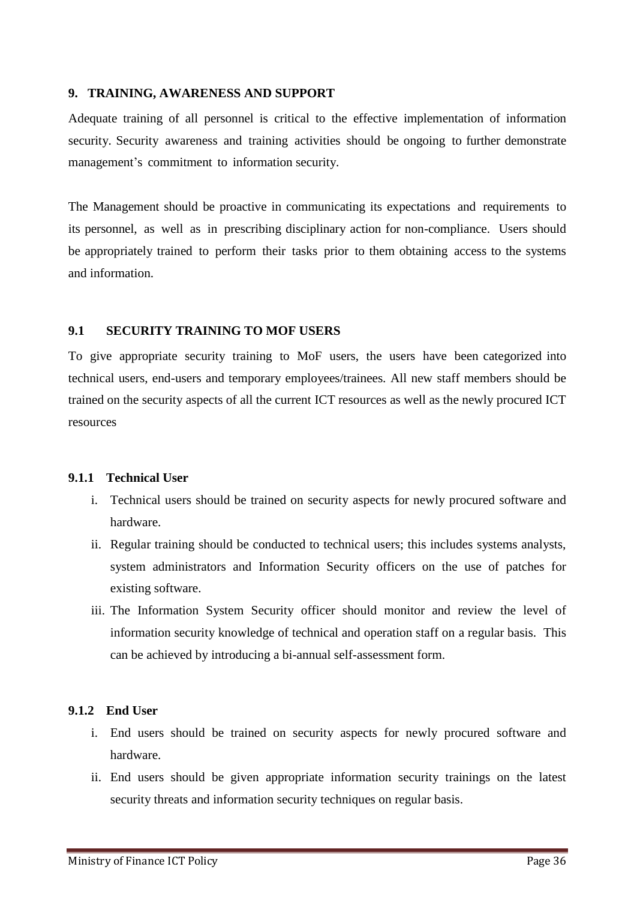## 9. TRAINING, AWARENESS AND SUPPORT

Adequate training of all personnel is critical to the effective implementation of information security. Security awareness and training activities should be ongoing to further demonstrate management's commitment to information security.

The Management should be proactive in communicating its expectations and requirements to its personnel, as well as in prescribing disciplinary action for non-compliance. Users should be appropriately trained to perform their tasks prior to them obtaining access to the systems and information.

### 9.1 SECURITY TRAINING TO MOF USERS

To give appropriate security training to MoF users, the users have been categorized into technical users, end-users and temporary employees/trainees. All new staff members should be trained on the security aspects of all the current ICT resources as well as the newly procured ICT resources

#### 9.1.1 Technical User

i. Technical users should be trained on security aspects for newly procured software and hardware.
ii. Regular training should be conducted to technical users; this includes systems analysts, system administrators and Information Security officers on the use of patches for existing software.
iii. The Information System Security officer should monitor and review the level of information security knowledge of technical and operation staff on a regular basis. This can be achieved by introducing a bi-annual self-assessment form.

#### 9.1.2 End User

i. End users should be trained on security aspects for newly procured software and hardware.
ii. End users should be given appropriate information security trainings on the latest security threats and information security techniques on regular basis.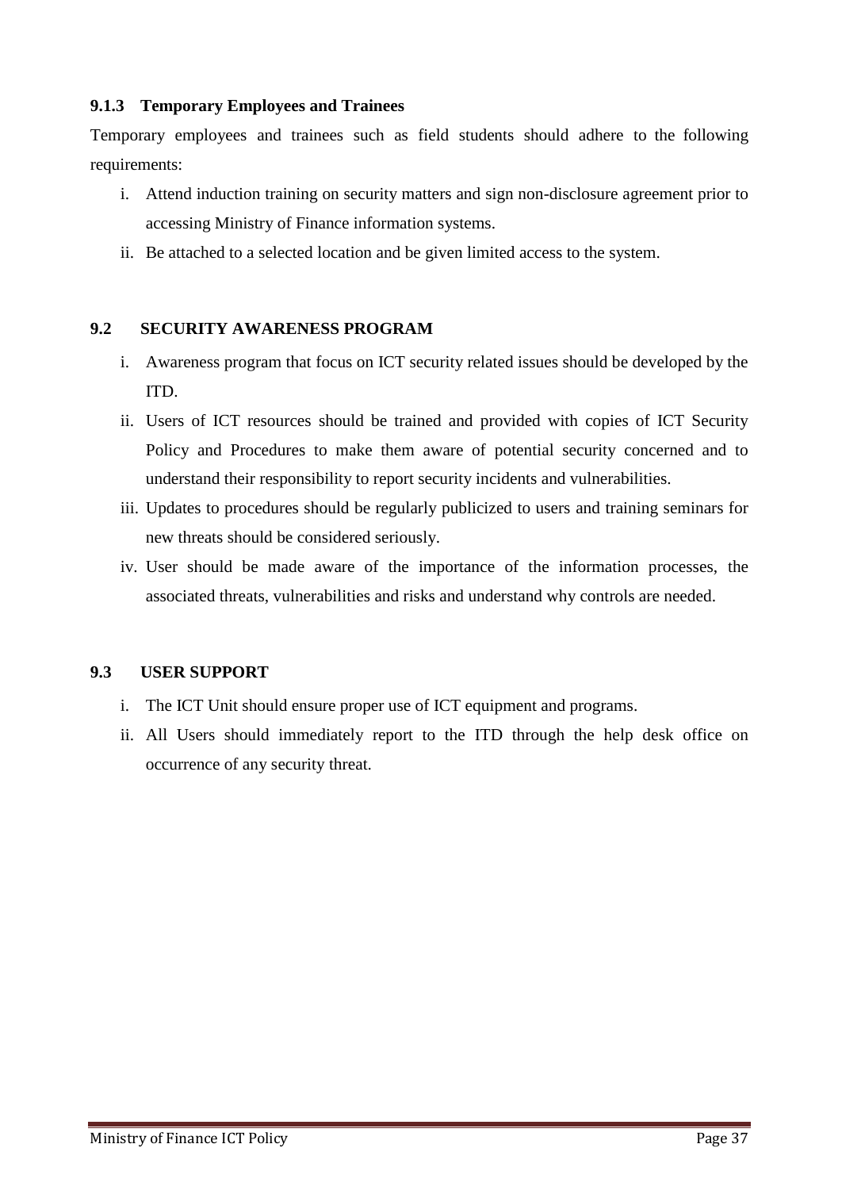### 9.1.3 Temporary Employees and Trainees

Temporary employees and trainees such as field students should adhere to the following requirements:

i. Attend induction training on security matters and sign non-disclosure agreement prior to accessing Ministry of Finance information systems.
ii. Be attached to a selected location and be given limited access to the system.

## 9.2 SECURITY AWARENESS PROGRAM

i. Awareness program that focus on ICT security related issues should be developed by the ITD.
ii. Users of ICT resources should be trained and provided with copies of ICT Security Policy and Procedures to make them aware of potential security concerned and to understand their responsibility to report security incidents and vulnerabilities.
iii. Updates to procedures should be regularly publicized to users and training seminars for new threats should be considered seriously.
iv. User should be made aware of the importance of the information processes, the associated threats, vulnerabilities and risks and understand why controls are needed.

## 9.3 USER SUPPORT

i. The ICT Unit should ensure proper use of ICT equipment and programs.
ii. All Users should immediately report to the ITD through the help desk office on occurrence of any security threat.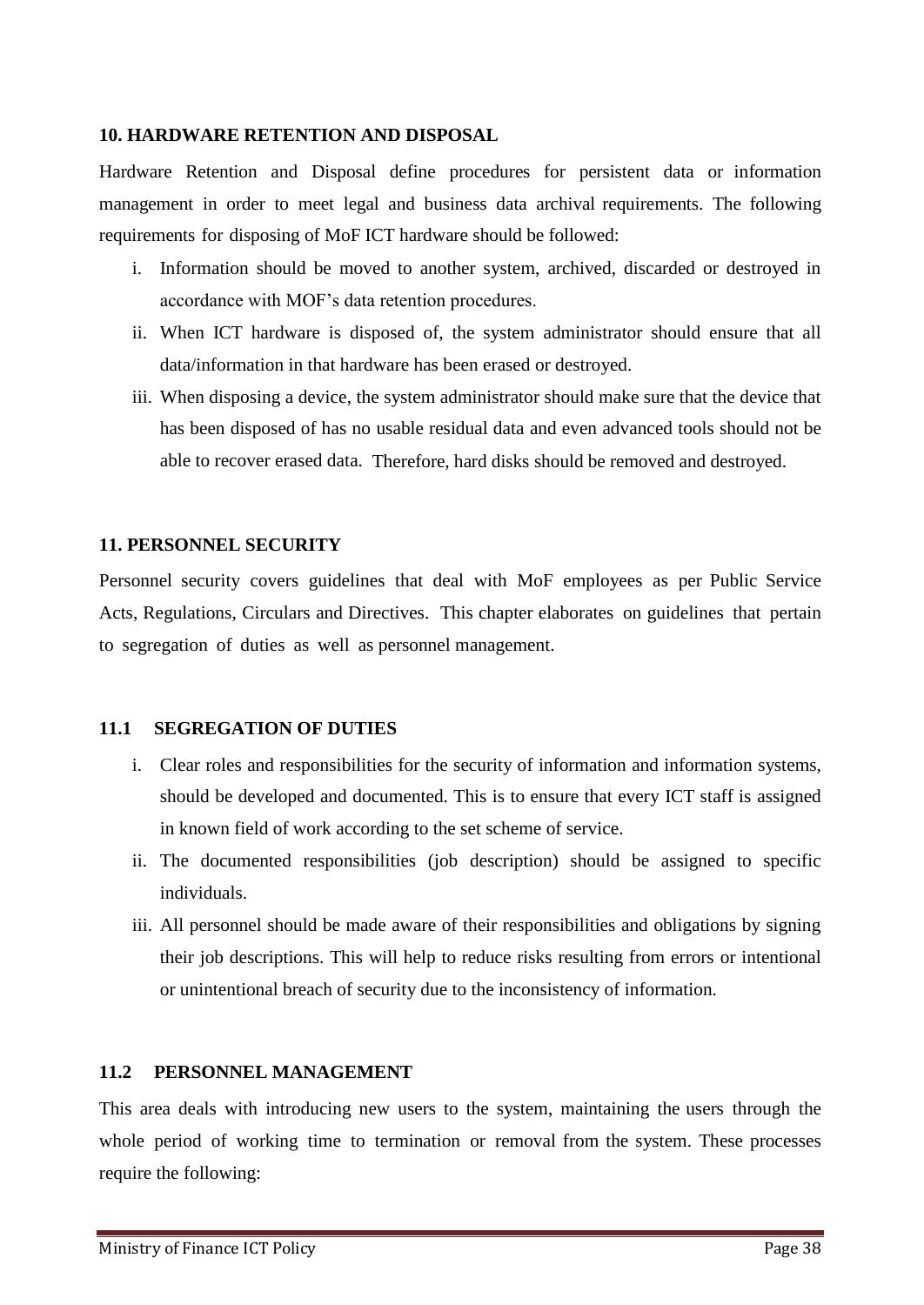## 10. HARDWARE RETENTION AND DISPOSAL

Hardware Retention and Disposal define procedures for persistent data or information management in order to meet legal and business data archival requirements. The following requirements for disposing of MoF ICT hardware should be followed:

i. Information should be moved to another system, archived, discarded or destroyed in accordance with MOF's data retention procedures.
ii. When ICT hardware is disposed of, the system administrator should ensure that all data/information in that hardware has been erased or destroyed.
iii. When disposing a device, the system administrator should make sure that the device that has been disposed of has no usable residual data and even advanced tools should not be able to recover erased data. Therefore, hard disks should be removed and destroyed.

## 11. PERSONNEL SECURITY

Personnel security covers guidelines that deal with MoF employees as per Public Service Acts, Regulations, Circulars and Directives. This chapter elaborates on guidelines that pertain to segregation of duties as well as personnel management.

### 11.1 SEGREGATION OF DUTIES

i. Clear roles and responsibilities for the security of information and information systems, should be developed and documented. This is to ensure that every ICT staff is assigned in known field of work according to the set scheme of service.
ii. The documented responsibilities (job description) should be assigned to specific individuals.
iii. All personnel should be made aware of their responsibilities and obligations by signing their job descriptions. This will help to reduce risks resulting from errors or intentional or unintentional breach of security due to the inconsistency of information.

### 11.2 PERSONNEL MANAGEMENT

This area deals with introducing new users to the system, maintaining the users through the whole period of working time to termination or removal from the system. These processes require the following: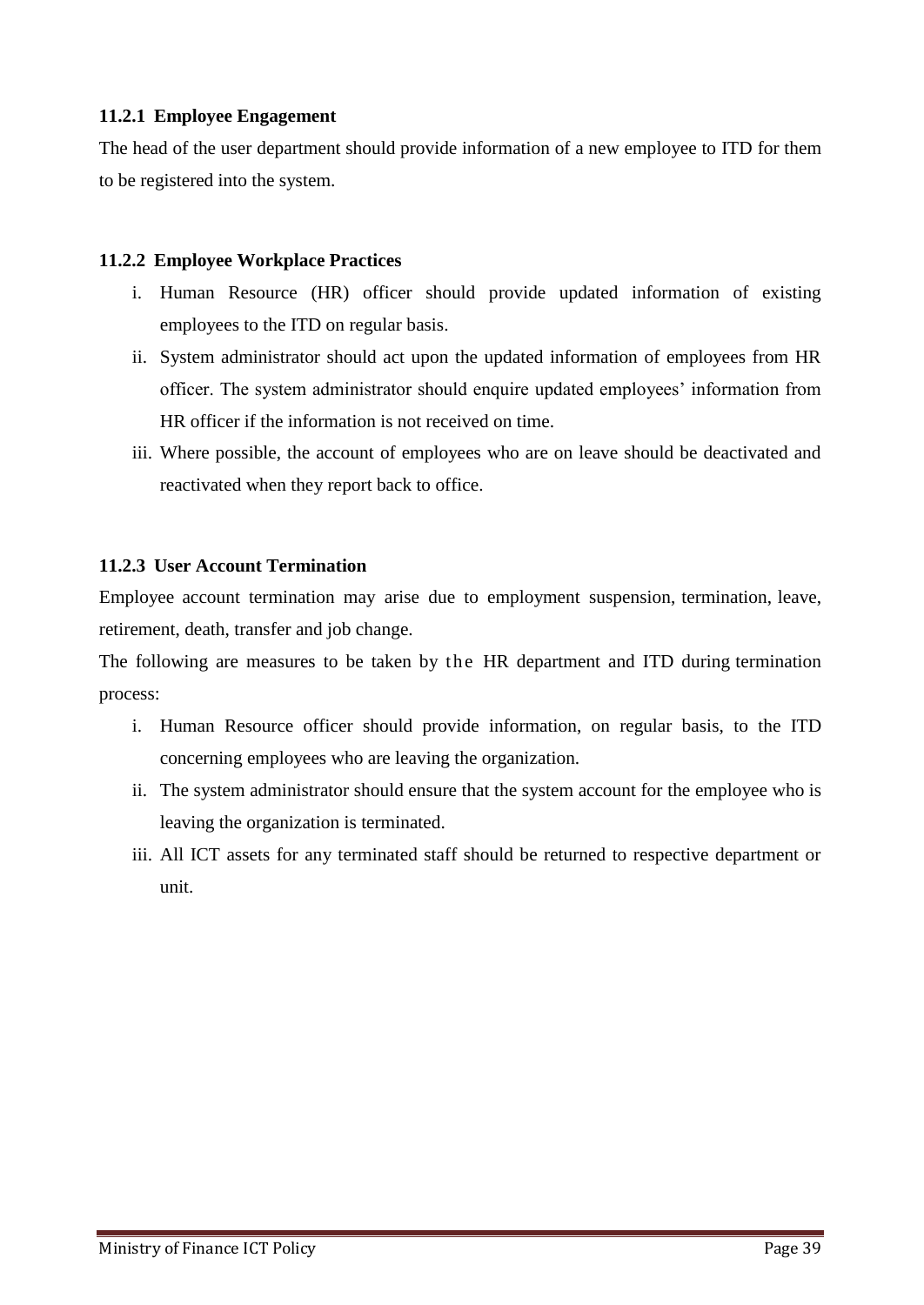#### 11.2.1 Employee Engagement

The head of the user department should provide information of a new employee to ITD for them to be registered into the system.

#### 11.2.2 Employee Workplace Practices

i. Human Resource (HR) officer should provide updated information of existing employees to the ITD on regular basis.
ii. System administrator should act upon the updated information of employees from HR officer. The system administrator should enquire updated employees' information from HR officer if the information is not received on time.
iii. Where possible, the account of employees who are on leave should be deactivated and reactivated when they report back to office.

#### 11.2.3 User Account Termination

Employee account termination may arise due to employment suspension, termination, leave, retirement, death, transfer and job change.

The following are measures to be taken by the HR department and ITD during termination process:

i. Human Resource officer should provide information, on regular basis, to the ITD concerning employees who are leaving the organization.
ii. The system administrator should ensure that the system account for the employee who is leaving the organization is terminated.
iii. All ICT assets for any terminated staff should be returned to respective department or unit.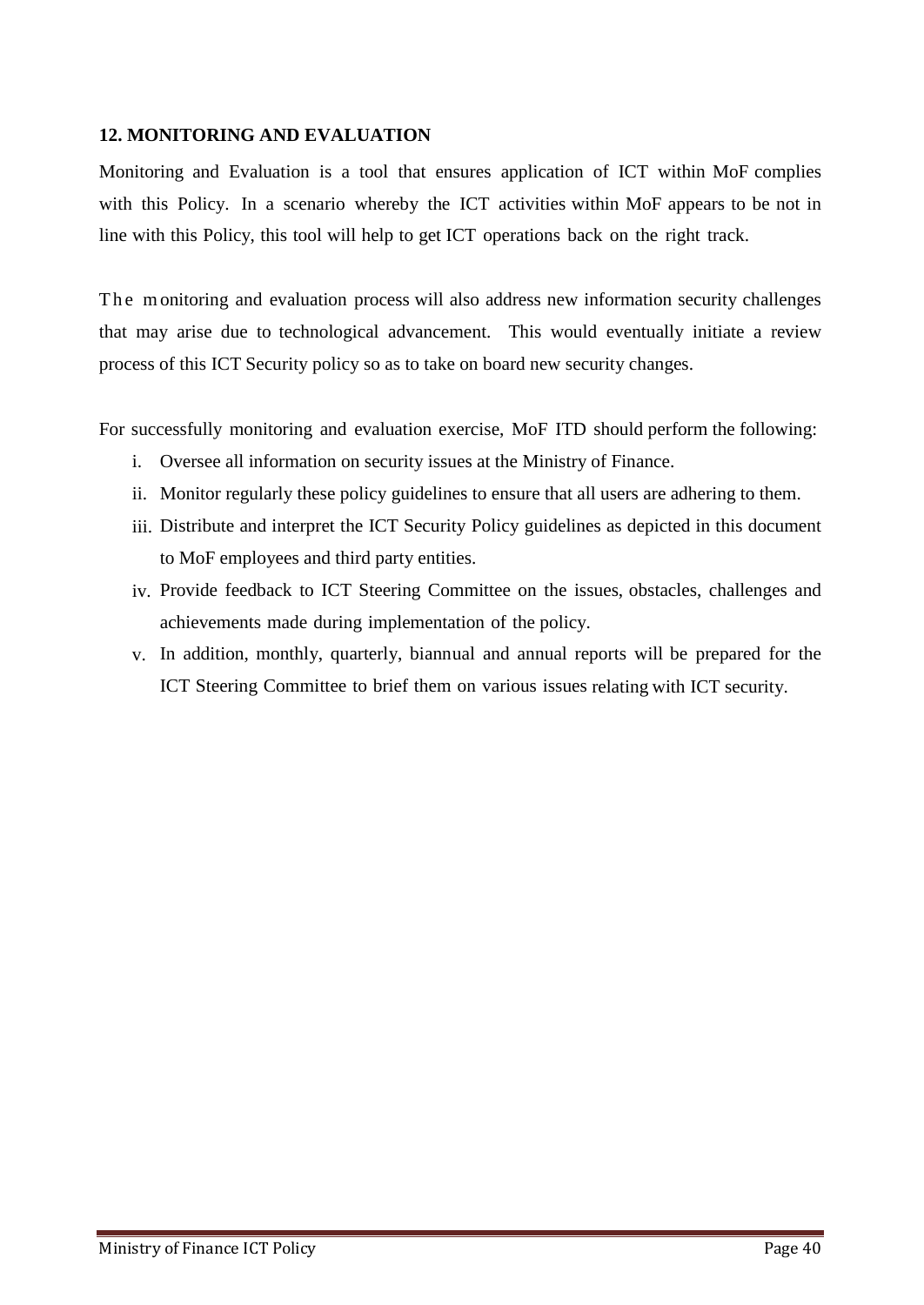## 12. MONITORING AND EVALUATION

Monitoring and Evaluation is a tool that ensures application of ICT within MoF complies with this Policy. In a scenario whereby the ICT activities within MoF appears to be not in line with this Policy, this tool will help to get ICT operations back on the right track.

The monitoring and evaluation process will also address new information security challenges that may arise due to technological advancement. This would eventually initiate a review process of this ICT Security policy so as to take on board new security changes.

For successfully monitoring and evaluation exercise, MoF ITD should perform the following:

i. Oversee all information on security issues at the Ministry of Finance.
ii. Monitor regularly these policy guidelines to ensure that all users are adhering to them.
iii. Distribute and interpret the ICT Security Policy guidelines as depicted in this document to MoF employees and third party entities.
iv. Provide feedback to ICT Steering Committee on the issues, obstacles, challenges and achievements made during implementation of the policy.
v. In addition, monthly, quarterly, biannual and annual reports will be prepared for the ICT Steering Committee to brief them on various issues relating with ICT security.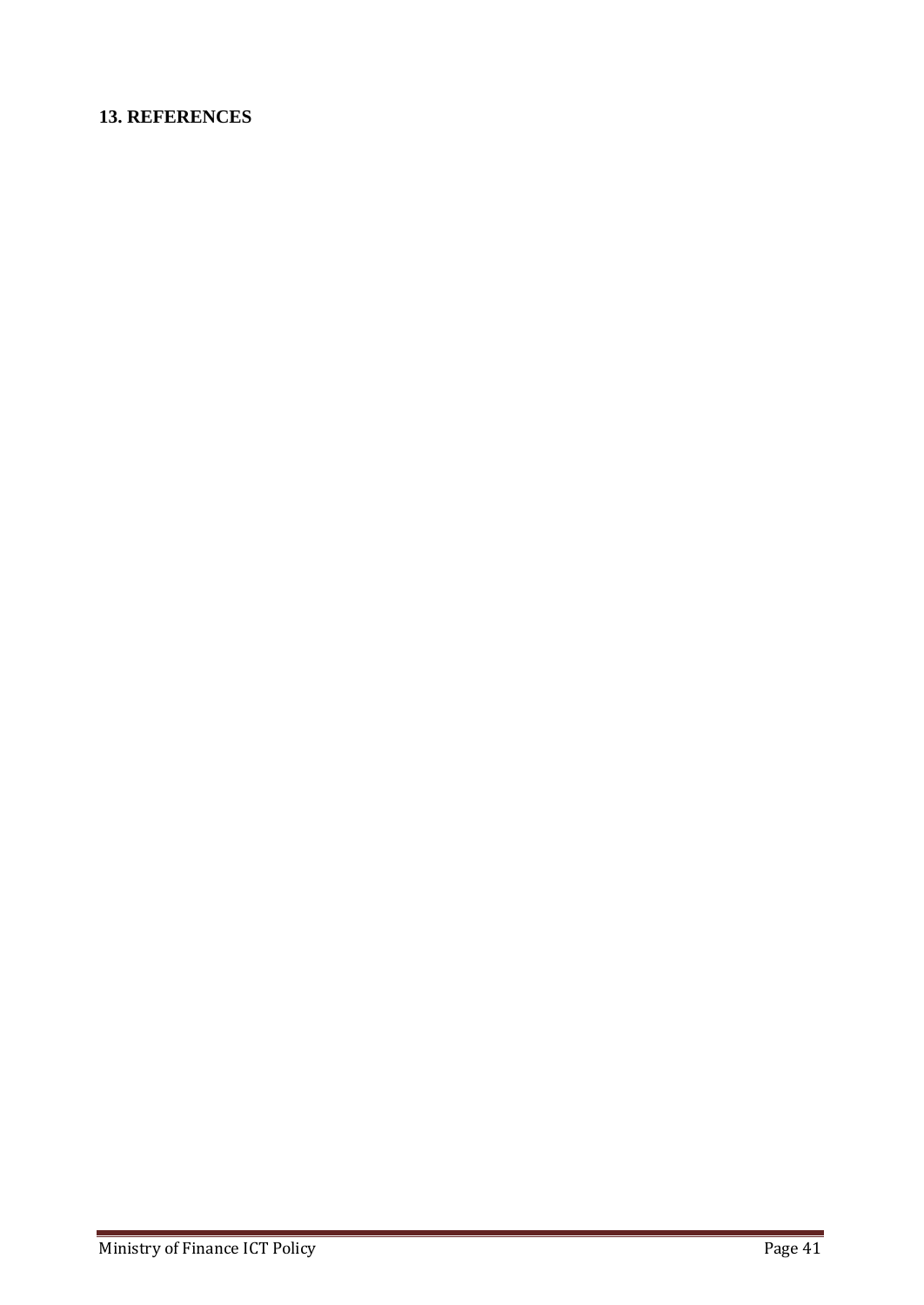## 13. REFERENCES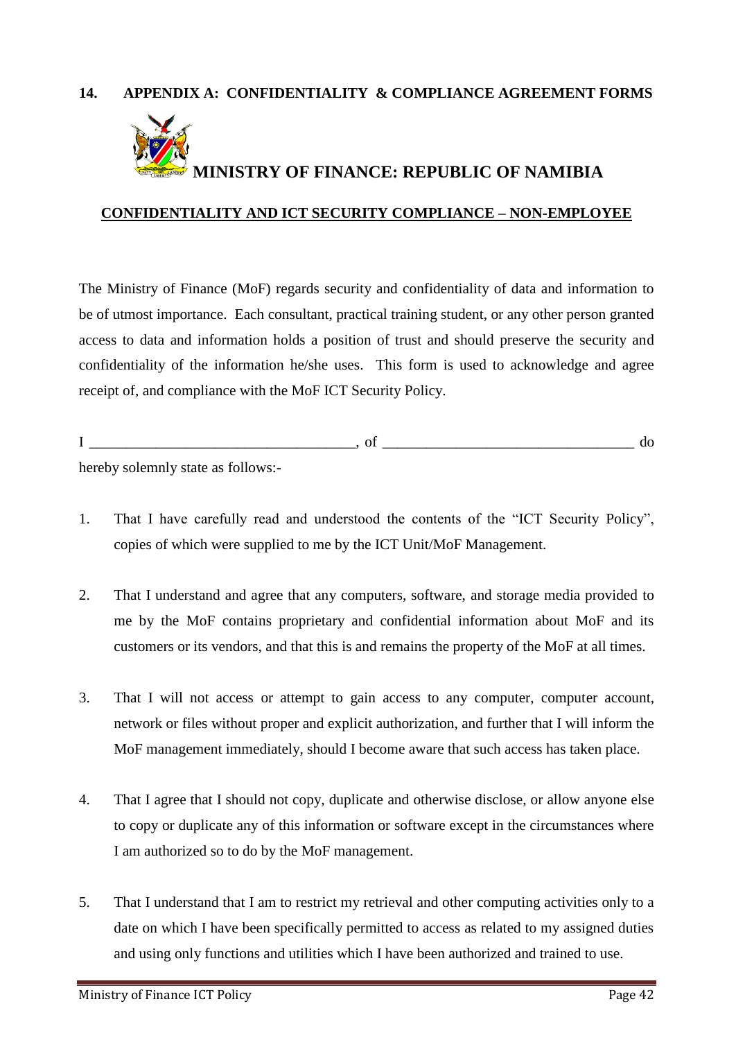## 14. APPENDIX A: CONFIDENTIALITY & COMPLIANCE AGREEMENT FORMS

# MINISTRY OF FINANCE: REPUBLIC OF NAMIBIA

**CONFIDENTIALITY AND ICT SECURITY COMPLIANCE – NON-EMPLOYEE**

The Ministry of Finance (MoF) regards security and confidentiality of data and information to be of utmost importance. Each consultant, practical training student, or any other person granted access to data and information holds a position of trust and should preserve the security and confidentiality of the information he/she uses. This form is used to acknowledge and agree receipt of, and compliance with the MoF ICT Security Policy.

I ____________________________________, of __________________________________ do hereby solemnly state as follows:-

1. That I have carefully read and understood the contents of the "ICT Security Policy", copies of which were supplied to me by the ICT Unit/MoF Management.

2. That I understand and agree that any computers, software, and storage media provided to me by the MoF contains proprietary and confidential information about MoF and its customers or its vendors, and that this is and remains the property of the MoF at all times.

3. That I will not access or attempt to gain access to any computer, computer account, network or files without proper and explicit authorization, and further that I will inform the MoF management immediately, should I become aware that such access has taken place.

4. That I agree that I should not copy, duplicate and otherwise disclose, or allow anyone else to copy or duplicate any of this information or software except in the circumstances where I am authorized so to do by the MoF management.

5. That I understand that I am to restrict my retrieval and other computing activities only to a date on which I have been specifically permitted to access as related to my assigned duties and using only functions and utilities which I have been authorized and trained to use.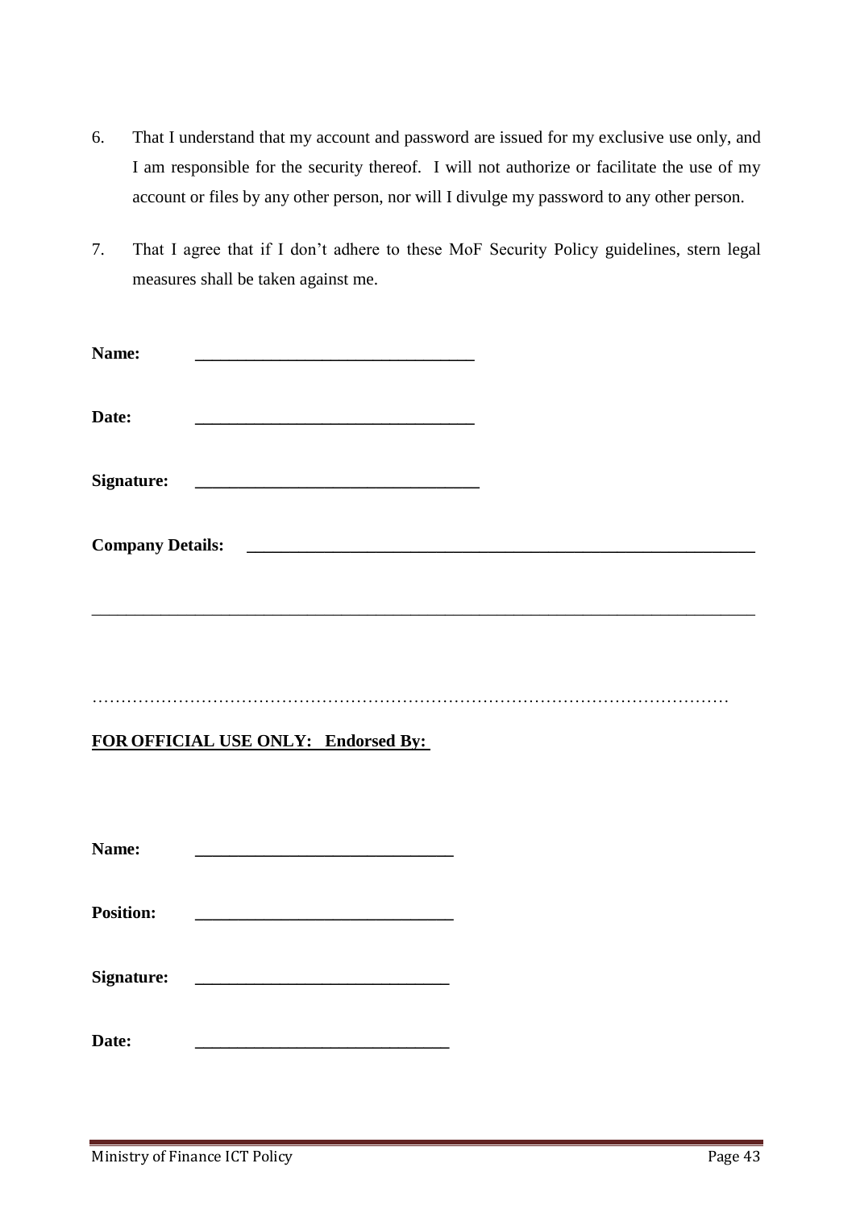6. That I understand that my account and password are issued for my exclusive use only, and I am responsible for the security thereof. I will not authorize or facilitate the use of my account or files by any other person, nor will I divulge my password to any other person.

7. That I agree that if I don't adhere to these MoF Security Policy guidelines, stern legal measures shall be taken against me.

**Name:** ________________________________

**Date:** ________________________________

**Signature:** ________________________________

**Company Details:** ____________________________________________________________

______________________________________________________________________________

……………………………………………………………………………………………

**FOR OFFICIAL USE ONLY: Endorsed By:**

**Name:** ______________________________

**Position:** ______________________________

**Signature:** ______________________________

**Date:** ______________________________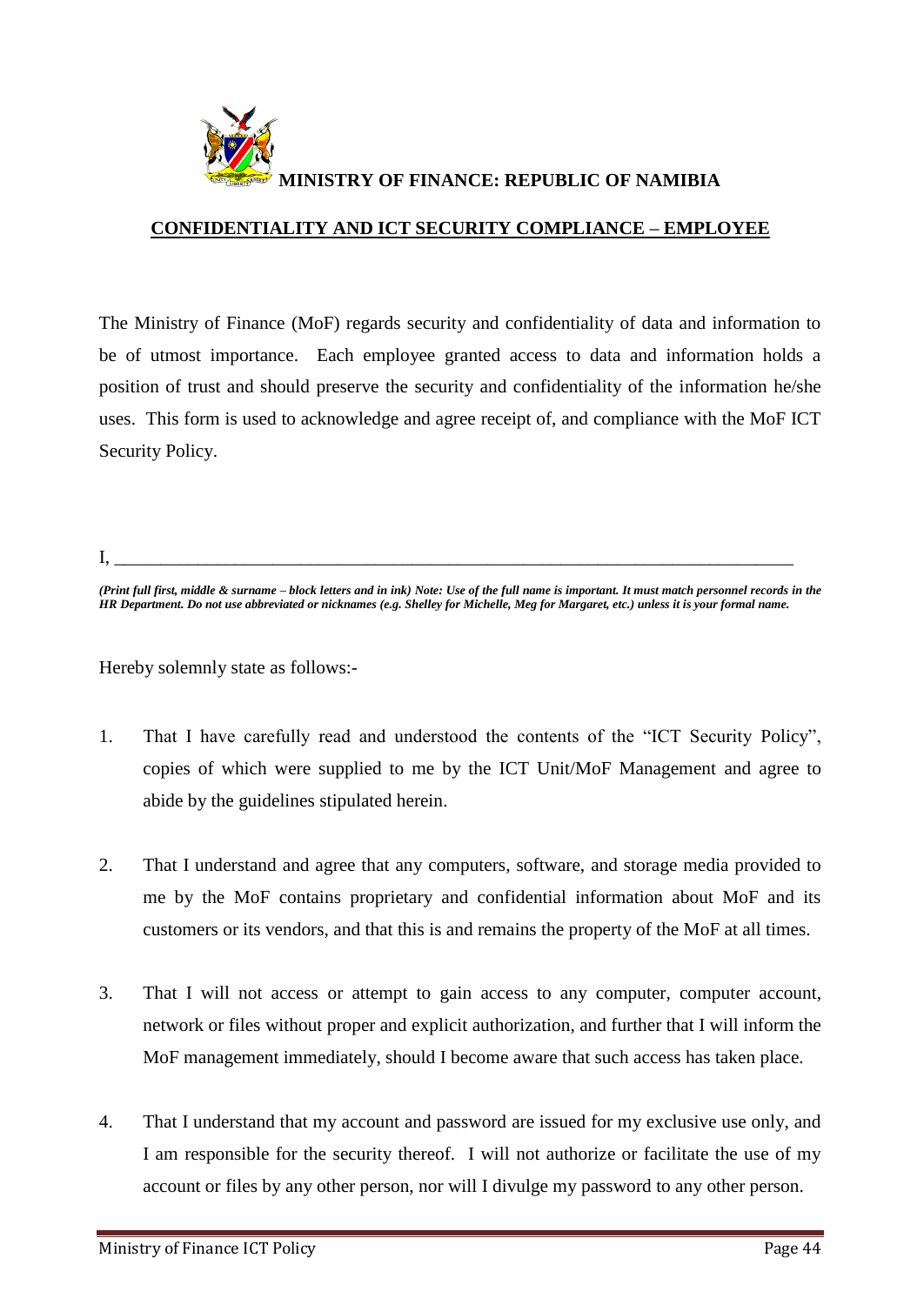**MINISTRY OF FINANCE: REPUBLIC OF NAMIBIA**

**CONFIDENTIALITY AND ICT SECURITY COMPLIANCE – EMPLOYEE**

The Ministry of Finance (MoF) regards security and confidentiality of data and information to be of utmost importance. Each employee granted access to data and information holds a position of trust and should preserve the security and confidentiality of the information he/she uses. This form is used to acknowledge and agree receipt of, and compliance with the MoF ICT Security Policy.

I, ___________________________________________________________________________

***(Print full first, middle & surname – block letters and in ink) Note: Use of the full name is important. It must match personnel records in the HR Department. Do not use abbreviated or nicknames (e.g. Shelley for Michelle, Meg for Margaret, etc.) unless it is your formal name.***

Hereby solemnly state as follows:-

1. That I have carefully read and understood the contents of the "ICT Security Policy", copies of which were supplied to me by the ICT Unit/MoF Management and agree to abide by the guidelines stipulated herein.

2. That I understand and agree that any computers, software, and storage media provided to me by the MoF contains proprietary and confidential information about MoF and its customers or its vendors, and that this is and remains the property of the MoF at all times.

3. That I will not access or attempt to gain access to any computer, computer account, network or files without proper and explicit authorization, and further that I will inform the MoF management immediately, should I become aware that such access has taken place.

4. That I understand that my account and password are issued for my exclusive use only, and I am responsible for the security thereof. I will not authorize or facilitate the use of my account or files by any other person, nor will I divulge my password to any other person.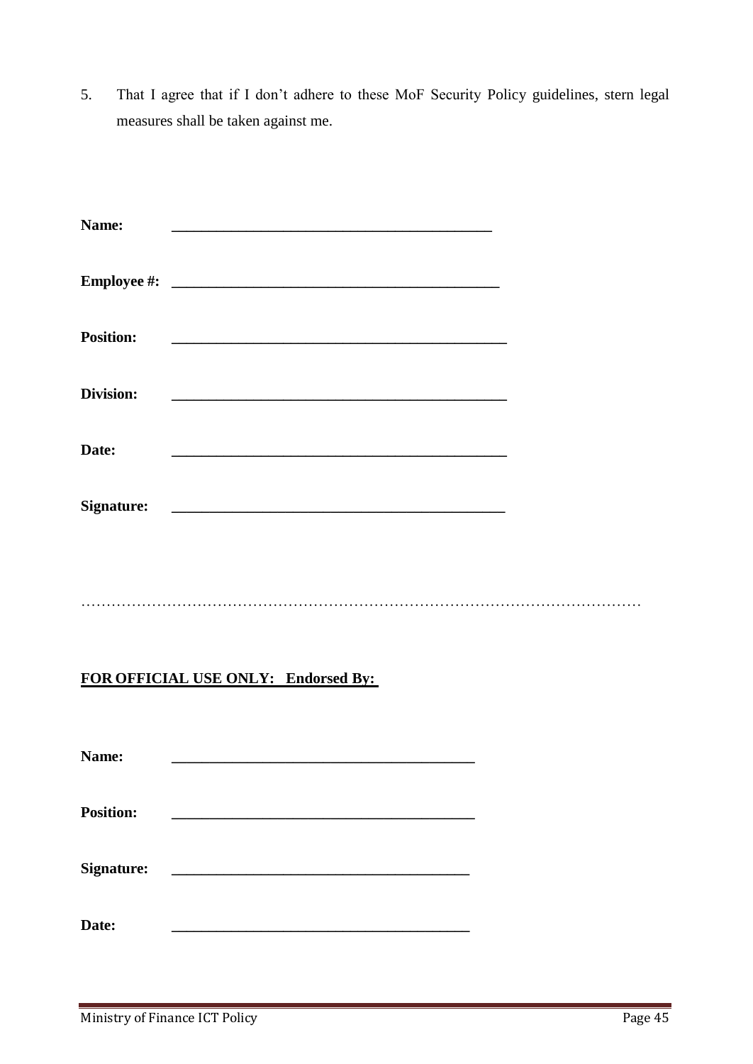5. That I agree that if I don't adhere to these MoF Security Policy guidelines, stern legal measures shall be taken against me.

**Name:** _____________________________________________

**Employee #:** _____________________________________________

**Position:** _____________________________________________

**Division:** _____________________________________________

**Date:** _____________________________________________

**Signature:** _____________________________________________

…………………………………………………………………………………………………

**<u>FOR OFFICIAL USE ONLY: Endorsed By:</u>**

**Name:** _________________________________________

**Position:** _________________________________________

**Signature:** _________________________________________

**Date:** _________________________________________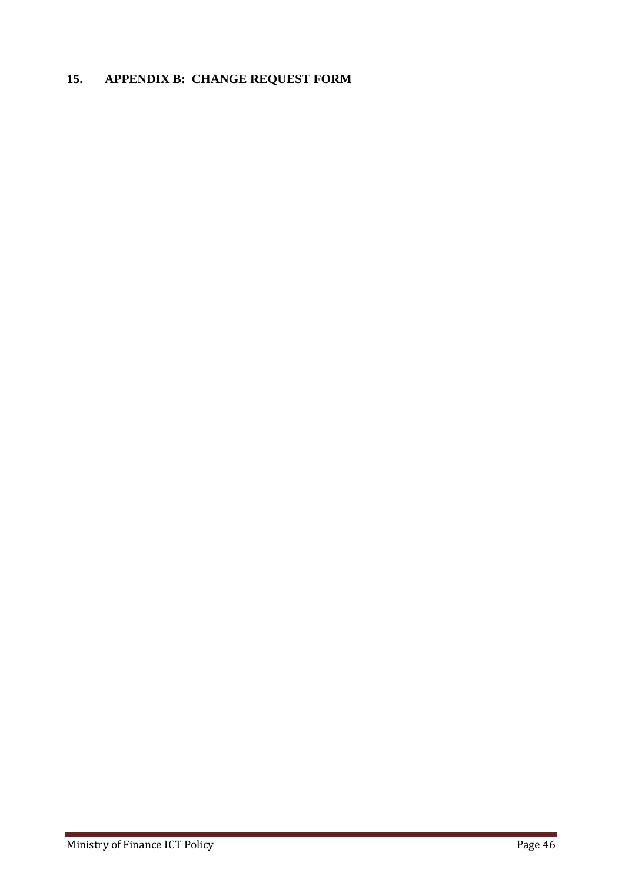# 15. APPENDIX B: CHANGE REQUEST FORM